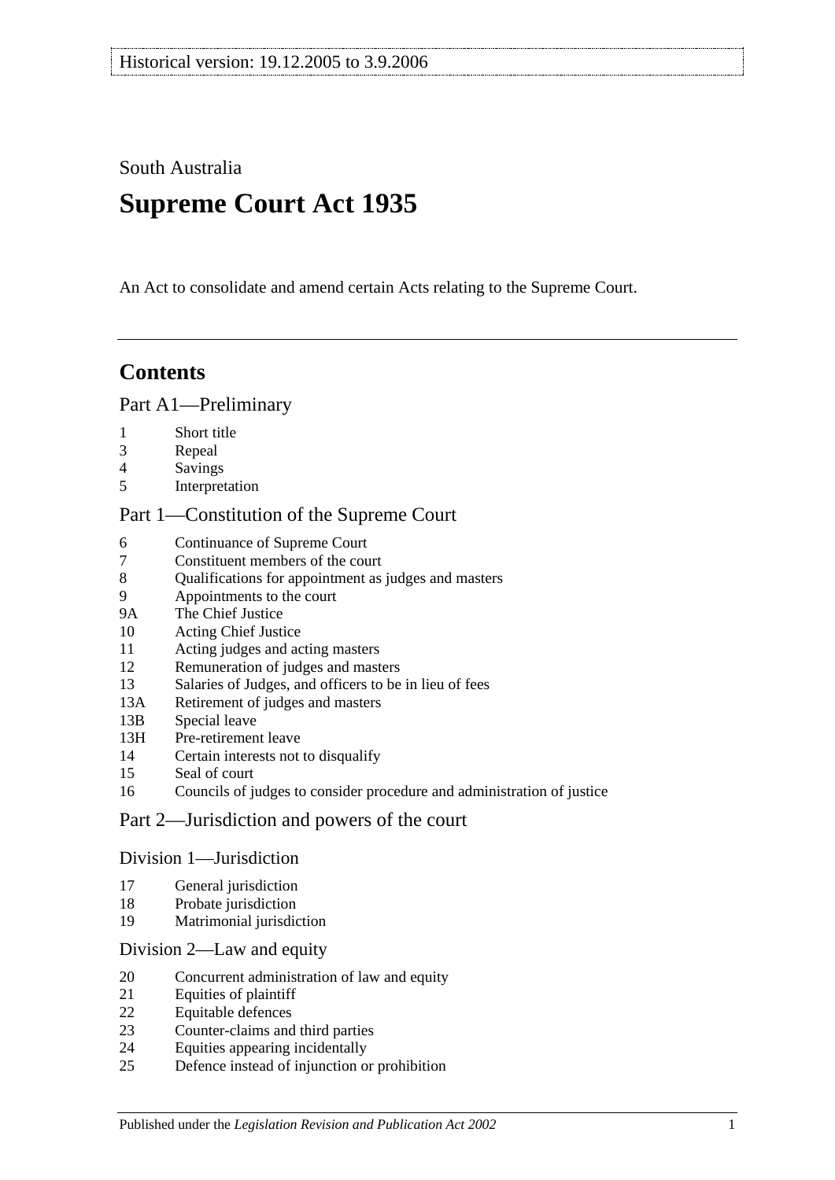Historical version: 19.12.2005 to 3.9.2006

South Australia

# Supreme Court Act 1935

An Act to consolidate and amend certain Acts relating to the Supreme Court.

## Contents

### Part A1—Preliminary

- 1 Short title
- 3 Repeal
- 4 Savings
- 5 Interpretation

### Part 1—Constitution of the Supreme Court

- 6 Continuance of Supreme Court
- 7 Constituent members of the court
- 8 Qualifications for appointment as judges and masters
- 9 Appointments to the court
- 9A The Chief Justice
- 10 Acting Chief Justice
- 11 Acting judges and acting masters
- 12 Remuneration of judges and masters
- 13 Salaries of Judges, and officers to be in lieu of fees
- 13A Retirement of judges and masters
- 13B Special leave
- 13H Pre-retirement leave
- 14 Certain interests not to disqualify
- 15 Seal of court
- 16 Councils of judges to consider procedure and administration of justice

### Part 2—Jurisdiction and powers of the court

#### Division 1—Jurisdiction

- 17 General jurisdiction
- 18 Probate jurisdiction
- 19 Matrimonial jurisdiction

#### Division 2—Law and equity

- 20 Concurrent administration of law and equity
- 21 Equities of plaintiff
- 22 Equitable defences
- 23 Counter-claims and third parties
- 24 Equities appearing incidentally
- 25 Defence instead of injunction or prohibition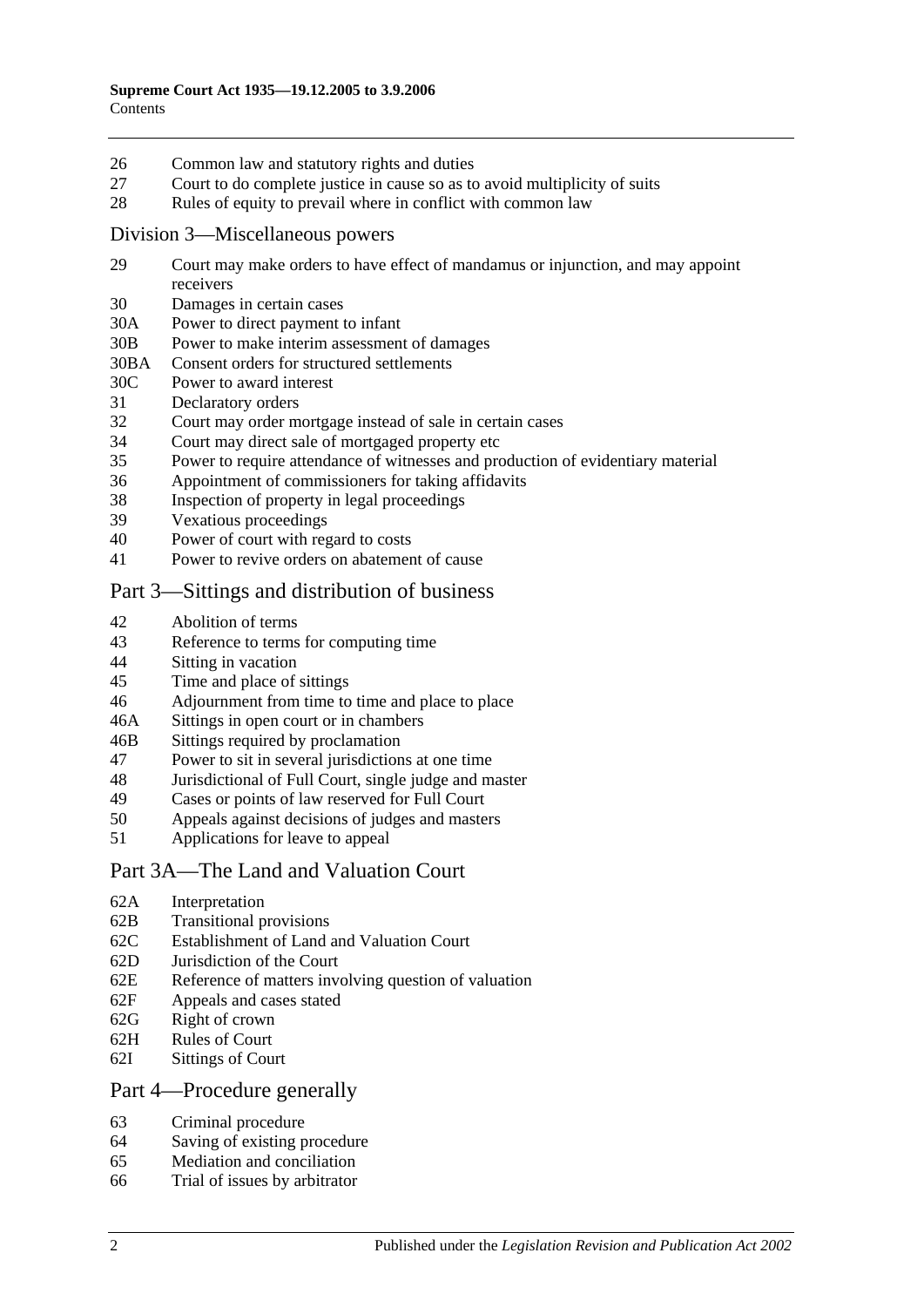26 Common law and statutory rights and duties
27 Court to do complete justice in cause so as to avoid multiplicity of suits
28 Rules of equity to prevail where in conflict with common law

### Division 3—Miscellaneous powers

29 Court may make orders to have effect of mandamus or injunction, and may appoint receivers
30 Damages in certain cases
30A Power to direct payment to infant
30B Power to make interim assessment of damages
30BA Consent orders for structured settlements
30C Power to award interest
31 Declaratory orders
32 Court may order mortgage instead of sale in certain cases
34 Court may direct sale of mortgaged property etc
35 Power to require attendance of witnesses and production of evidentiary material
36 Appointment of commissioners for taking affidavits
38 Inspection of property in legal proceedings
39 Vexatious proceedings
40 Power of court with regard to costs
41 Power to revive orders on abatement of cause

## Part 3—Sittings and distribution of business

42 Abolition of terms
43 Reference to terms for computing time
44 Sitting in vacation
45 Time and place of sittings
46 Adjournment from time to time and place to place
46A Sittings in open court or in chambers
46B Sittings required by proclamation
47 Power to sit in several jurisdictions at one time
48 Jurisdictional of Full Court, single judge and master
49 Cases or points of law reserved for Full Court
50 Appeals against decisions of judges and masters
51 Applications for leave to appeal

## Part 3A—The Land and Valuation Court

62A Interpretation
62B Transitional provisions
62C Establishment of Land and Valuation Court
62D Jurisdiction of the Court
62E Reference of matters involving question of valuation
62F Appeals and cases stated
62G Right of crown
62H Rules of Court
62I Sittings of Court

## Part 4—Procedure generally

63 Criminal procedure
64 Saving of existing procedure
65 Mediation and conciliation
66 Trial of issues by arbitrator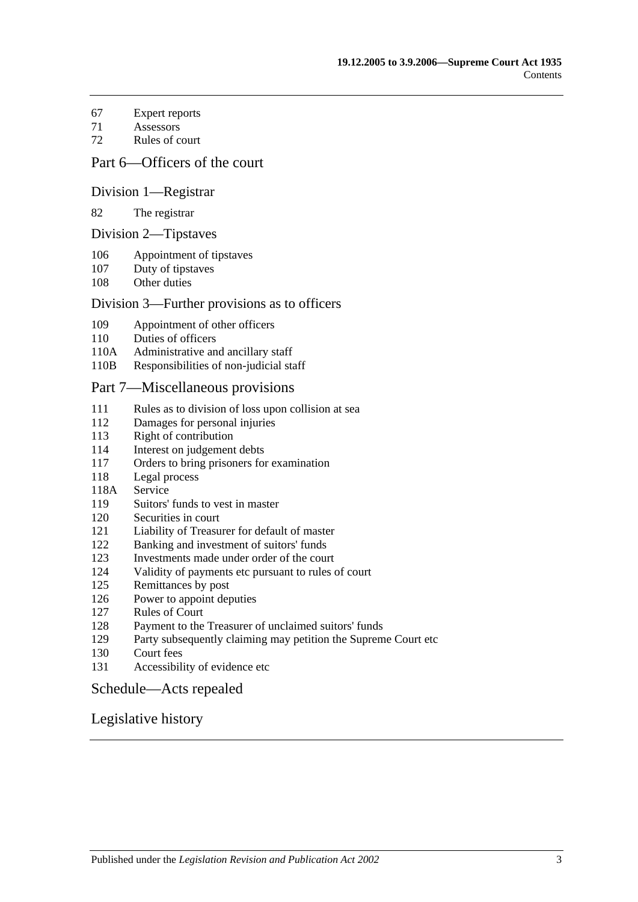67 Expert reports
71 Assessors
72 Rules of court

## Part 6—Officers of the court

### Division 1—Registrar

82 The registrar

### Division 2—Tipstaves

106 Appointment of tipstaves
107 Duty of tipstaves
108 Other duties

### Division 3—Further provisions as to officers

109 Appointment of other officers
110 Duties of officers
110A Administrative and ancillary staff
110B Responsibilities of non-judicial staff

## Part 7—Miscellaneous provisions

111 Rules as to division of loss upon collision at sea
112 Damages for personal injuries
113 Right of contribution
114 Interest on judgement debts
117 Orders to bring prisoners for examination
118 Legal process
118A Service
119 Suitors' funds to vest in master
120 Securities in court
121 Liability of Treasurer for default of master
122 Banking and investment of suitors' funds
123 Investments made under order of the court
124 Validity of payments etc pursuant to rules of court
125 Remittances by post
126 Power to appoint deputies
127 Rules of Court
128 Payment to the Treasurer of unclaimed suitors' funds
129 Party subsequently claiming may petition the Supreme Court etc
130 Court fees
131 Accessibility of evidence etc

## Schedule—Acts repealed

## Legislative history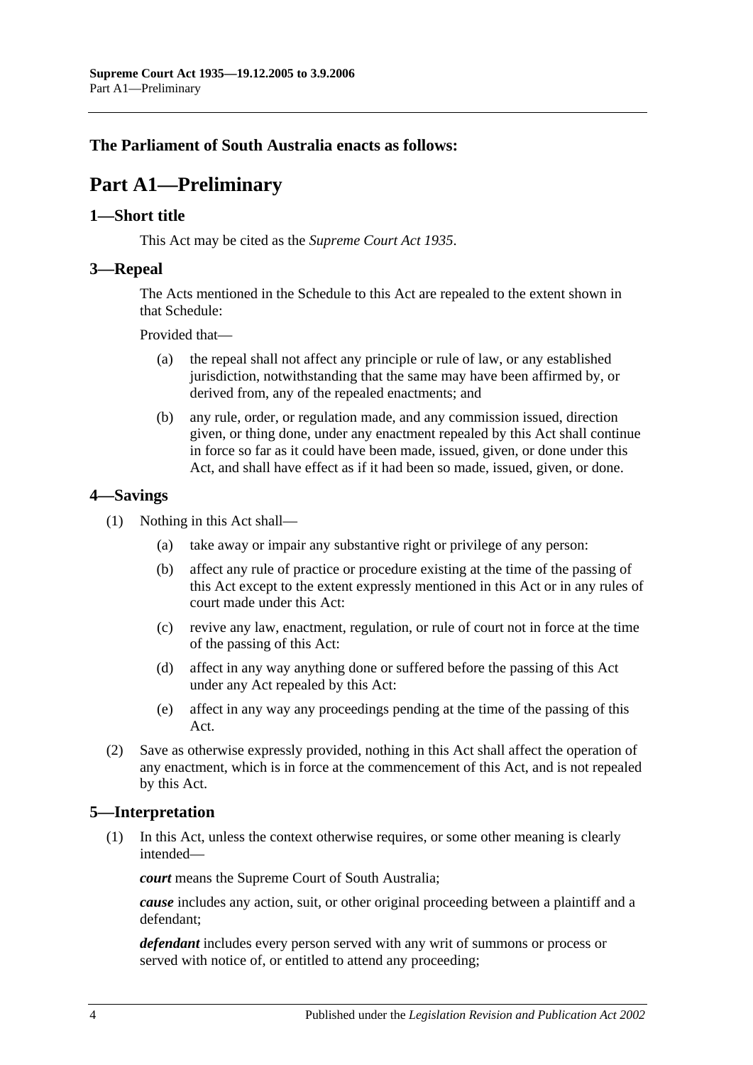**The Parliament of South Australia enacts as follows:**

# Part A1—Preliminary

## 1—Short title

This Act may be cited as the *Supreme Court Act 1935*.

## 3—Repeal

The Acts mentioned in the Schedule to this Act are repealed to the extent shown in that Schedule:

Provided that—

(a) the repeal shall not affect any principle or rule of law, or any established jurisdiction, notwithstanding that the same may have been affirmed by, or derived from, any of the repealed enactments; and

(b) any rule, order, or regulation made, and any commission issued, direction given, or thing done, under any enactment repealed by this Act shall continue in force so far as it could have been made, issued, given, or done under this Act, and shall have effect as if it had been so made, issued, given, or done.

## 4—Savings

(1) Nothing in this Act shall—

(a) take away or impair any substantive right or privilege of any person:

(b) affect any rule of practice or procedure existing at the time of the passing of this Act except to the extent expressly mentioned in this Act or in any rules of court made under this Act:

(c) revive any law, enactment, regulation, or rule of court not in force at the time of the passing of this Act:

(d) affect in any way anything done or suffered before the passing of this Act under any Act repealed by this Act:

(e) affect in any way any proceedings pending at the time of the passing of this Act.

(2) Save as otherwise expressly provided, nothing in this Act shall affect the operation of any enactment, which is in force at the commencement of this Act, and is not repealed by this Act.

## 5—Interpretation

(1) In this Act, unless the context otherwise requires, or some other meaning is clearly intended—

***court*** means the Supreme Court of South Australia;

***cause*** includes any action, suit, or other original proceeding between a plaintiff and a defendant;

***defendant*** includes every person served with any writ of summons or process or served with notice of, or entitled to attend any proceeding;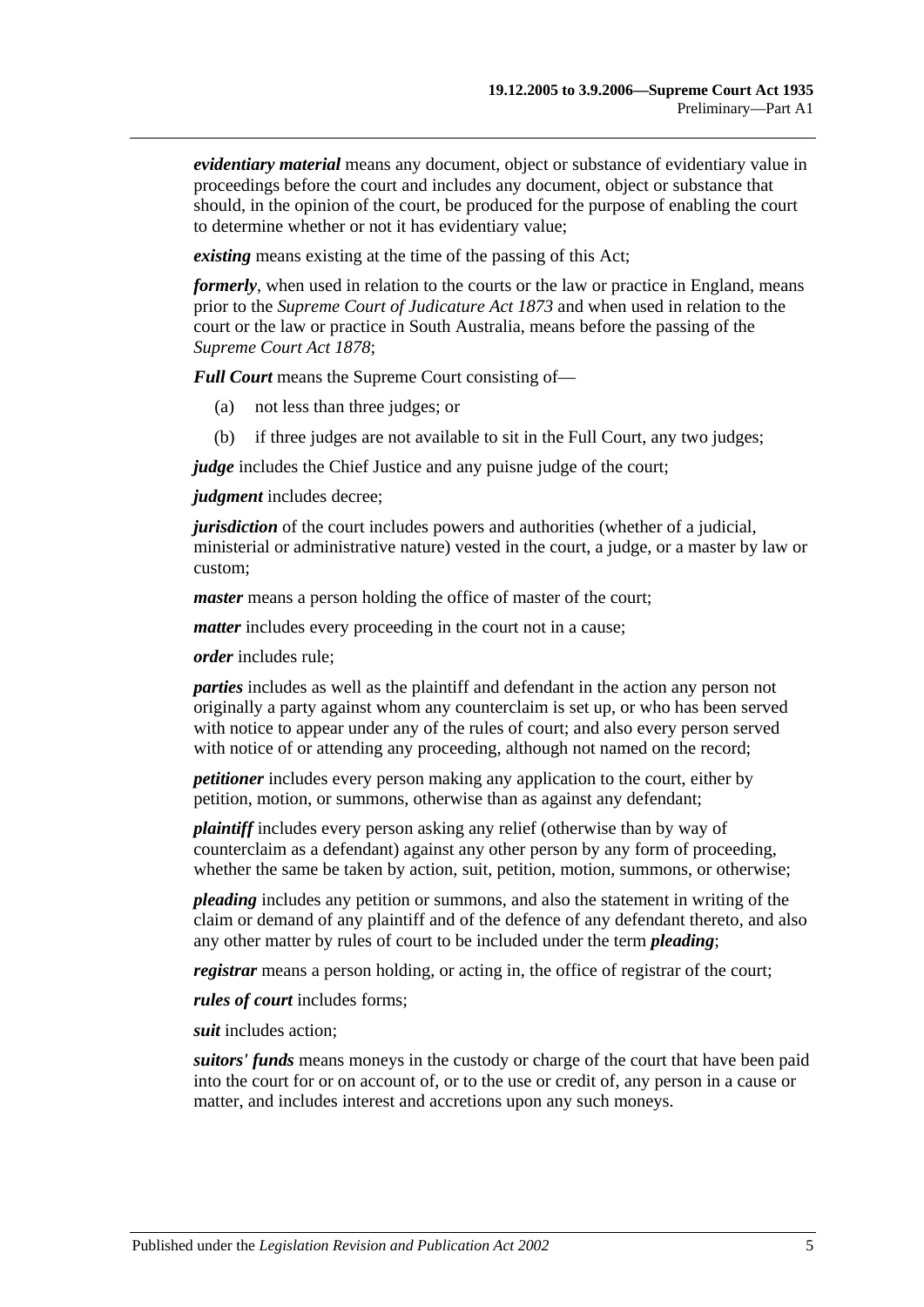***evidentiary material*** means any document, object or substance of evidentiary value in proceedings before the court and includes any document, object or substance that should, in the opinion of the court, be produced for the purpose of enabling the court to determine whether or not it has evidentiary value;

***existing*** means existing at the time of the passing of this Act;

***formerly***, when used in relation to the courts or the law or practice in England, means prior to the *Supreme Court of Judicature Act 1873* and when used in relation to the court or the law or practice in South Australia, means before the passing of the *Supreme Court Act 1878*;

***Full Court*** means the Supreme Court consisting of—

(a) not less than three judges; or

(b) if three judges are not available to sit in the Full Court, any two judges;

***judge*** includes the Chief Justice and any puisne judge of the court;

***judgment*** includes decree;

***jurisdiction*** of the court includes powers and authorities (whether of a judicial, ministerial or administrative nature) vested in the court, a judge, or a master by law or custom;

***master*** means a person holding the office of master of the court;

***matter*** includes every proceeding in the court not in a cause;

***order*** includes rule;

***parties*** includes as well as the plaintiff and defendant in the action any person not originally a party against whom any counterclaim is set up, or who has been served with notice to appear under any of the rules of court; and also every person served with notice of or attending any proceeding, although not named on the record;

***petitioner*** includes every person making any application to the court, either by petition, motion, or summons, otherwise than as against any defendant;

***plaintiff*** includes every person asking any relief (otherwise than by way of counterclaim as a defendant) against any other person by any form of proceeding, whether the same be taken by action, suit, petition, motion, summons, or otherwise;

***pleading*** includes any petition or summons, and also the statement in writing of the claim or demand of any plaintiff and of the defence of any defendant thereto, and also any other matter by rules of court to be included under the term ***pleading***;

***registrar*** means a person holding, or acting in, the office of registrar of the court;

***rules of court*** includes forms;

***suit*** includes action;

***suitors' funds*** means moneys in the custody or charge of the court that have been paid into the court for or on account of, or to the use or credit of, any person in a cause or matter, and includes interest and accretions upon any such moneys.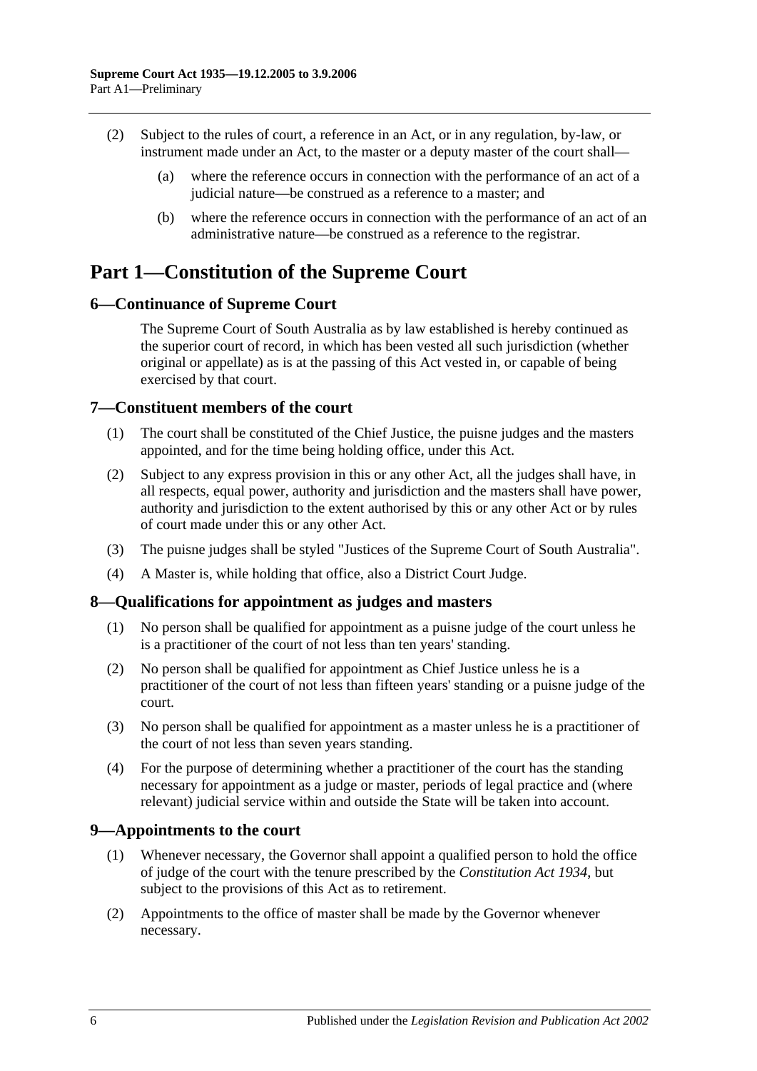(2) Subject to the rules of court, a reference in an Act, or in any regulation, by-law, or instrument made under an Act, to the master or a deputy master of the court shall—

(a) where the reference occurs in connection with the performance of an act of a judicial nature—be construed as a reference to a master; and

(b) where the reference occurs in connection with the performance of an act of an administrative nature—be construed as a reference to the registrar.

# Part 1—Constitution of the Supreme Court

## 6—Continuance of Supreme Court

The Supreme Court of South Australia as by law established is hereby continued as the superior court of record, in which has been vested all such jurisdiction (whether original or appellate) as is at the passing of this Act vested in, or capable of being exercised by that court.

## 7—Constituent members of the court

(1) The court shall be constituted of the Chief Justice, the puisne judges and the masters appointed, and for the time being holding office, under this Act.

(2) Subject to any express provision in this or any other Act, all the judges shall have, in all respects, equal power, authority and jurisdiction and the masters shall have power, authority and jurisdiction to the extent authorised by this or any other Act or by rules of court made under this or any other Act.

(3) The puisne judges shall be styled "Justices of the Supreme Court of South Australia".

(4) A Master is, while holding that office, also a District Court Judge.

## 8—Qualifications for appointment as judges and masters

(1) No person shall be qualified for appointment as a puisne judge of the court unless he is a practitioner of the court of not less than ten years' standing.

(2) No person shall be qualified for appointment as Chief Justice unless he is a practitioner of the court of not less than fifteen years' standing or a puisne judge of the court.

(3) No person shall be qualified for appointment as a master unless he is a practitioner of the court of not less than seven years standing.

(4) For the purpose of determining whether a practitioner of the court has the standing necessary for appointment as a judge or master, periods of legal practice and (where relevant) judicial service within and outside the State will be taken into account.

## 9—Appointments to the court

(1) Whenever necessary, the Governor shall appoint a qualified person to hold the office of judge of the court with the tenure prescribed by the *Constitution Act 1934*, but subject to the provisions of this Act as to retirement.

(2) Appointments to the office of master shall be made by the Governor whenever necessary.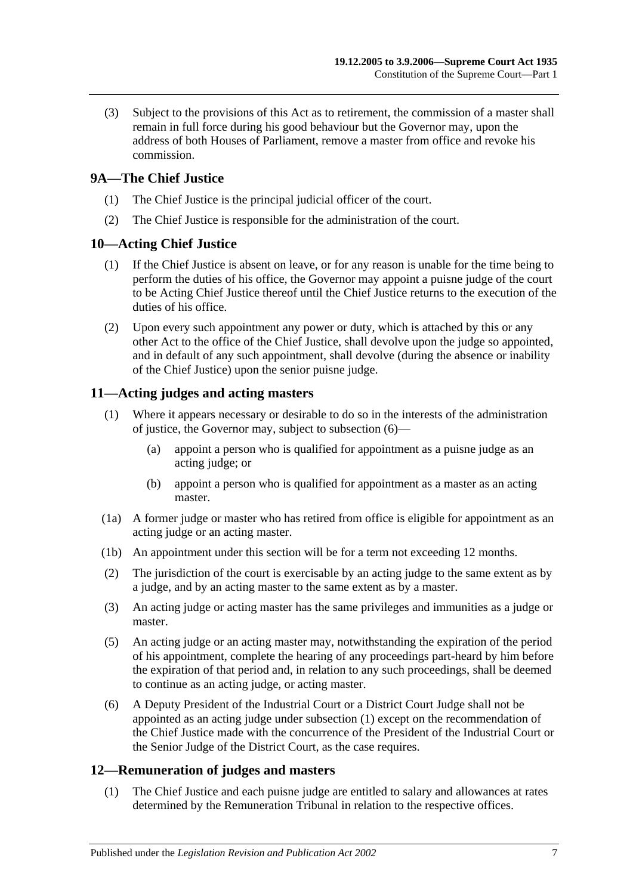(3) Subject to the provisions of this Act as to retirement, the commission of a master shall remain in full force during his good behaviour but the Governor may, upon the address of both Houses of Parliament, remove a master from office and revoke his commission.

## 9A—The Chief Justice

(1) The Chief Justice is the principal judicial officer of the court.

(2) The Chief Justice is responsible for the administration of the court.

## 10—Acting Chief Justice

(1) If the Chief Justice is absent on leave, or for any reason is unable for the time being to perform the duties of his office, the Governor may appoint a puisne judge of the court to be Acting Chief Justice thereof until the Chief Justice returns to the execution of the duties of his office.

(2) Upon every such appointment any power or duty, which is attached by this or any other Act to the office of the Chief Justice, shall devolve upon the judge so appointed, and in default of any such appointment, shall devolve (during the absence or inability of the Chief Justice) upon the senior puisne judge.

## 11—Acting judges and acting masters

(1) Where it appears necessary or desirable to do so in the interests of the administration of justice, the Governor may, subject to subsection (6)—

(a) appoint a person who is qualified for appointment as a puisne judge as an acting judge; or

(b) appoint a person who is qualified for appointment as a master as an acting master.

(1a) A former judge or master who has retired from office is eligible for appointment as an acting judge or an acting master.

(1b) An appointment under this section will be for a term not exceeding 12 months.

(2) The jurisdiction of the court is exercisable by an acting judge to the same extent as by a judge, and by an acting master to the same extent as by a master.

(3) An acting judge or acting master has the same privileges and immunities as a judge or master.

(5) An acting judge or an acting master may, notwithstanding the expiration of the period of his appointment, complete the hearing of any proceedings part-heard by him before the expiration of that period and, in relation to any such proceedings, shall be deemed to continue as an acting judge, or acting master.

(6) A Deputy President of the Industrial Court or a District Court Judge shall not be appointed as an acting judge under subsection (1) except on the recommendation of the Chief Justice made with the concurrence of the President of the Industrial Court or the Senior Judge of the District Court, as the case requires.

## 12—Remuneration of judges and masters

(1) The Chief Justice and each puisne judge are entitled to salary and allowances at rates determined by the Remuneration Tribunal in relation to the respective offices.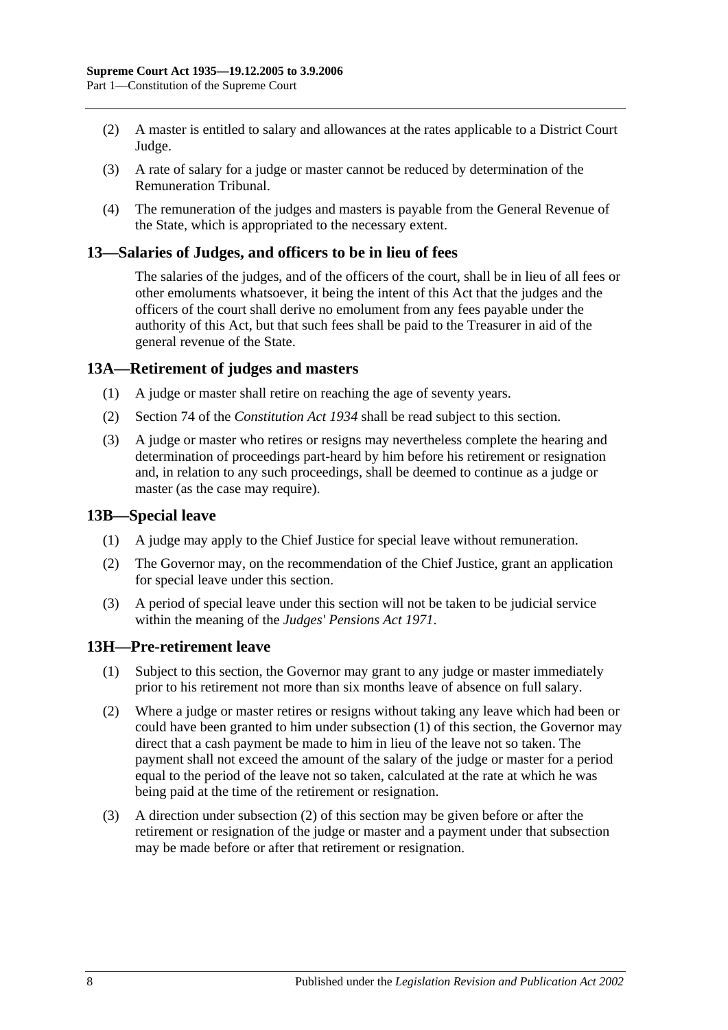(2) A master is entitled to salary and allowances at the rates applicable to a District Court Judge.

(3) A rate of salary for a judge or master cannot be reduced by determination of the Remuneration Tribunal.

(4) The remuneration of the judges and masters is payable from the General Revenue of the State, which is appropriated to the necessary extent.

## 13—Salaries of Judges, and officers to be in lieu of fees

The salaries of the judges, and of the officers of the court, shall be in lieu of all fees or other emoluments whatsoever, it being the intent of this Act that the judges and the officers of the court shall derive no emolument from any fees payable under the authority of this Act, but that such fees shall be paid to the Treasurer in aid of the general revenue of the State.

## 13A—Retirement of judges and masters

(1) A judge or master shall retire on reaching the age of seventy years.

(2) Section 74 of the *Constitution Act 1934* shall be read subject to this section.

(3) A judge or master who retires or resigns may nevertheless complete the hearing and determination of proceedings part-heard by him before his retirement or resignation and, in relation to any such proceedings, shall be deemed to continue as a judge or master (as the case may require).

## 13B—Special leave

(1) A judge may apply to the Chief Justice for special leave without remuneration.

(2) The Governor may, on the recommendation of the Chief Justice, grant an application for special leave under this section.

(3) A period of special leave under this section will not be taken to be judicial service within the meaning of the *Judges' Pensions Act 1971*.

## 13H—Pre-retirement leave

(1) Subject to this section, the Governor may grant to any judge or master immediately prior to his retirement not more than six months leave of absence on full salary.

(2) Where a judge or master retires or resigns without taking any leave which had been or could have been granted to him under subsection (1) of this section, the Governor may direct that a cash payment be made to him in lieu of the leave not so taken. The payment shall not exceed the amount of the salary of the judge or master for a period equal to the period of the leave not so taken, calculated at the rate at which he was being paid at the time of the retirement or resignation.

(3) A direction under subsection (2) of this section may be given before or after the retirement or resignation of the judge or master and a payment under that subsection may be made before or after that retirement or resignation.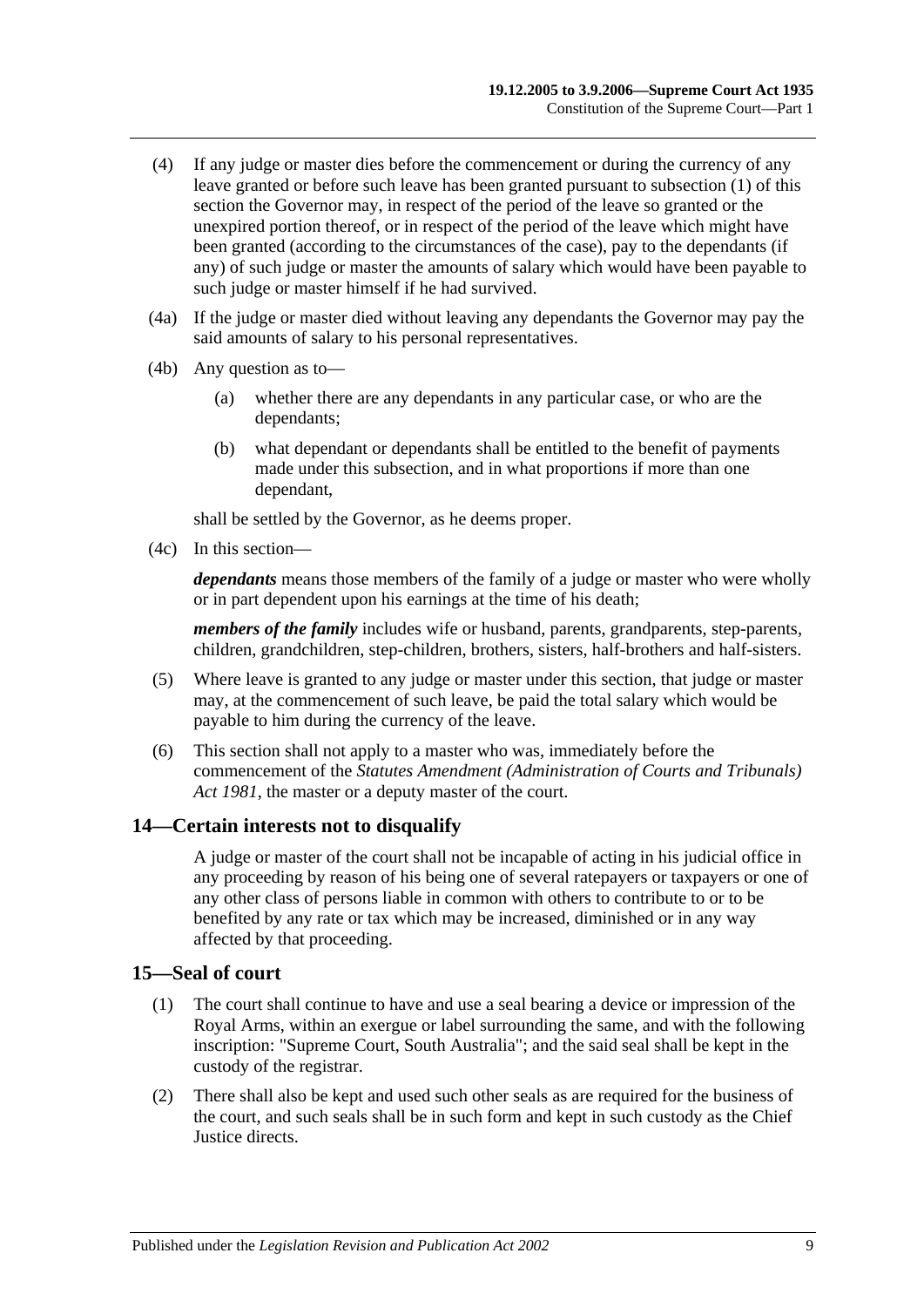(4) If any judge or master dies before the commencement or during the currency of any leave granted or before such leave has been granted pursuant to subsection (1) of this section the Governor may, in respect of the period of the leave so granted or the unexpired portion thereof, or in respect of the period of the leave which might have been granted (according to the circumstances of the case), pay to the dependants (if any) of such judge or master the amounts of salary which would have been payable to such judge or master himself if he had survived.

(4a) If the judge or master died without leaving any dependants the Governor may pay the said amounts of salary to his personal representatives.

(4b) Any question as to—

(a) whether there are any dependants in any particular case, or who are the dependants;

(b) what dependant or dependants shall be entitled to the benefit of payments made under this subsection, and in what proportions if more than one dependant,

shall be settled by the Governor, as he deems proper.

(4c) In this section—

***dependants*** means those members of the family of a judge or master who were wholly or in part dependent upon his earnings at the time of his death;

***members of the family*** includes wife or husband, parents, grandparents, step-parents, children, grandchildren, step-children, brothers, sisters, half-brothers and half-sisters.

(5) Where leave is granted to any judge or master under this section, that judge or master may, at the commencement of such leave, be paid the total salary which would be payable to him during the currency of the leave.

(6) This section shall not apply to a master who was, immediately before the commencement of the *Statutes Amendment (Administration of Courts and Tribunals) Act 1981*, the master or a deputy master of the court.

## 14—Certain interests not to disqualify

A judge or master of the court shall not be incapable of acting in his judicial office in any proceeding by reason of his being one of several ratepayers or taxpayers or one of any other class of persons liable in common with others to contribute to or to be benefited by any rate or tax which may be increased, diminished or in any way affected by that proceeding.

## 15—Seal of court

(1) The court shall continue to have and use a seal bearing a device or impression of the Royal Arms, within an exergue or label surrounding the same, and with the following inscription: "Supreme Court, South Australia"; and the said seal shall be kept in the custody of the registrar.

(2) There shall also be kept and used such other seals as are required for the business of the court, and such seals shall be in such form and kept in such custody as the Chief Justice directs.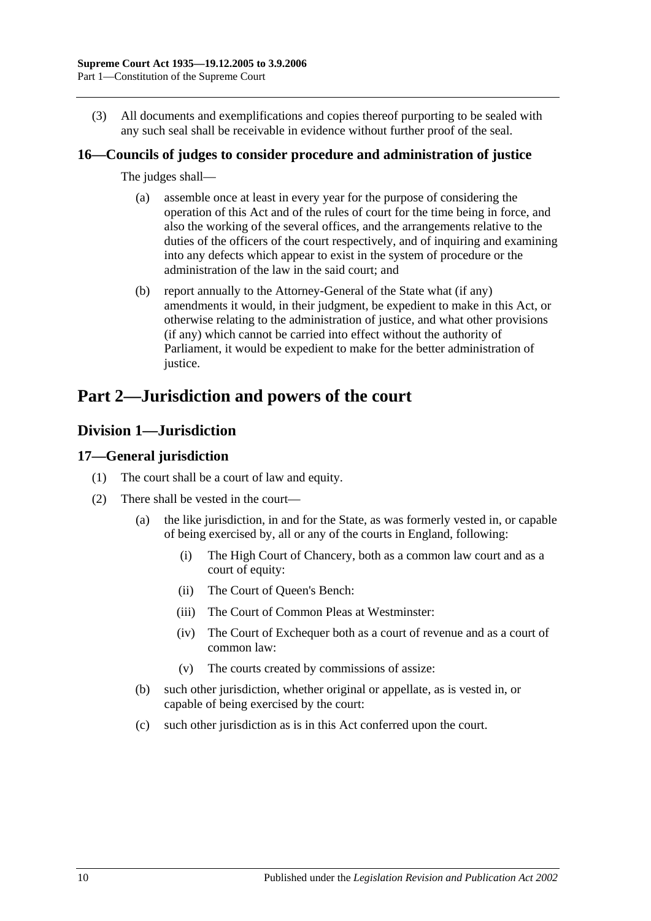(3) All documents and exemplifications and copies thereof purporting to be sealed with any such seal shall be receivable in evidence without further proof of the seal.

### 16—Councils of judges to consider procedure and administration of justice

The judges shall—

(a) assemble once at least in every year for the purpose of considering the operation of this Act and of the rules of court for the time being in force, and also the working of the several offices, and the arrangements relative to the duties of the officers of the court respectively, and of inquiring and examining into any defects which appear to exist in the system of procedure or the administration of the law in the said court; and

(b) report annually to the Attorney-General of the State what (if any) amendments it would, in their judgment, be expedient to make in this Act, or otherwise relating to the administration of justice, and what other provisions (if any) which cannot be carried into effect without the authority of Parliament, it would be expedient to make for the better administration of justice.

# Part 2—Jurisdiction and powers of the court

## Division 1—Jurisdiction

### 17—General jurisdiction

(1) The court shall be a court of law and equity.

(2) There shall be vested in the court—

(a) the like jurisdiction, in and for the State, as was formerly vested in, or capable of being exercised by, all or any of the courts in England, following:

(i) The High Court of Chancery, both as a common law court and as a court of equity:

(ii) The Court of Queen's Bench:

(iii) The Court of Common Pleas at Westminster:

(iv) The Court of Exchequer both as a court of revenue and as a court of common law:

(v) The courts created by commissions of assize:

(b) such other jurisdiction, whether original or appellate, as is vested in, or capable of being exercised by the court:

(c) such other jurisdiction as is in this Act conferred upon the court.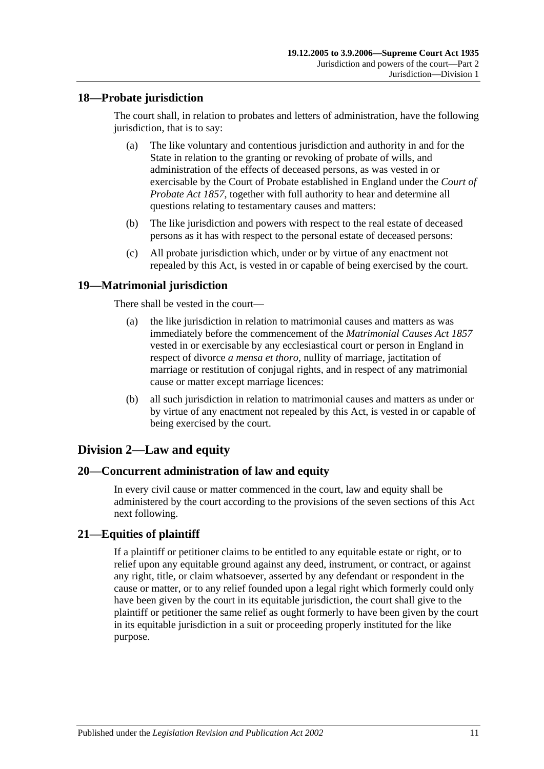## 18—Probate jurisdiction

The court shall, in relation to probates and letters of administration, have the following jurisdiction, that is to say:

(a) The like voluntary and contentious jurisdiction and authority in and for the State in relation to the granting or revoking of probate of wills, and administration of the effects of deceased persons, as was vested in or exercisable by the Court of Probate established in England under the *Court of Probate Act 1857*, together with full authority to hear and determine all questions relating to testamentary causes and matters:

(b) The like jurisdiction and powers with respect to the real estate of deceased persons as it has with respect to the personal estate of deceased persons:

(c) All probate jurisdiction which, under or by virtue of any enactment not repealed by this Act, is vested in or capable of being exercised by the court.

## 19—Matrimonial jurisdiction

There shall be vested in the court—

(a) the like jurisdiction in relation to matrimonial causes and matters as was immediately before the commencement of the *Matrimonial Causes Act 1857* vested in or exercisable by any ecclesiastical court or person in England in respect of divorce *a mensa et thoro*, nullity of marriage, jactitation of marriage or restitution of conjugal rights, and in respect of any matrimonial cause or matter except marriage licences:

(b) all such jurisdiction in relation to matrimonial causes and matters as under or by virtue of any enactment not repealed by this Act, is vested in or capable of being exercised by the court.

# Division 2—Law and equity

## 20—Concurrent administration of law and equity

In every civil cause or matter commenced in the court, law and equity shall be administered by the court according to the provisions of the seven sections of this Act next following.

## 21—Equities of plaintiff

If a plaintiff or petitioner claims to be entitled to any equitable estate or right, or to relief upon any equitable ground against any deed, instrument, or contract, or against any right, title, or claim whatsoever, asserted by any defendant or respondent in the cause or matter, or to any relief founded upon a legal right which formerly could only have been given by the court in its equitable jurisdiction, the court shall give to the plaintiff or petitioner the same relief as ought formerly to have been given by the court in its equitable jurisdiction in a suit or proceeding properly instituted for the like purpose.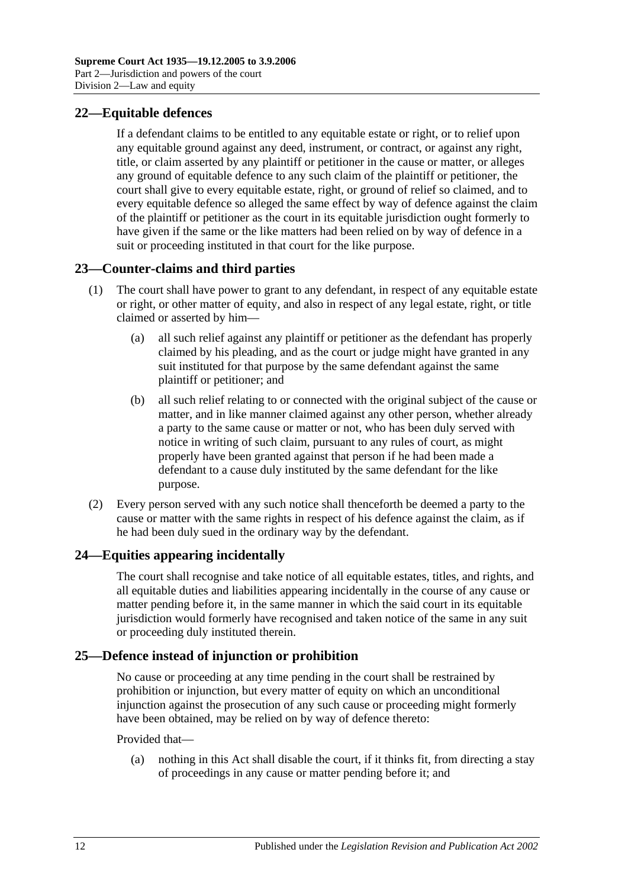## 22—Equitable defences

If a defendant claims to be entitled to any equitable estate or right, or to relief upon any equitable ground against any deed, instrument, or contract, or against any right, title, or claim asserted by any plaintiff or petitioner in the cause or matter, or alleges any ground of equitable defence to any such claim of the plaintiff or petitioner, the court shall give to every equitable estate, right, or ground of relief so claimed, and to every equitable defence so alleged the same effect by way of defence against the claim of the plaintiff or petitioner as the court in its equitable jurisdiction ought formerly to have given if the same or the like matters had been relied on by way of defence in a suit or proceeding instituted in that court for the like purpose.

## 23—Counter-claims and third parties

(1) The court shall have power to grant to any defendant, in respect of any equitable estate or right, or other matter of equity, and also in respect of any legal estate, right, or title claimed or asserted by him—

(a) all such relief against any plaintiff or petitioner as the defendant has properly claimed by his pleading, and as the court or judge might have granted in any suit instituted for that purpose by the same defendant against the same plaintiff or petitioner; and

(b) all such relief relating to or connected with the original subject of the cause or matter, and in like manner claimed against any other person, whether already a party to the same cause or matter or not, who has been duly served with notice in writing of such claim, pursuant to any rules of court, as might properly have been granted against that person if he had been made a defendant to a cause duly instituted by the same defendant for the like purpose.

(2) Every person served with any such notice shall thenceforth be deemed a party to the cause or matter with the same rights in respect of his defence against the claim, as if he had been duly sued in the ordinary way by the defendant.

## 24—Equities appearing incidentally

The court shall recognise and take notice of all equitable estates, titles, and rights, and all equitable duties and liabilities appearing incidentally in the course of any cause or matter pending before it, in the same manner in which the said court in its equitable jurisdiction would formerly have recognised and taken notice of the same in any suit or proceeding duly instituted therein.

## 25—Defence instead of injunction or prohibition

No cause or proceeding at any time pending in the court shall be restrained by prohibition or injunction, but every matter of equity on which an unconditional injunction against the prosecution of any such cause or proceeding might formerly have been obtained, may be relied on by way of defence thereto:

Provided that—

(a) nothing in this Act shall disable the court, if it thinks fit, from directing a stay of proceedings in any cause or matter pending before it; and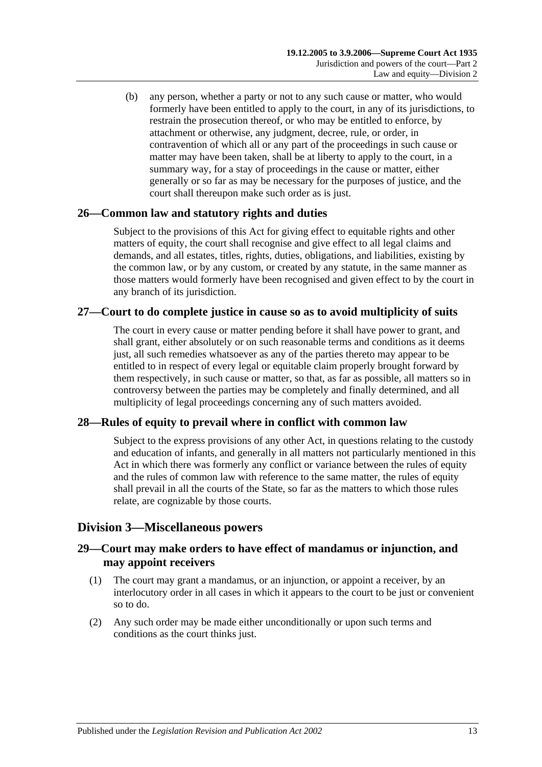(b) any person, whether a party or not to any such cause or matter, who would formerly have been entitled to apply to the court, in any of its jurisdictions, to restrain the prosecution thereof, or who may be entitled to enforce, by attachment or otherwise, any judgment, decree, rule, or order, in contravention of which all or any part of the proceedings in such cause or matter may have been taken, shall be at liberty to apply to the court, in a summary way, for a stay of proceedings in the cause or matter, either generally or so far as may be necessary for the purposes of justice, and the court shall thereupon make such order as is just.

### 26—Common law and statutory rights and duties

Subject to the provisions of this Act for giving effect to equitable rights and other matters of equity, the court shall recognise and give effect to all legal claims and demands, and all estates, titles, rights, duties, obligations, and liabilities, existing by the common law, or by any custom, or created by any statute, in the same manner as those matters would formerly have been recognised and given effect to by the court in any branch of its jurisdiction.

### 27—Court to do complete justice in cause so as to avoid multiplicity of suits

The court in every cause or matter pending before it shall have power to grant, and shall grant, either absolutely or on such reasonable terms and conditions as it deems just, all such remedies whatsoever as any of the parties thereto may appear to be entitled to in respect of every legal or equitable claim properly brought forward by them respectively, in such cause or matter, so that, as far as possible, all matters so in controversy between the parties may be completely and finally determined, and all multiplicity of legal proceedings concerning any of such matters avoided.

### 28—Rules of equity to prevail where in conflict with common law

Subject to the express provisions of any other Act, in questions relating to the custody and education of infants, and generally in all matters not particularly mentioned in this Act in which there was formerly any conflict or variance between the rules of equity and the rules of common law with reference to the same matter, the rules of equity shall prevail in all the courts of the State, so far as the matters to which those rules relate, are cognizable by those courts.

## Division 3—Miscellaneous powers

### 29—Court may make orders to have effect of mandamus or injunction, and may appoint receivers

(1) The court may grant a mandamus, or an injunction, or appoint a receiver, by an interlocutory order in all cases in which it appears to the court to be just or convenient so to do.

(2) Any such order may be made either unconditionally or upon such terms and conditions as the court thinks just.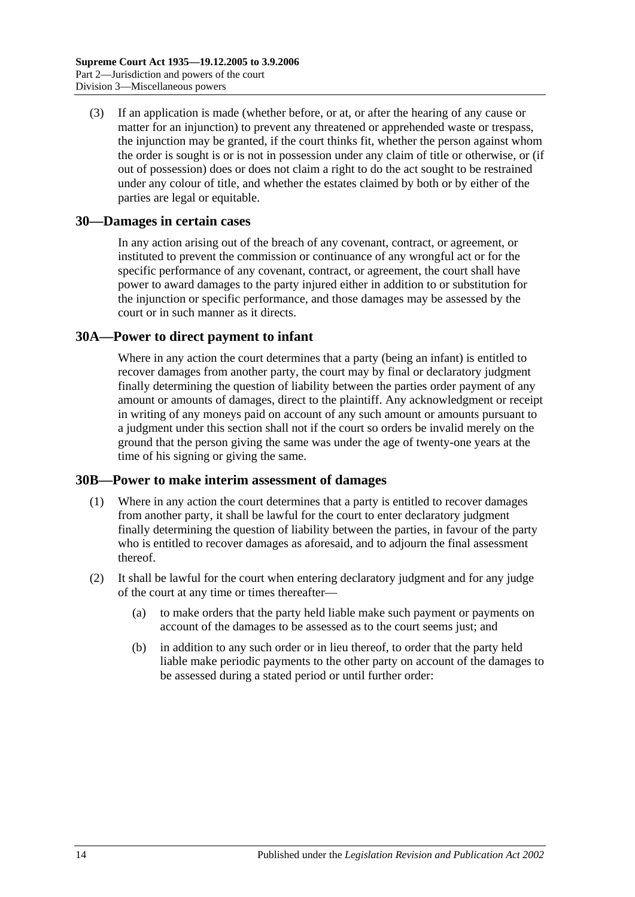(3) If an application is made (whether before, or at, or after the hearing of any cause or matter for an injunction) to prevent any threatened or apprehended waste or trespass, the injunction may be granted, if the court thinks fit, whether the person against whom the order is sought is or is not in possession under any claim of title or otherwise, or (if out of possession) does or does not claim a right to do the act sought to be restrained under any colour of title, and whether the estates claimed by both or by either of the parties are legal or equitable.

## 30—Damages in certain cases

In any action arising out of the breach of any covenant, contract, or agreement, or instituted to prevent the commission or continuance of any wrongful act or for the specific performance of any covenant, contract, or agreement, the court shall have power to award damages to the party injured either in addition to or substitution for the injunction or specific performance, and those damages may be assessed by the court or in such manner as it directs.

## 30A—Power to direct payment to infant

Where in any action the court determines that a party (being an infant) is entitled to recover damages from another party, the court may by final or declaratory judgment finally determining the question of liability between the parties order payment of any amount or amounts of damages, direct to the plaintiff. Any acknowledgment or receipt in writing of any moneys paid on account of any such amount or amounts pursuant to a judgment under this section shall not if the court so orders be invalid merely on the ground that the person giving the same was under the age of twenty-one years at the time of his signing or giving the same.

## 30B—Power to make interim assessment of damages

(1) Where in any action the court determines that a party is entitled to recover damages from another party, it shall be lawful for the court to enter declaratory judgment finally determining the question of liability between the parties, in favour of the party who is entitled to recover damages as aforesaid, and to adjourn the final assessment thereof.

(2) It shall be lawful for the court when entering declaratory judgment and for any judge of the court at any time or times thereafter—

(a) to make orders that the party held liable make such payment or payments on account of the damages to be assessed as to the court seems just; and

(b) in addition to any such order or in lieu thereof, to order that the party held liable make periodic payments to the other party on account of the damages to be assessed during a stated period or until further order: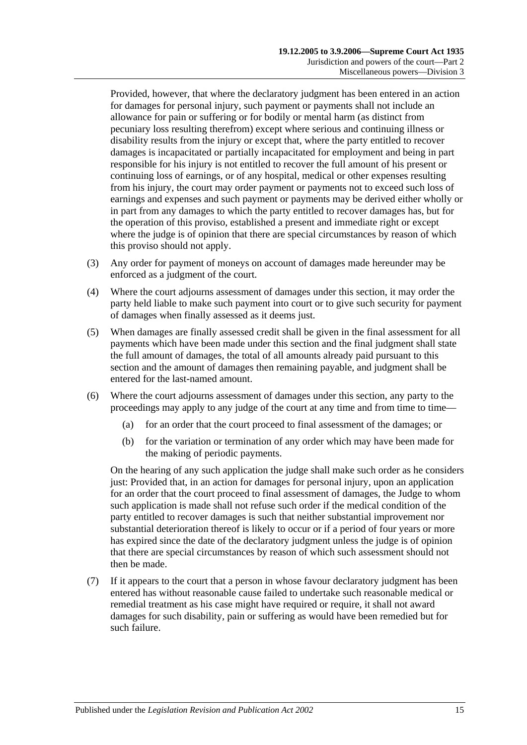Provided, however, that where the declaratory judgment has been entered in an action for damages for personal injury, such payment or payments shall not include an allowance for pain or suffering or for bodily or mental harm (as distinct from pecuniary loss resulting therefrom) except where serious and continuing illness or disability results from the injury or except that, where the party entitled to recover damages is incapacitated or partially incapacitated for employment and being in part responsible for his injury is not entitled to recover the full amount of his present or continuing loss of earnings, or of any hospital, medical or other expenses resulting from his injury, the court may order payment or payments not to exceed such loss of earnings and expenses and such payment or payments may be derived either wholly or in part from any damages to which the party entitled to recover damages has, but for the operation of this proviso, established a present and immediate right or except where the judge is of opinion that there are special circumstances by reason of which this proviso should not apply.

(3) Any order for payment of moneys on account of damages made hereunder may be enforced as a judgment of the court.

(4) Where the court adjourns assessment of damages under this section, it may order the party held liable to make such payment into court or to give such security for payment of damages when finally assessed as it deems just.

(5) When damages are finally assessed credit shall be given in the final assessment for all payments which have been made under this section and the final judgment shall state the full amount of damages, the total of all amounts already paid pursuant to this section and the amount of damages then remaining payable, and judgment shall be entered for the last-named amount.

(6) Where the court adjourns assessment of damages under this section, any party to the proceedings may apply to any judge of the court at any time and from time to time—

(a) for an order that the court proceed to final assessment of the damages; or

(b) for the variation or termination of any order which may have been made for the making of periodic payments.

On the hearing of any such application the judge shall make such order as he considers just: Provided that, in an action for damages for personal injury, upon an application for an order that the court proceed to final assessment of damages, the Judge to whom such application is made shall not refuse such order if the medical condition of the party entitled to recover damages is such that neither substantial improvement nor substantial deterioration thereof is likely to occur or if a period of four years or more has expired since the date of the declaratory judgment unless the judge is of opinion that there are special circumstances by reason of which such assessment should not then be made.

(7) If it appears to the court that a person in whose favour declaratory judgment has been entered has without reasonable cause failed to undertake such reasonable medical or remedial treatment as his case might have required or require, it shall not award damages for such disability, pain or suffering as would have been remedied but for such failure.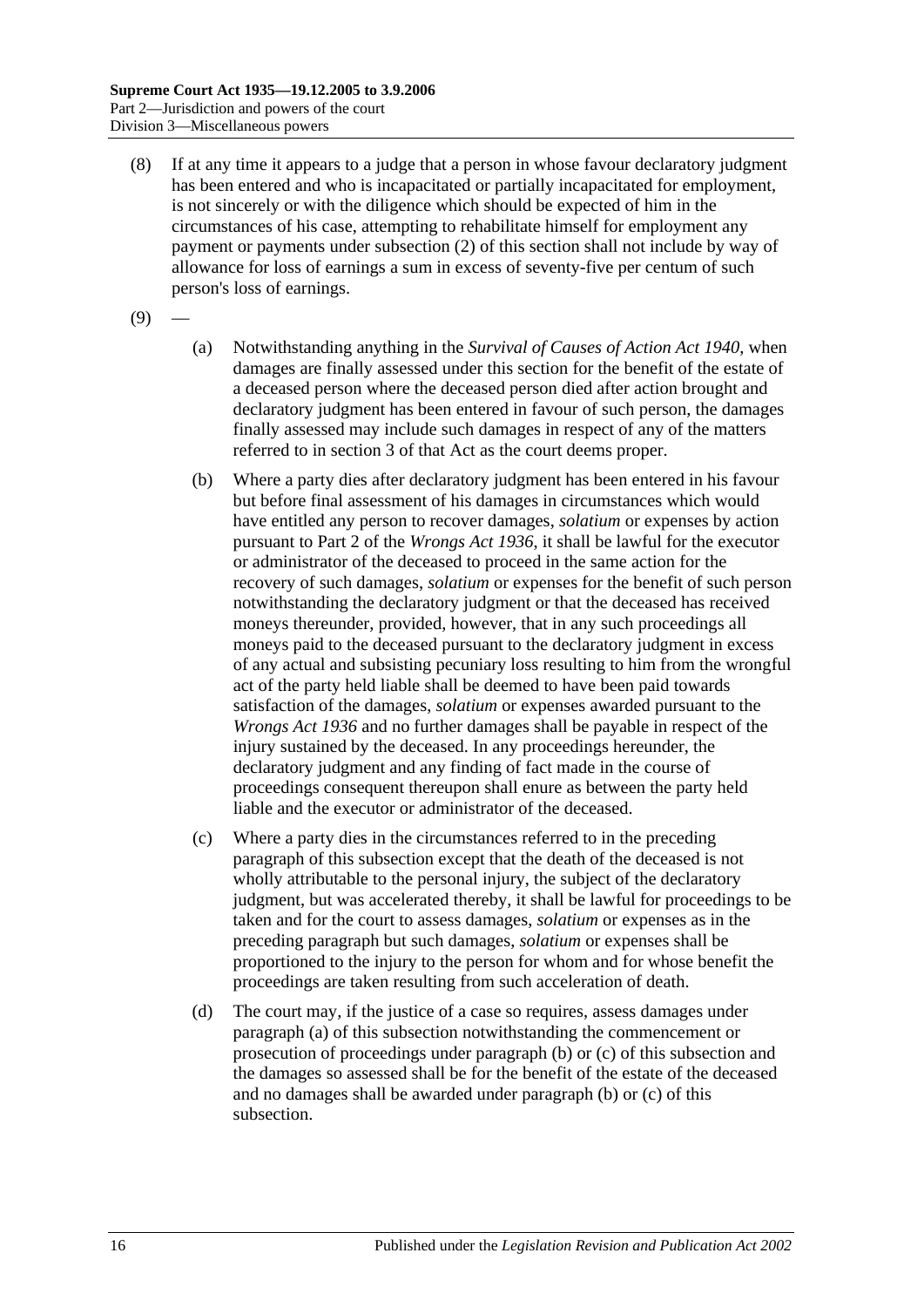(8) If at any time it appears to a judge that a person in whose favour declaratory judgment has been entered and who is incapacitated or partially incapacitated for employment, is not sincerely or with the diligence which should be expected of him in the circumstances of his case, attempting to rehabilitate himself for employment any payment or payments under subsection (2) of this section shall not include by way of allowance for loss of earnings a sum in excess of seventy-five per centum of such person's loss of earnings.

(9) —

(a) Notwithstanding anything in the *Survival of Causes of Action Act 1940*, when damages are finally assessed under this section for the benefit of the estate of a deceased person where the deceased person died after action brought and declaratory judgment has been entered in favour of such person, the damages finally assessed may include such damages in respect of any of the matters referred to in section 3 of that Act as the court deems proper.

(b) Where a party dies after declaratory judgment has been entered in his favour but before final assessment of his damages in circumstances which would have entitled any person to recover damages, *solatium* or expenses by action pursuant to Part 2 of the *Wrongs Act 1936*, it shall be lawful for the executor or administrator of the deceased to proceed in the same action for the recovery of such damages, *solatium* or expenses for the benefit of such person notwithstanding the declaratory judgment or that the deceased has received moneys thereunder, provided, however, that in any such proceedings all moneys paid to the deceased pursuant to the declaratory judgment in excess of any actual and subsisting pecuniary loss resulting to him from the wrongful act of the party held liable shall be deemed to have been paid towards satisfaction of the damages, *solatium* or expenses awarded pursuant to the *Wrongs Act 1936* and no further damages shall be payable in respect of the injury sustained by the deceased. In any proceedings hereunder, the declaratory judgment and any finding of fact made in the course of proceedings consequent thereupon shall enure as between the party held liable and the executor or administrator of the deceased.

(c) Where a party dies in the circumstances referred to in the preceding paragraph of this subsection except that the death of the deceased is not wholly attributable to the personal injury, the subject of the declaratory judgment, but was accelerated thereby, it shall be lawful for proceedings to be taken and for the court to assess damages, *solatium* or expenses as in the preceding paragraph but such damages, *solatium* or expenses shall be proportioned to the injury to the person for whom and for whose benefit the proceedings are taken resulting from such acceleration of death.

(d) The court may, if the justice of a case so requires, assess damages under paragraph (a) of this subsection notwithstanding the commencement or prosecution of proceedings under paragraph (b) or (c) of this subsection and the damages so assessed shall be for the benefit of the estate of the deceased and no damages shall be awarded under paragraph (b) or (c) of this subsection.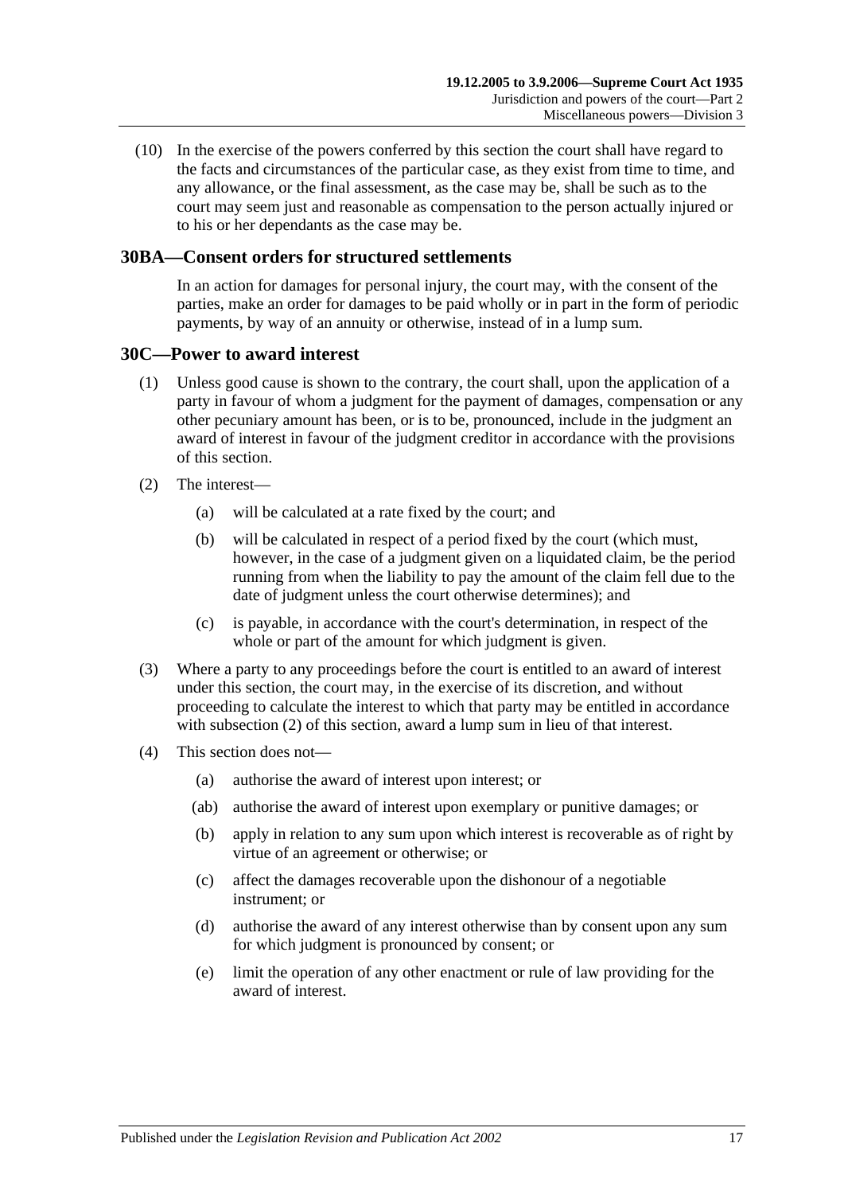(10) In the exercise of the powers conferred by this section the court shall have regard to the facts and circumstances of the particular case, as they exist from time to time, and any allowance, or the final assessment, as the case may be, shall be such as to the court may seem just and reasonable as compensation to the person actually injured or to his or her dependants as the case may be.

## 30BA—Consent orders for structured settlements

In an action for damages for personal injury, the court may, with the consent of the parties, make an order for damages to be paid wholly or in part in the form of periodic payments, by way of an annuity or otherwise, instead of in a lump sum.

## 30C—Power to award interest

(1) Unless good cause is shown to the contrary, the court shall, upon the application of a party in favour of whom a judgment for the payment of damages, compensation or any other pecuniary amount has been, or is to be, pronounced, include in the judgment an award of interest in favour of the judgment creditor in accordance with the provisions of this section.

(2) The interest—

- (a) will be calculated at a rate fixed by the court; and
- (b) will be calculated in respect of a period fixed by the court (which must, however, in the case of a judgment given on a liquidated claim, be the period running from when the liability to pay the amount of the claim fell due to the date of judgment unless the court otherwise determines); and
- (c) is payable, in accordance with the court's determination, in respect of the whole or part of the amount for which judgment is given.

(3) Where a party to any proceedings before the court is entitled to an award of interest under this section, the court may, in the exercise of its discretion, and without proceeding to calculate the interest to which that party may be entitled in accordance with subsection (2) of this section, award a lump sum in lieu of that interest.

(4) This section does not—

- (a) authorise the award of interest upon interest; or
- (ab) authorise the award of interest upon exemplary or punitive damages; or
- (b) apply in relation to any sum upon which interest is recoverable as of right by virtue of an agreement or otherwise; or
- (c) affect the damages recoverable upon the dishonour of a negotiable instrument; or
- (d) authorise the award of any interest otherwise than by consent upon any sum for which judgment is pronounced by consent; or
- (e) limit the operation of any other enactment or rule of law providing for the award of interest.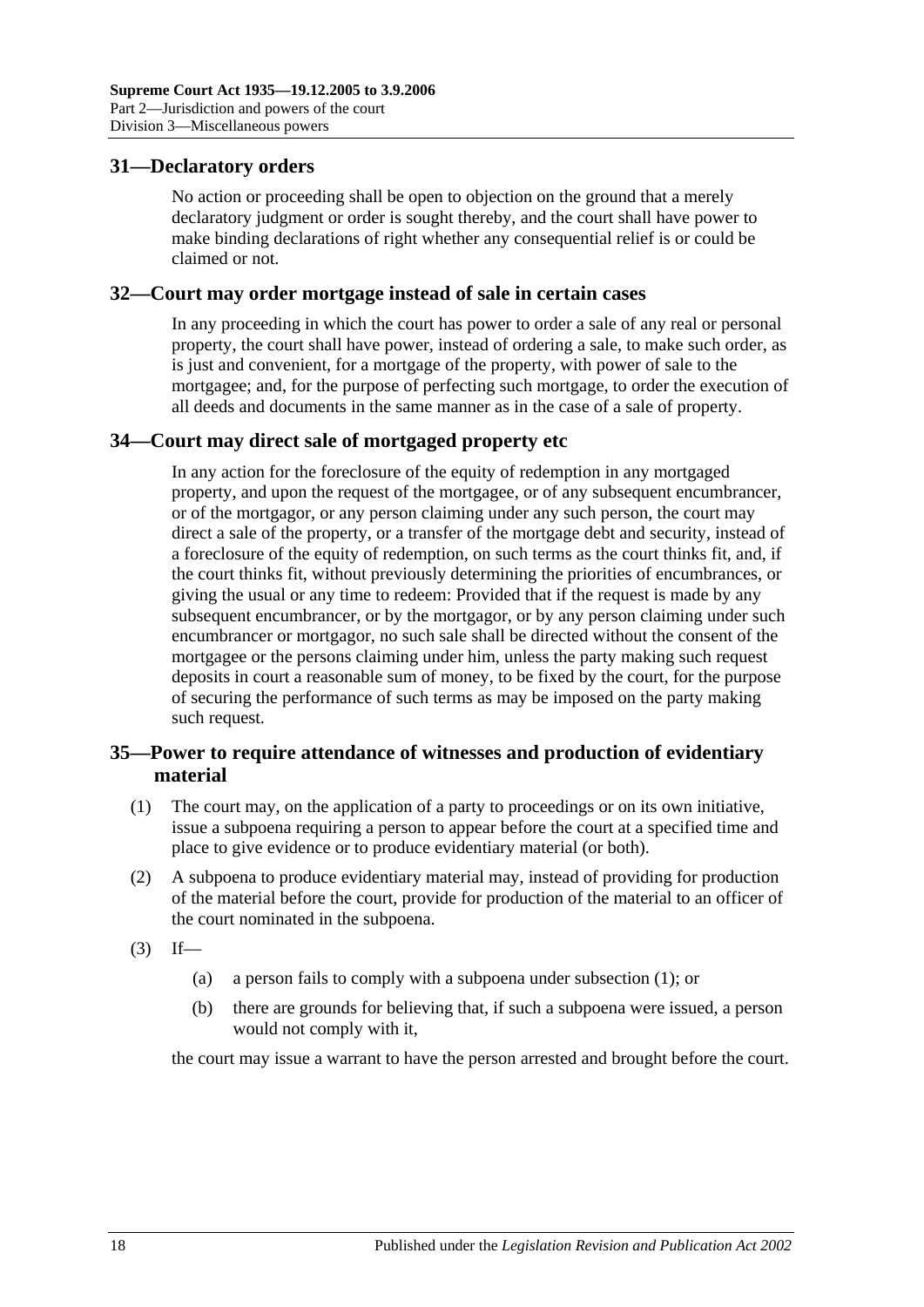## 31—Declaratory orders

No action or proceeding shall be open to objection on the ground that a merely declaratory judgment or order is sought thereby, and the court shall have power to make binding declarations of right whether any consequential relief is or could be claimed or not.

## 32—Court may order mortgage instead of sale in certain cases

In any proceeding in which the court has power to order a sale of any real or personal property, the court shall have power, instead of ordering a sale, to make such order, as is just and convenient, for a mortgage of the property, with power of sale to the mortgagee; and, for the purpose of perfecting such mortgage, to order the execution of all deeds and documents in the same manner as in the case of a sale of property.

## 34—Court may direct sale of mortgaged property etc

In any action for the foreclosure of the equity of redemption in any mortgaged property, and upon the request of the mortgagee, or of any subsequent encumbrancer, or of the mortgagor, or any person claiming under any such person, the court may direct a sale of the property, or a transfer of the mortgage debt and security, instead of a foreclosure of the equity of redemption, on such terms as the court thinks fit, and, if the court thinks fit, without previously determining the priorities of encumbrances, or giving the usual or any time to redeem: Provided that if the request is made by any subsequent encumbrancer, or by the mortgagor, or by any person claiming under such encumbrancer or mortgagor, no such sale shall be directed without the consent of the mortgagee or the persons claiming under him, unless the party making such request deposits in court a reasonable sum of money, to be fixed by the court, for the purpose of securing the performance of such terms as may be imposed on the party making such request.

## 35—Power to require attendance of witnesses and production of evidentiary material

(1) The court may, on the application of a party to proceedings or on its own initiative, issue a subpoena requiring a person to appear before the court at a specified time and place to give evidence or to produce evidentiary material (or both).

(2) A subpoena to produce evidentiary material may, instead of providing for production of the material before the court, provide for production of the material to an officer of the court nominated in the subpoena.

(3) If—

(a) a person fails to comply with a subpoena under subsection (1); or

(b) there are grounds for believing that, if such a subpoena were issued, a person would not comply with it,

the court may issue a warrant to have the person arrested and brought before the court.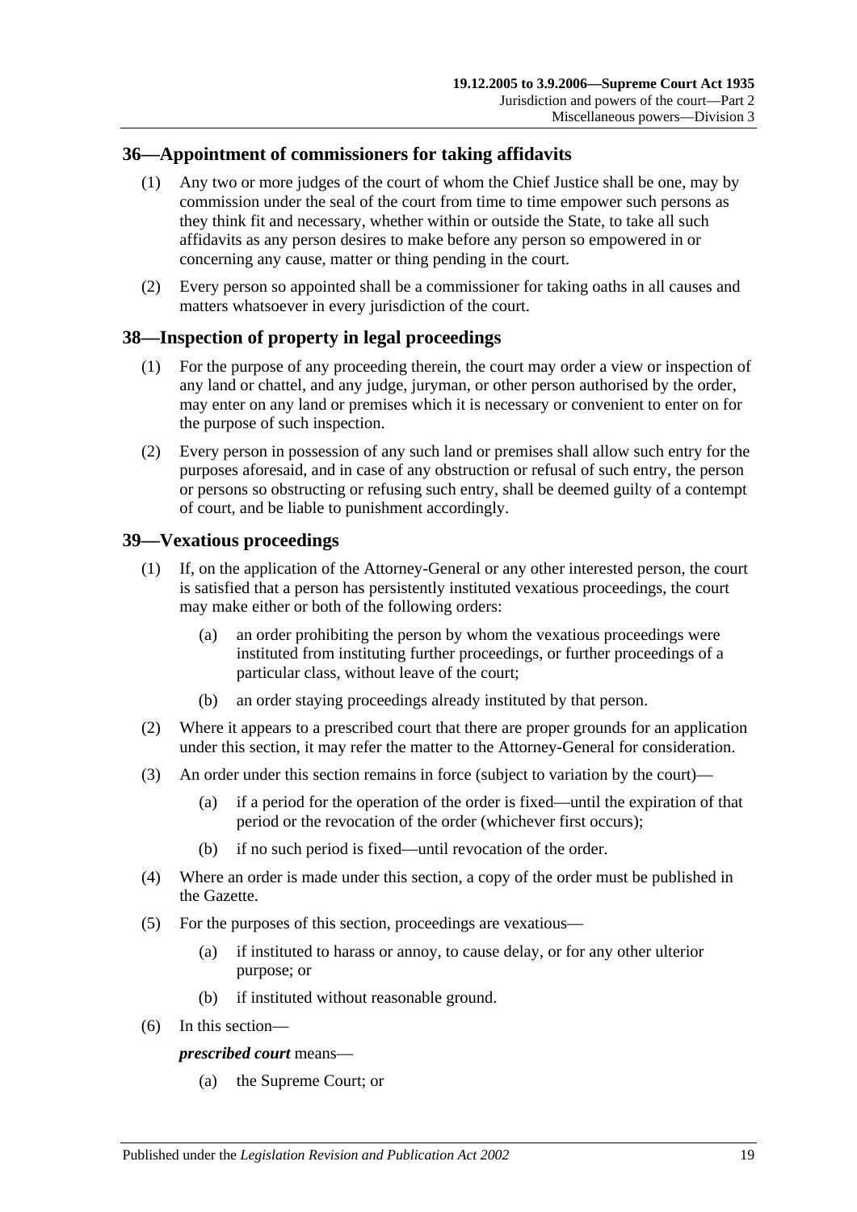## 36—Appointment of commissioners for taking affidavits

(1) Any two or more judges of the court of whom the Chief Justice shall be one, may by commission under the seal of the court from time to time empower such persons as they think fit and necessary, whether within or outside the State, to take all such affidavits as any person desires to make before any person so empowered in or concerning any cause, matter or thing pending in the court.

(2) Every person so appointed shall be a commissioner for taking oaths in all causes and matters whatsoever in every jurisdiction of the court.

## 38—Inspection of property in legal proceedings

(1) For the purpose of any proceeding therein, the court may order a view or inspection of any land or chattel, and any judge, juryman, or other person authorised by the order, may enter on any land or premises which it is necessary or convenient to enter on for the purpose of such inspection.

(2) Every person in possession of any such land or premises shall allow such entry for the purposes aforesaid, and in case of any obstruction or refusal of such entry, the person or persons so obstructing or refusing such entry, shall be deemed guilty of a contempt of court, and be liable to punishment accordingly.

## 39—Vexatious proceedings

(1) If, on the application of the Attorney-General or any other interested person, the court is satisfied that a person has persistently instituted vexatious proceedings, the court may make either or both of the following orders:

- (a) an order prohibiting the person by whom the vexatious proceedings were instituted from instituting further proceedings, or further proceedings of a particular class, without leave of the court;
- (b) an order staying proceedings already instituted by that person.

(2) Where it appears to a prescribed court that there are proper grounds for an application under this section, it may refer the matter to the Attorney-General for consideration.

(3) An order under this section remains in force (subject to variation by the court)—

- (a) if a period for the operation of the order is fixed—until the expiration of that period or the revocation of the order (whichever first occurs);
- (b) if no such period is fixed—until revocation of the order.

(4) Where an order is made under this section, a copy of the order must be published in the Gazette.

(5) For the purposes of this section, proceedings are vexatious—

- (a) if instituted to harass or annoy, to cause delay, or for any other ulterior purpose; or
- (b) if instituted without reasonable ground.

(6) In this section—

***prescribed court*** means—

- (a) the Supreme Court; or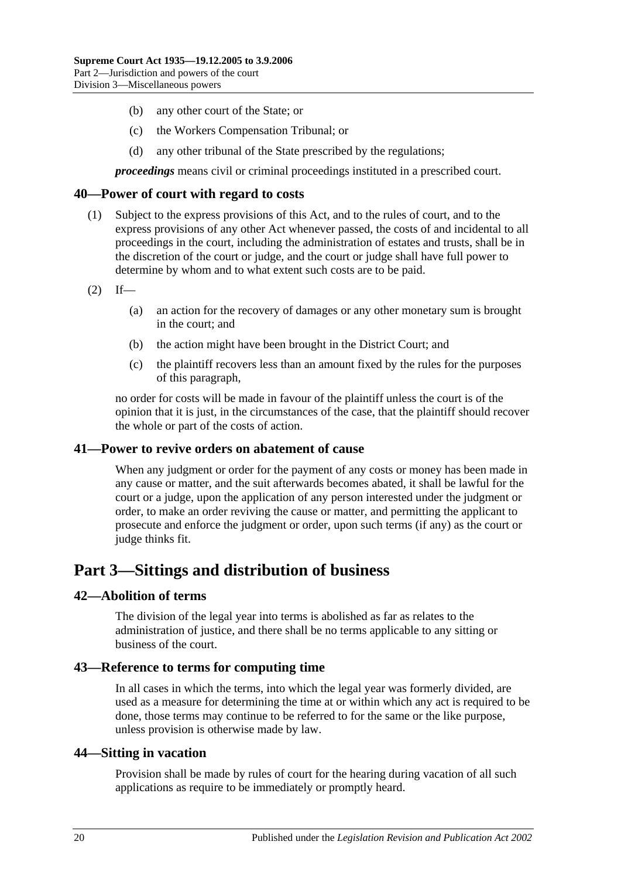(b) any other court of the State; or

(c) the Workers Compensation Tribunal; or

(d) any other tribunal of the State prescribed by the regulations;

***proceedings*** means civil or criminal proceedings instituted in a prescribed court.

### 40—Power of court with regard to costs

(1) Subject to the express provisions of this Act, and to the rules of court, and to the express provisions of any other Act whenever passed, the costs of and incidental to all proceedings in the court, including the administration of estates and trusts, shall be in the discretion of the court or judge, and the court or judge shall have full power to determine by whom and to what extent such costs are to be paid.

(2) If—

(a) an action for the recovery of damages or any other monetary sum is brought in the court; and

(b) the action might have been brought in the District Court; and

(c) the plaintiff recovers less than an amount fixed by the rules for the purposes of this paragraph,

no order for costs will be made in favour of the plaintiff unless the court is of the opinion that it is just, in the circumstances of the case, that the plaintiff should recover the whole or part of the costs of action.

### 41—Power to revive orders on abatement of cause

When any judgment or order for the payment of any costs or money has been made in any cause or matter, and the suit afterwards becomes abated, it shall be lawful for the court or a judge, upon the application of any person interested under the judgment or order, to make an order reviving the cause or matter, and permitting the applicant to prosecute and enforce the judgment or order, upon such terms (if any) as the court or judge thinks fit.

## Part 3—Sittings and distribution of business

### 42—Abolition of terms

The division of the legal year into terms is abolished as far as relates to the administration of justice, and there shall be no terms applicable to any sitting or business of the court.

### 43—Reference to terms for computing time

In all cases in which the terms, into which the legal year was formerly divided, are used as a measure for determining the time at or within which any act is required to be done, those terms may continue to be referred to for the same or the like purpose, unless provision is otherwise made by law.

### 44—Sitting in vacation

Provision shall be made by rules of court for the hearing during vacation of all such applications as require to be immediately or promptly heard.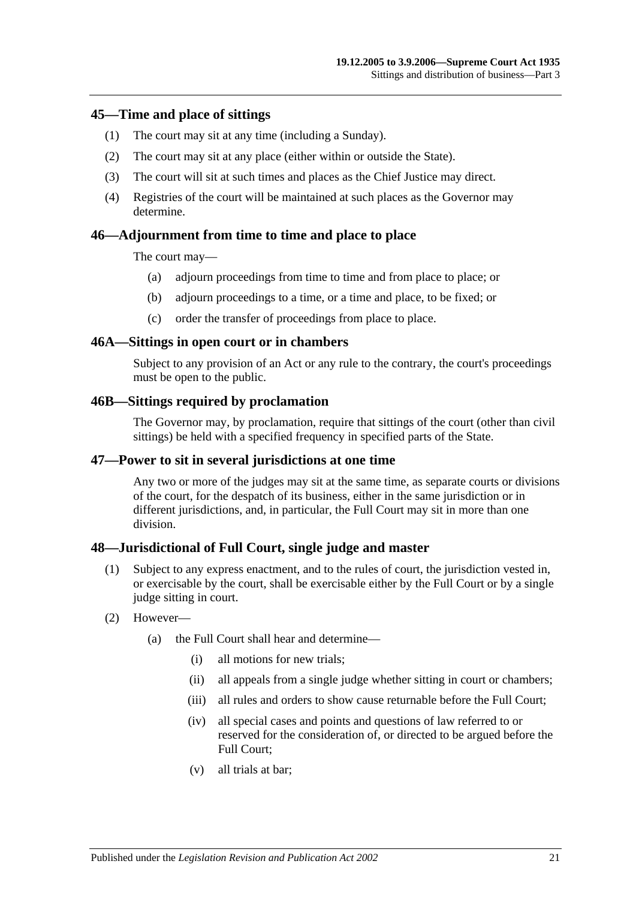## 45—Time and place of sittings

(1) The court may sit at any time (including a Sunday).

(2) The court may sit at any place (either within or outside the State).

(3) The court will sit at such times and places as the Chief Justice may direct.

(4) Registries of the court will be maintained at such places as the Governor may determine.

## 46—Adjournment from time to time and place to place

The court may—

(a) adjourn proceedings from time to time and from place to place; or

(b) adjourn proceedings to a time, or a time and place, to be fixed; or

(c) order the transfer of proceedings from place to place.

## 46A—Sittings in open court or in chambers

Subject to any provision of an Act or any rule to the contrary, the court's proceedings must be open to the public.

## 46B—Sittings required by proclamation

The Governor may, by proclamation, require that sittings of the court (other than civil sittings) be held with a specified frequency in specified parts of the State.

## 47—Power to sit in several jurisdictions at one time

Any two or more of the judges may sit at the same time, as separate courts or divisions of the court, for the despatch of its business, either in the same jurisdiction or in different jurisdictions, and, in particular, the Full Court may sit in more than one division.

## 48—Jurisdictional of Full Court, single judge and master

(1) Subject to any express enactment, and to the rules of court, the jurisdiction vested in, or exercisable by the court, shall be exercisable either by the Full Court or by a single judge sitting in court.

(2) However—

(a) the Full Court shall hear and determine—

(i) all motions for new trials;

(ii) all appeals from a single judge whether sitting in court or chambers;

(iii) all rules and orders to show cause returnable before the Full Court;

(iv) all special cases and points and questions of law referred to or reserved for the consideration of, or directed to be argued before the Full Court;

(v) all trials at bar;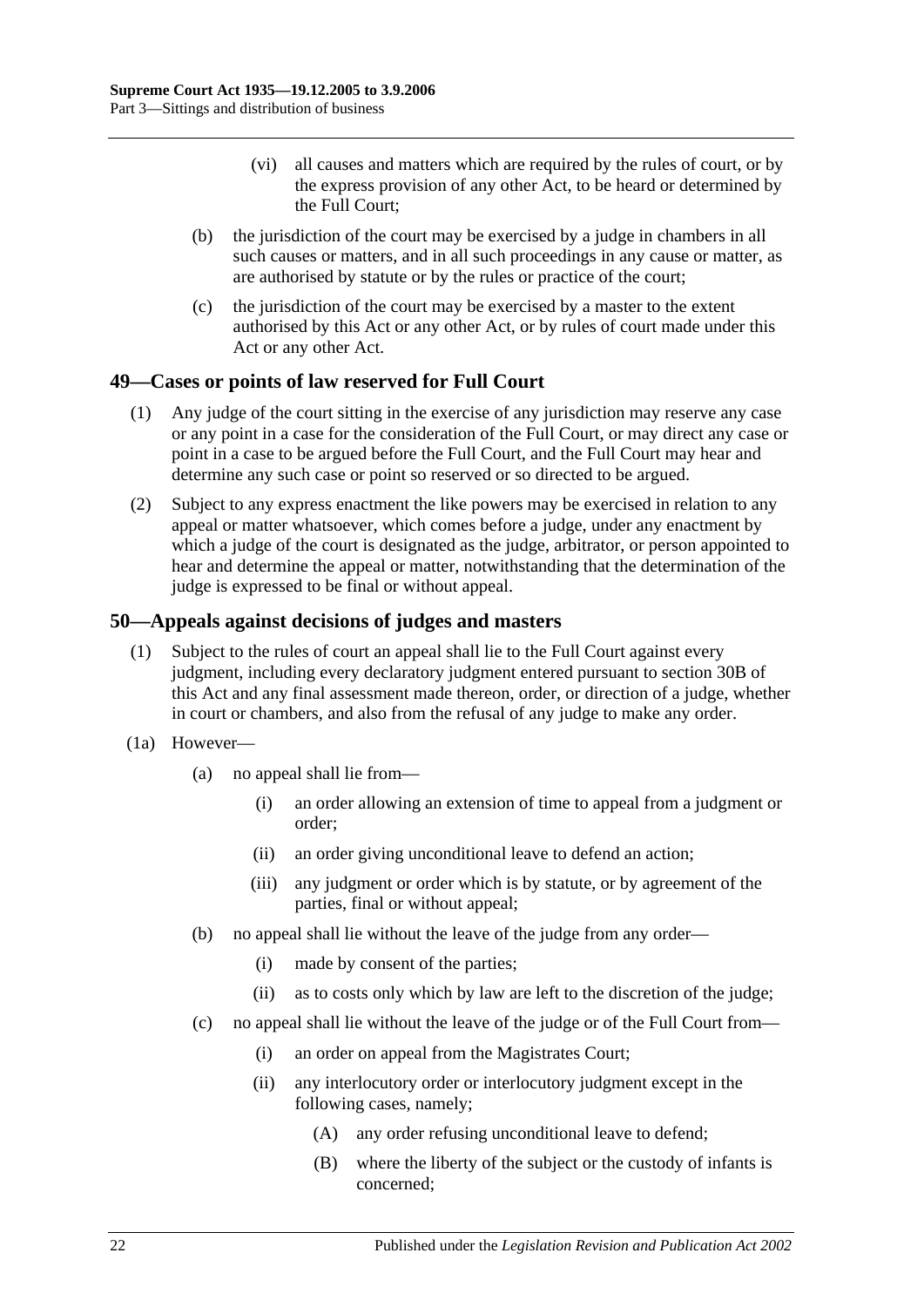(vi) all causes and matters which are required by the rules of court, or by the express provision of any other Act, to be heard or determined by the Full Court;

(b) the jurisdiction of the court may be exercised by a judge in chambers in all such causes or matters, and in all such proceedings in any cause or matter, as are authorised by statute or by the rules or practice of the court;

(c) the jurisdiction of the court may be exercised by a master to the extent authorised by this Act or any other Act, or by rules of court made under this Act or any other Act.

## 49—Cases or points of law reserved for Full Court

(1) Any judge of the court sitting in the exercise of any jurisdiction may reserve any case or any point in a case for the consideration of the Full Court, or may direct any case or point in a case to be argued before the Full Court, and the Full Court may hear and determine any such case or point so reserved or so directed to be argued.

(2) Subject to any express enactment the like powers may be exercised in relation to any appeal or matter whatsoever, which comes before a judge, under any enactment by which a judge of the court is designated as the judge, arbitrator, or person appointed to hear and determine the appeal or matter, notwithstanding that the determination of the judge is expressed to be final or without appeal.

## 50—Appeals against decisions of judges and masters

(1) Subject to the rules of court an appeal shall lie to the Full Court against every judgment, including every declaratory judgment entered pursuant to section 30B of this Act and any final assessment made thereon, order, or direction of a judge, whether in court or chambers, and also from the refusal of any judge to make any order.

(1a) However—

(a) no appeal shall lie from—

(i) an order allowing an extension of time to appeal from a judgment or order;

(ii) an order giving unconditional leave to defend an action;

(iii) any judgment or order which is by statute, or by agreement of the parties, final or without appeal;

(b) no appeal shall lie without the leave of the judge from any order—

(i) made by consent of the parties;

(ii) as to costs only which by law are left to the discretion of the judge;

(c) no appeal shall lie without the leave of the judge or of the Full Court from—

(i) an order on appeal from the Magistrates Court;

(ii) any interlocutory order or interlocutory judgment except in the following cases, namely;

(A) any order refusing unconditional leave to defend;

(B) where the liberty of the subject or the custody of infants is concerned;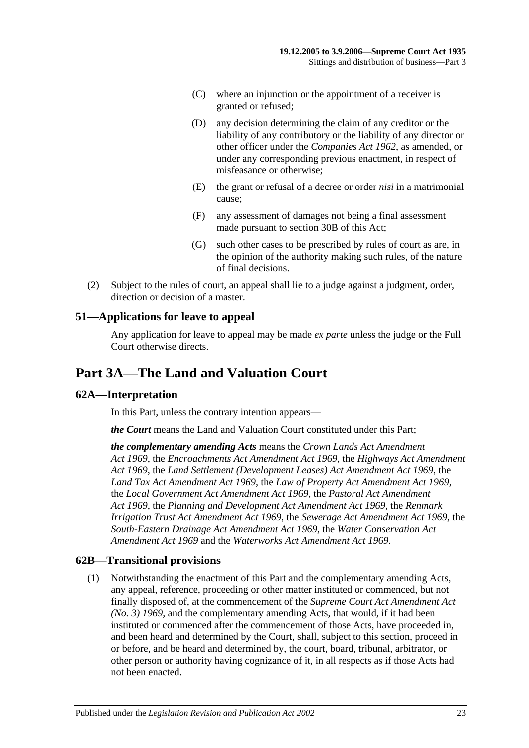(C) where an injunction or the appointment of a receiver is granted or refused;

(D) any decision determining the claim of any creditor or the liability of any contributory or the liability of any director or other officer under the *Companies Act 1962*, as amended, or under any corresponding previous enactment, in respect of misfeasance or otherwise;

(E) the grant or refusal of a decree or order *nisi* in a matrimonial cause;

(F) any assessment of damages not being a final assessment made pursuant to section 30B of this Act;

(G) such other cases to be prescribed by rules of court as are, in the opinion of the authority making such rules, of the nature of final decisions.

(2) Subject to the rules of court, an appeal shall lie to a judge against a judgment, order, direction or decision of a master.

## 51—Applications for leave to appeal

Any application for leave to appeal may be made *ex parte* unless the judge or the Full Court otherwise directs.

# Part 3A—The Land and Valuation Court

## 62A—Interpretation

In this Part, unless the contrary intention appears—

***the Court*** means the Land and Valuation Court constituted under this Part;

***the complementary amending Acts*** means the *Crown Lands Act Amendment Act 1969*, the *Encroachments Act Amendment Act 1969*, the *Highways Act Amendment Act 1969*, the *Land Settlement (Development Leases) Act Amendment Act 1969*, the *Land Tax Act Amendment Act 1969*, the *Law of Property Act Amendment Act 1969*, the *Local Government Act Amendment Act 1969*, the *Pastoral Act Amendment Act 1969*, the *Planning and Development Act Amendment Act 1969*, the *Renmark Irrigation Trust Act Amendment Act 1969*, the *Sewerage Act Amendment Act 1969*, the *South-Eastern Drainage Act Amendment Act 1969*, the *Water Conservation Act Amendment Act 1969* and the *Waterworks Act Amendment Act 1969*.

## 62B—Transitional provisions

(1) Notwithstanding the enactment of this Part and the complementary amending Acts, any appeal, reference, proceeding or other matter instituted or commenced, but not finally disposed of, at the commencement of the *Supreme Court Act Amendment Act (No. 3) 1969*, and the complementary amending Acts, that would, if it had been instituted or commenced after the commencement of those Acts, have proceeded in, and been heard and determined by the Court, shall, subject to this section, proceed in or before, and be heard and determined by, the court, board, tribunal, arbitrator, or other person or authority having cognizance of it, in all respects as if those Acts had not been enacted.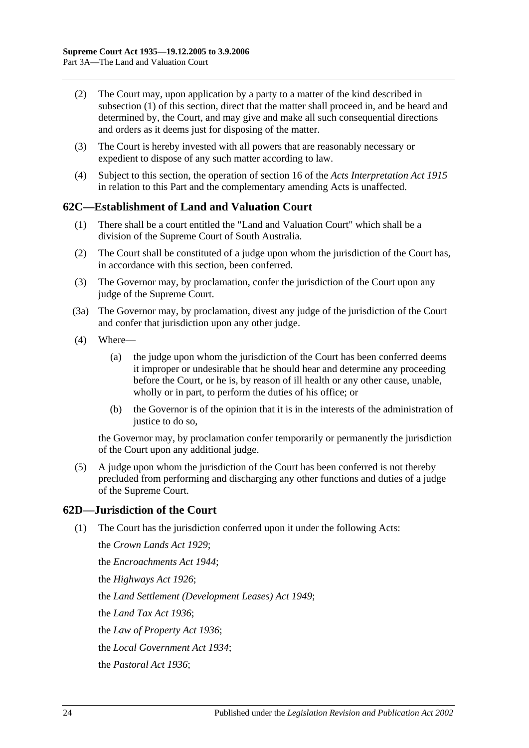(2) The Court may, upon application by a party to a matter of the kind described in subsection (1) of this section, direct that the matter shall proceed in, and be heard and determined by, the Court, and may give and make all such consequential directions and orders as it deems just for disposing of the matter.

(3) The Court is hereby invested with all powers that are reasonably necessary or expedient to dispose of any such matter according to law.

(4) Subject to this section, the operation of section 16 of the *Acts Interpretation Act 1915* in relation to this Part and the complementary amending Acts is unaffected.

## 62C—Establishment of Land and Valuation Court

(1) There shall be a court entitled the "Land and Valuation Court" which shall be a division of the Supreme Court of South Australia.

(2) The Court shall be constituted of a judge upon whom the jurisdiction of the Court has, in accordance with this section, been conferred.

(3) The Governor may, by proclamation, confer the jurisdiction of the Court upon any judge of the Supreme Court.

(3a) The Governor may, by proclamation, divest any judge of the jurisdiction of the Court and confer that jurisdiction upon any other judge.

(4) Where—

(a) the judge upon whom the jurisdiction of the Court has been conferred deems it improper or undesirable that he should hear and determine any proceeding before the Court, or he is, by reason of ill health or any other cause, unable, wholly or in part, to perform the duties of his office; or

(b) the Governor is of the opinion that it is in the interests of the administration of justice to do so,

the Governor may, by proclamation confer temporarily or permanently the jurisdiction of the Court upon any additional judge.

(5) A judge upon whom the jurisdiction of the Court has been conferred is not thereby precluded from performing and discharging any other functions and duties of a judge of the Supreme Court.

## 62D—Jurisdiction of the Court

(1) The Court has the jurisdiction conferred upon it under the following Acts:

the *Crown Lands Act 1929*;

the *Encroachments Act 1944*;

the *Highways Act 1926*;

the *Land Settlement (Development Leases) Act 1949*;

the *Land Tax Act 1936*;

the *Law of Property Act 1936*;

the *Local Government Act 1934*;

the *Pastoral Act 1936*;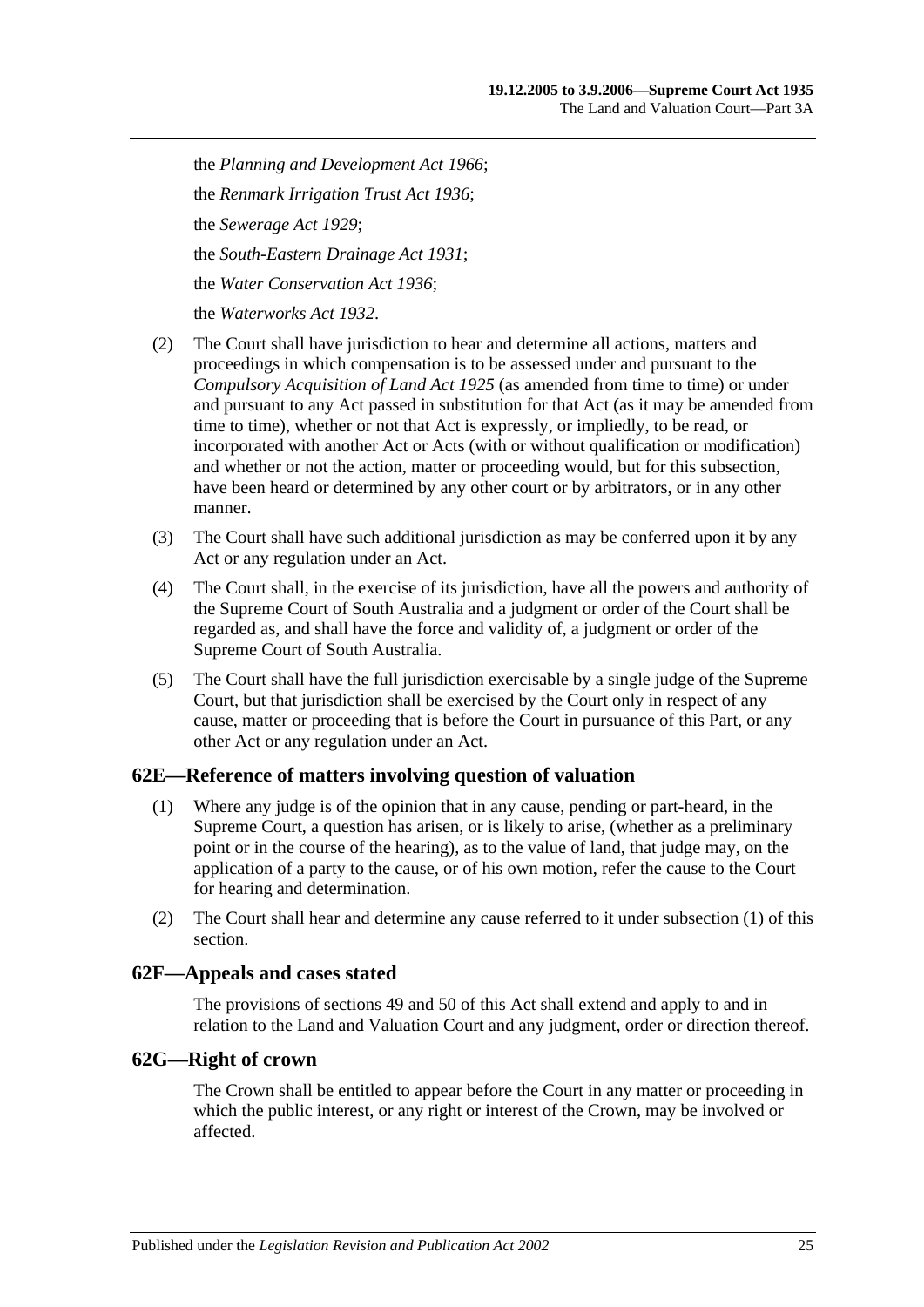the *Planning and Development Act 1966*;

the *Renmark Irrigation Trust Act 1936*;

the *Sewerage Act 1929*;

the *South-Eastern Drainage Act 1931*;

the *Water Conservation Act 1936*;

the *Waterworks Act 1932*.

(2) The Court shall have jurisdiction to hear and determine all actions, matters and proceedings in which compensation is to be assessed under and pursuant to the *Compulsory Acquisition of Land Act 1925* (as amended from time to time) or under and pursuant to any Act passed in substitution for that Act (as it may be amended from time to time), whether or not that Act is expressly, or impliedly, to be read, or incorporated with another Act or Acts (with or without qualification or modification) and whether or not the action, matter or proceeding would, but for this subsection, have been heard or determined by any other court or by arbitrators, or in any other manner.

(3) The Court shall have such additional jurisdiction as may be conferred upon it by any Act or any regulation under an Act.

(4) The Court shall, in the exercise of its jurisdiction, have all the powers and authority of the Supreme Court of South Australia and a judgment or order of the Court shall be regarded as, and shall have the force and validity of, a judgment or order of the Supreme Court of South Australia.

(5) The Court shall have the full jurisdiction exercisable by a single judge of the Supreme Court, but that jurisdiction shall be exercised by the Court only in respect of any cause, matter or proceeding that is before the Court in pursuance of this Part, or any other Act or any regulation under an Act.

## 62E—Reference of matters involving question of valuation

(1) Where any judge is of the opinion that in any cause, pending or part-heard, in the Supreme Court, a question has arisen, or is likely to arise, (whether as a preliminary point or in the course of the hearing), as to the value of land, that judge may, on the application of a party to the cause, or of his own motion, refer the cause to the Court for hearing and determination.

(2) The Court shall hear and determine any cause referred to it under subsection (1) of this section.

## 62F—Appeals and cases stated

The provisions of sections 49 and 50 of this Act shall extend and apply to and in relation to the Land and Valuation Court and any judgment, order or direction thereof.

## 62G—Right of crown

The Crown shall be entitled to appear before the Court in any matter or proceeding in which the public interest, or any right or interest of the Crown, may be involved or affected.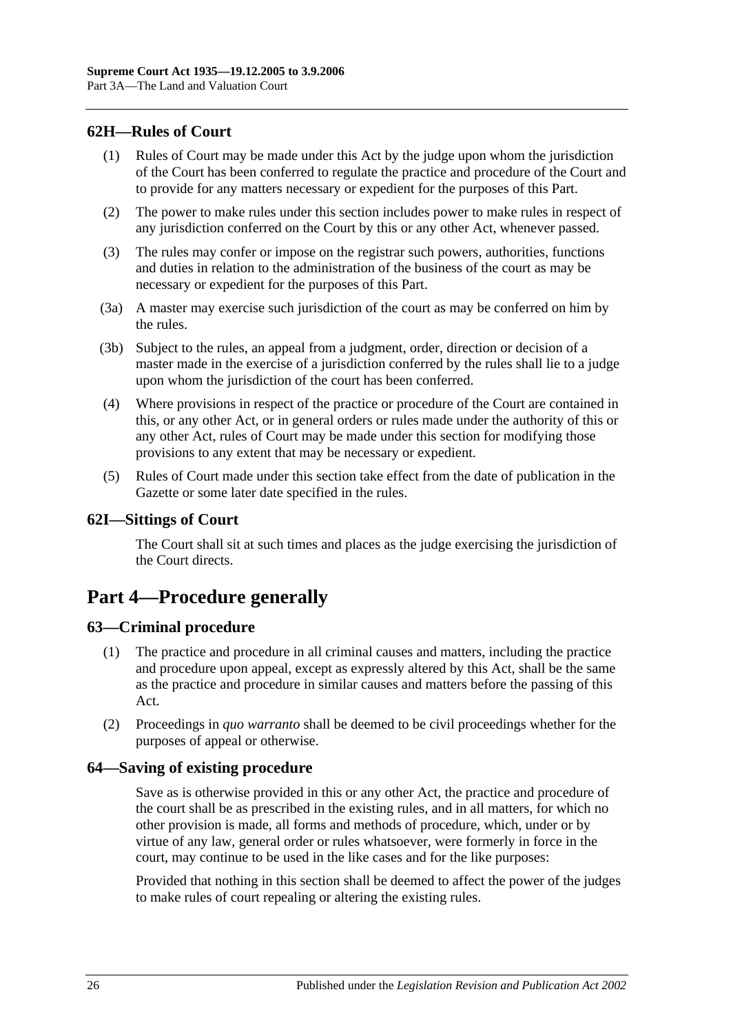## 62H—Rules of Court

(1) Rules of Court may be made under this Act by the judge upon whom the jurisdiction of the Court has been conferred to regulate the practice and procedure of the Court and to provide for any matters necessary or expedient for the purposes of this Part.

(2) The power to make rules under this section includes power to make rules in respect of any jurisdiction conferred on the Court by this or any other Act, whenever passed.

(3) The rules may confer or impose on the registrar such powers, authorities, functions and duties in relation to the administration of the business of the court as may be necessary or expedient for the purposes of this Part.

(3a) A master may exercise such jurisdiction of the court as may be conferred on him by the rules.

(3b) Subject to the rules, an appeal from a judgment, order, direction or decision of a master made in the exercise of a jurisdiction conferred by the rules shall lie to a judge upon whom the jurisdiction of the court has been conferred.

(4) Where provisions in respect of the practice or procedure of the Court are contained in this, or any other Act, or in general orders or rules made under the authority of this or any other Act, rules of Court may be made under this section for modifying those provisions to any extent that may be necessary or expedient.

(5) Rules of Court made under this section take effect from the date of publication in the Gazette or some later date specified in the rules.

## 62I—Sittings of Court

The Court shall sit at such times and places as the judge exercising the jurisdiction of the Court directs.

# Part 4—Procedure generally

## 63—Criminal procedure

(1) The practice and procedure in all criminal causes and matters, including the practice and procedure upon appeal, except as expressly altered by this Act, shall be the same as the practice and procedure in similar causes and matters before the passing of this Act.

(2) Proceedings in *quo warranto* shall be deemed to be civil proceedings whether for the purposes of appeal or otherwise.

## 64—Saving of existing procedure

Save as is otherwise provided in this or any other Act, the practice and procedure of the court shall be as prescribed in the existing rules, and in all matters, for which no other provision is made, all forms and methods of procedure, which, under or by virtue of any law, general order or rules whatsoever, were formerly in force in the court, may continue to be used in the like cases and for the like purposes:

Provided that nothing in this section shall be deemed to affect the power of the judges to make rules of court repealing or altering the existing rules.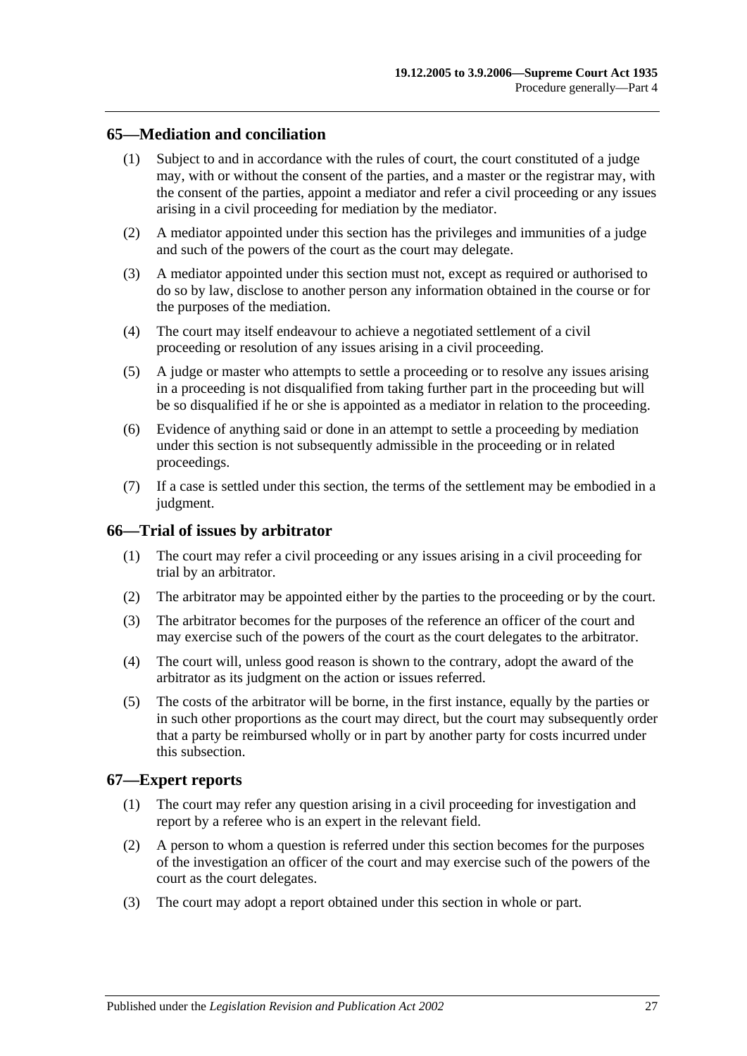## 65—Mediation and conciliation

(1) Subject to and in accordance with the rules of court, the court constituted of a judge may, with or without the consent of the parties, and a master or the registrar may, with the consent of the parties, appoint a mediator and refer a civil proceeding or any issues arising in a civil proceeding for mediation by the mediator.

(2) A mediator appointed under this section has the privileges and immunities of a judge and such of the powers of the court as the court may delegate.

(3) A mediator appointed under this section must not, except as required or authorised to do so by law, disclose to another person any information obtained in the course or for the purposes of the mediation.

(4) The court may itself endeavour to achieve a negotiated settlement of a civil proceeding or resolution of any issues arising in a civil proceeding.

(5) A judge or master who attempts to settle a proceeding or to resolve any issues arising in a proceeding is not disqualified from taking further part in the proceeding but will be so disqualified if he or she is appointed as a mediator in relation to the proceeding.

(6) Evidence of anything said or done in an attempt to settle a proceeding by mediation under this section is not subsequently admissible in the proceeding or in related proceedings.

(7) If a case is settled under this section, the terms of the settlement may be embodied in a judgment.

## 66—Trial of issues by arbitrator

(1) The court may refer a civil proceeding or any issues arising in a civil proceeding for trial by an arbitrator.

(2) The arbitrator may be appointed either by the parties to the proceeding or by the court.

(3) The arbitrator becomes for the purposes of the reference an officer of the court and may exercise such of the powers of the court as the court delegates to the arbitrator.

(4) The court will, unless good reason is shown to the contrary, adopt the award of the arbitrator as its judgment on the action or issues referred.

(5) The costs of the arbitrator will be borne, in the first instance, equally by the parties or in such other proportions as the court may direct, but the court may subsequently order that a party be reimbursed wholly or in part by another party for costs incurred under this subsection.

## 67—Expert reports

(1) The court may refer any question arising in a civil proceeding for investigation and report by a referee who is an expert in the relevant field.

(2) A person to whom a question is referred under this section becomes for the purposes of the investigation an officer of the court and may exercise such of the powers of the court as the court delegates.

(3) The court may adopt a report obtained under this section in whole or part.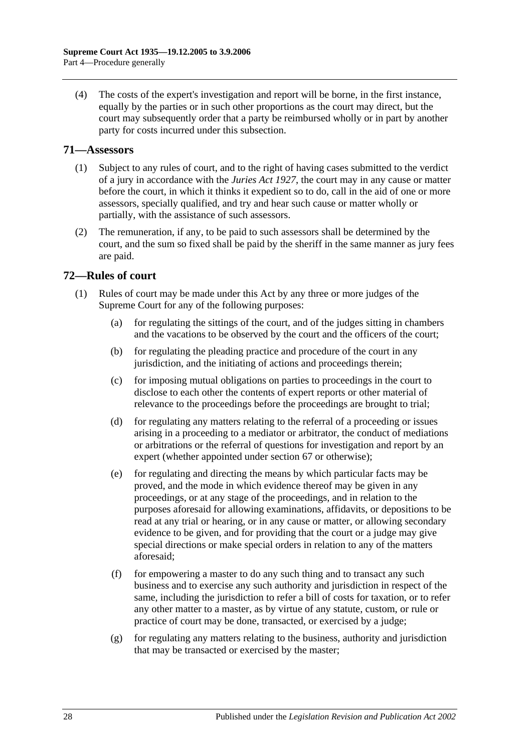(4) The costs of the expert's investigation and report will be borne, in the first instance, equally by the parties or in such other proportions as the court may direct, but the court may subsequently order that a party be reimbursed wholly or in part by another party for costs incurred under this subsection.

## 71—Assessors

(1) Subject to any rules of court, and to the right of having cases submitted to the verdict of a jury in accordance with the *Juries Act 1927*, the court may in any cause or matter before the court, in which it thinks it expedient so to do, call in the aid of one or more assessors, specially qualified, and try and hear such cause or matter wholly or partially, with the assistance of such assessors.

(2) The remuneration, if any, to be paid to such assessors shall be determined by the court, and the sum so fixed shall be paid by the sheriff in the same manner as jury fees are paid.

## 72—Rules of court

(1) Rules of court may be made under this Act by any three or more judges of the Supreme Court for any of the following purposes:

- (a) for regulating the sittings of the court, and of the judges sitting in chambers and the vacations to be observed by the court and the officers of the court;
- (b) for regulating the pleading practice and procedure of the court in any jurisdiction, and the initiating of actions and proceedings therein;
- (c) for imposing mutual obligations on parties to proceedings in the court to disclose to each other the contents of expert reports or other material of relevance to the proceedings before the proceedings are brought to trial;
- (d) for regulating any matters relating to the referral of a proceeding or issues arising in a proceeding to a mediator or arbitrator, the conduct of mediations or arbitrations or the referral of questions for investigation and report by an expert (whether appointed under section 67 or otherwise);
- (e) for regulating and directing the means by which particular facts may be proved, and the mode in which evidence thereof may be given in any proceedings, or at any stage of the proceedings, and in relation to the purposes aforesaid for allowing examinations, affidavits, or depositions to be read at any trial or hearing, or in any cause or matter, or allowing secondary evidence to be given, and for providing that the court or a judge may give special directions or make special orders in relation to any of the matters aforesaid;
- (f) for empowering a master to do any such thing and to transact any such business and to exercise any such authority and jurisdiction in respect of the same, including the jurisdiction to refer a bill of costs for taxation, or to refer any other matter to a master, as by virtue of any statute, custom, or rule or practice of court may be done, transacted, or exercised by a judge;
- (g) for regulating any matters relating to the business, authority and jurisdiction that may be transacted or exercised by the master;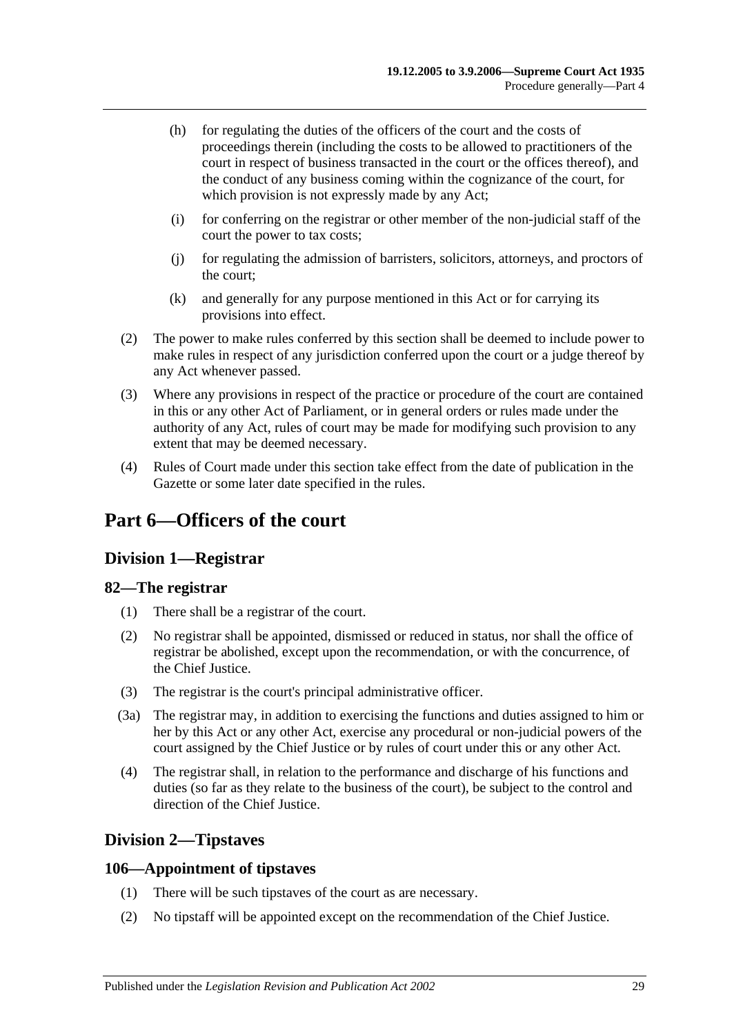(h) for regulating the duties of the officers of the court and the costs of proceedings therein (including the costs to be allowed to practitioners of the court in respect of business transacted in the court or the offices thereof), and the conduct of any business coming within the cognizance of the court, for which provision is not expressly made by any Act;

(i) for conferring on the registrar or other member of the non-judicial staff of the court the power to tax costs;

(j) for regulating the admission of barristers, solicitors, attorneys, and proctors of the court;

(k) and generally for any purpose mentioned in this Act or for carrying its provisions into effect.

(2) The power to make rules conferred by this section shall be deemed to include power to make rules in respect of any jurisdiction conferred upon the court or a judge thereof by any Act whenever passed.

(3) Where any provisions in respect of the practice or procedure of the court are contained in this or any other Act of Parliament, or in general orders or rules made under the authority of any Act, rules of court may be made for modifying such provision to any extent that may be deemed necessary.

(4) Rules of Court made under this section take effect from the date of publication in the Gazette or some later date specified in the rules.

# Part 6—Officers of the court

## Division 1—Registrar

### 82—The registrar

(1) There shall be a registrar of the court.

(2) No registrar shall be appointed, dismissed or reduced in status, nor shall the office of registrar be abolished, except upon the recommendation, or with the concurrence, of the Chief Justice.

(3) The registrar is the court's principal administrative officer.

(3a) The registrar may, in addition to exercising the functions and duties assigned to him or her by this Act or any other Act, exercise any procedural or non-judicial powers of the court assigned by the Chief Justice or by rules of court under this or any other Act.

(4) The registrar shall, in relation to the performance and discharge of his functions and duties (so far as they relate to the business of the court), be subject to the control and direction of the Chief Justice.

## Division 2—Tipstaves

### 106—Appointment of tipstaves

(1) There will be such tipstaves of the court as are necessary.

(2) No tipstaff will be appointed except on the recommendation of the Chief Justice.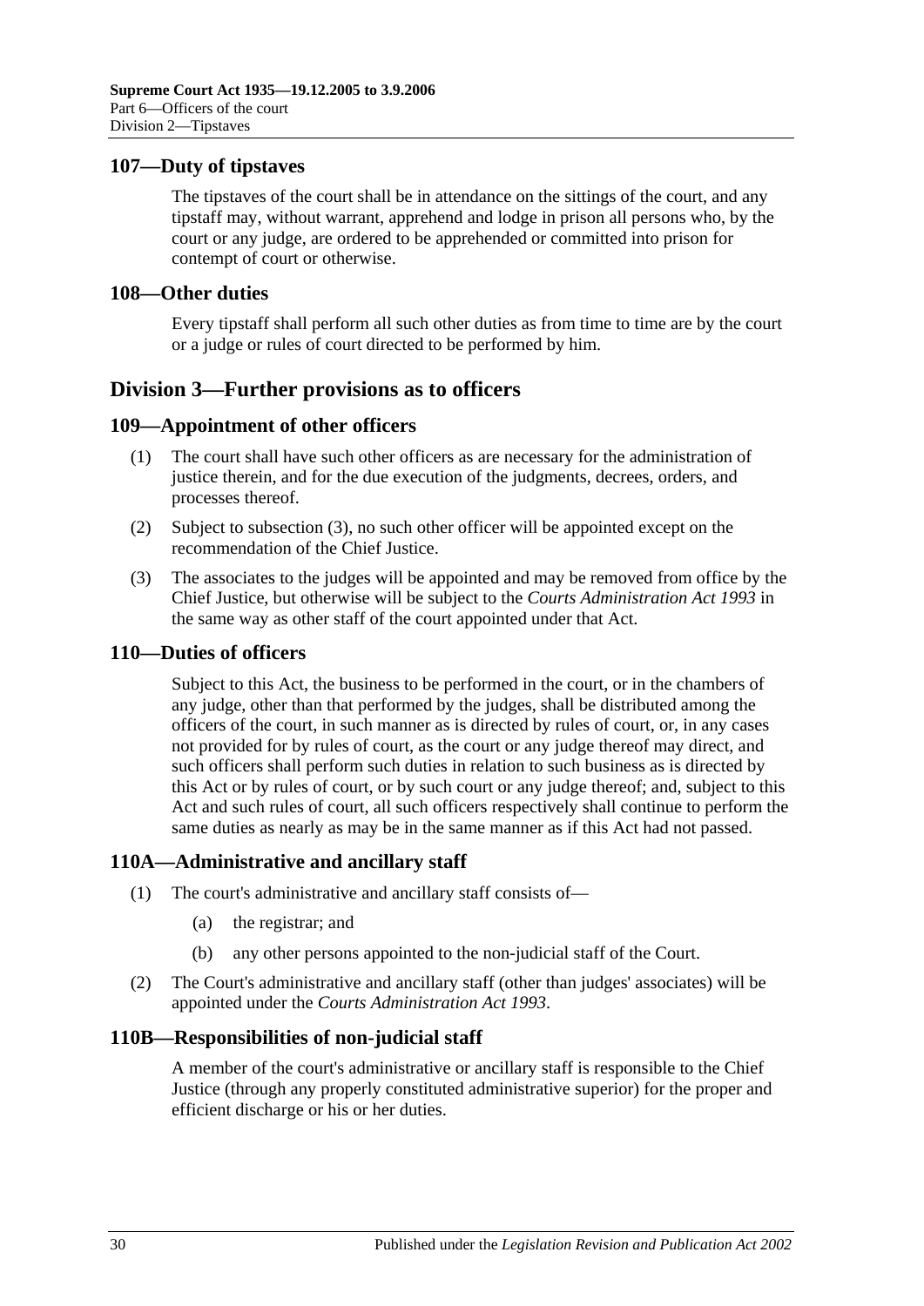## 107—Duty of tipstaves

The tipstaves of the court shall be in attendance on the sittings of the court, and any tipstaff may, without warrant, apprehend and lodge in prison all persons who, by the court or any judge, are ordered to be apprehended or committed into prison for contempt of court or otherwise.

## 108—Other duties

Every tipstaff shall perform all such other duties as from time to time are by the court or a judge or rules of court directed to be performed by him.

# Division 3—Further provisions as to officers

## 109—Appointment of other officers

(1) The court shall have such other officers as are necessary for the administration of justice therein, and for the due execution of the judgments, decrees, orders, and processes thereof.

(2) Subject to subsection (3), no such other officer will be appointed except on the recommendation of the Chief Justice.

(3) The associates to the judges will be appointed and may be removed from office by the Chief Justice, but otherwise will be subject to the *Courts Administration Act 1993* in the same way as other staff of the court appointed under that Act.

## 110—Duties of officers

Subject to this Act, the business to be performed in the court, or in the chambers of any judge, other than that performed by the judges, shall be distributed among the officers of the court, in such manner as is directed by rules of court, or, in any cases not provided for by rules of court, as the court or any judge thereof may direct, and such officers shall perform such duties in relation to such business as is directed by this Act or by rules of court, or by such court or any judge thereof; and, subject to this Act and such rules of court, all such officers respectively shall continue to perform the same duties as nearly as may be in the same manner as if this Act had not passed.

## 110A—Administrative and ancillary staff

(1) The court's administrative and ancillary staff consists of—

  (a) the registrar; and

  (b) any other persons appointed to the non-judicial staff of the Court.

(2) The Court's administrative and ancillary staff (other than judges' associates) will be appointed under the *Courts Administration Act 1993*.

## 110B—Responsibilities of non-judicial staff

A member of the court's administrative or ancillary staff is responsible to the Chief Justice (through any properly constituted administrative superior) for the proper and efficient discharge or his or her duties.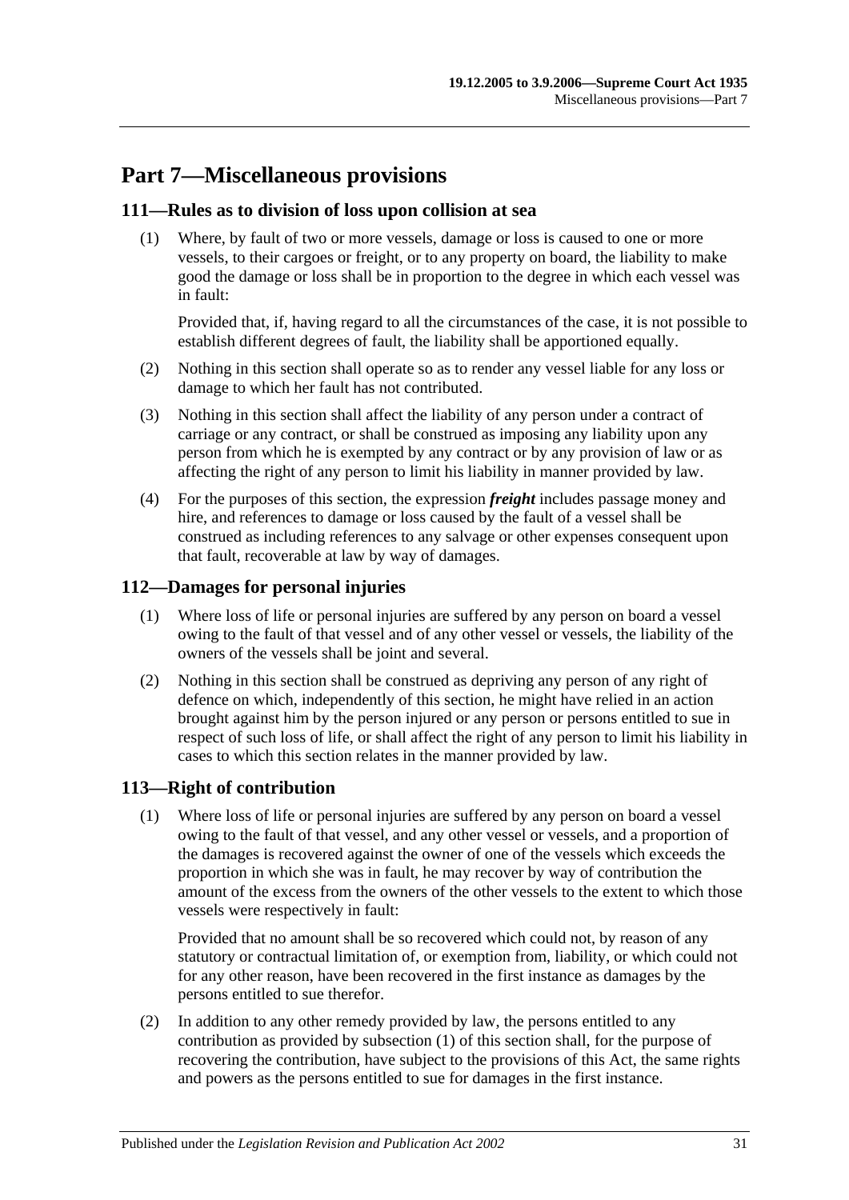# Part 7—Miscellaneous provisions

## 111—Rules as to division of loss upon collision at sea

(1) Where, by fault of two or more vessels, damage or loss is caused to one or more vessels, to their cargoes or freight, or to any property on board, the liability to make good the damage or loss shall be in proportion to the degree in which each vessel was in fault:

Provided that, if, having regard to all the circumstances of the case, it is not possible to establish different degrees of fault, the liability shall be apportioned equally.

(2) Nothing in this section shall operate so as to render any vessel liable for any loss or damage to which her fault has not contributed.

(3) Nothing in this section shall affect the liability of any person under a contract of carriage or any contract, or shall be construed as imposing any liability upon any person from which he is exempted by any contract or by any provision of law or as affecting the right of any person to limit his liability in manner provided by law.

(4) For the purposes of this section, the expression ***freight*** includes passage money and hire, and references to damage or loss caused by the fault of a vessel shall be construed as including references to any salvage or other expenses consequent upon that fault, recoverable at law by way of damages.

## 112—Damages for personal injuries

(1) Where loss of life or personal injuries are suffered by any person on board a vessel owing to the fault of that vessel and of any other vessel or vessels, the liability of the owners of the vessels shall be joint and several.

(2) Nothing in this section shall be construed as depriving any person of any right of defence on which, independently of this section, he might have relied in an action brought against him by the person injured or any person or persons entitled to sue in respect of such loss of life, or shall affect the right of any person to limit his liability in cases to which this section relates in the manner provided by law.

## 113—Right of contribution

(1) Where loss of life or personal injuries are suffered by any person on board a vessel owing to the fault of that vessel, and any other vessel or vessels, and a proportion of the damages is recovered against the owner of one of the vessels which exceeds the proportion in which she was in fault, he may recover by way of contribution the amount of the excess from the owners of the other vessels to the extent to which those vessels were respectively in fault:

Provided that no amount shall be so recovered which could not, by reason of any statutory or contractual limitation of, or exemption from, liability, or which could not for any other reason, have been recovered in the first instance as damages by the persons entitled to sue therefor.

(2) In addition to any other remedy provided by law, the persons entitled to any contribution as provided by subsection (1) of this section shall, for the purpose of recovering the contribution, have subject to the provisions of this Act, the same rights and powers as the persons entitled to sue for damages in the first instance.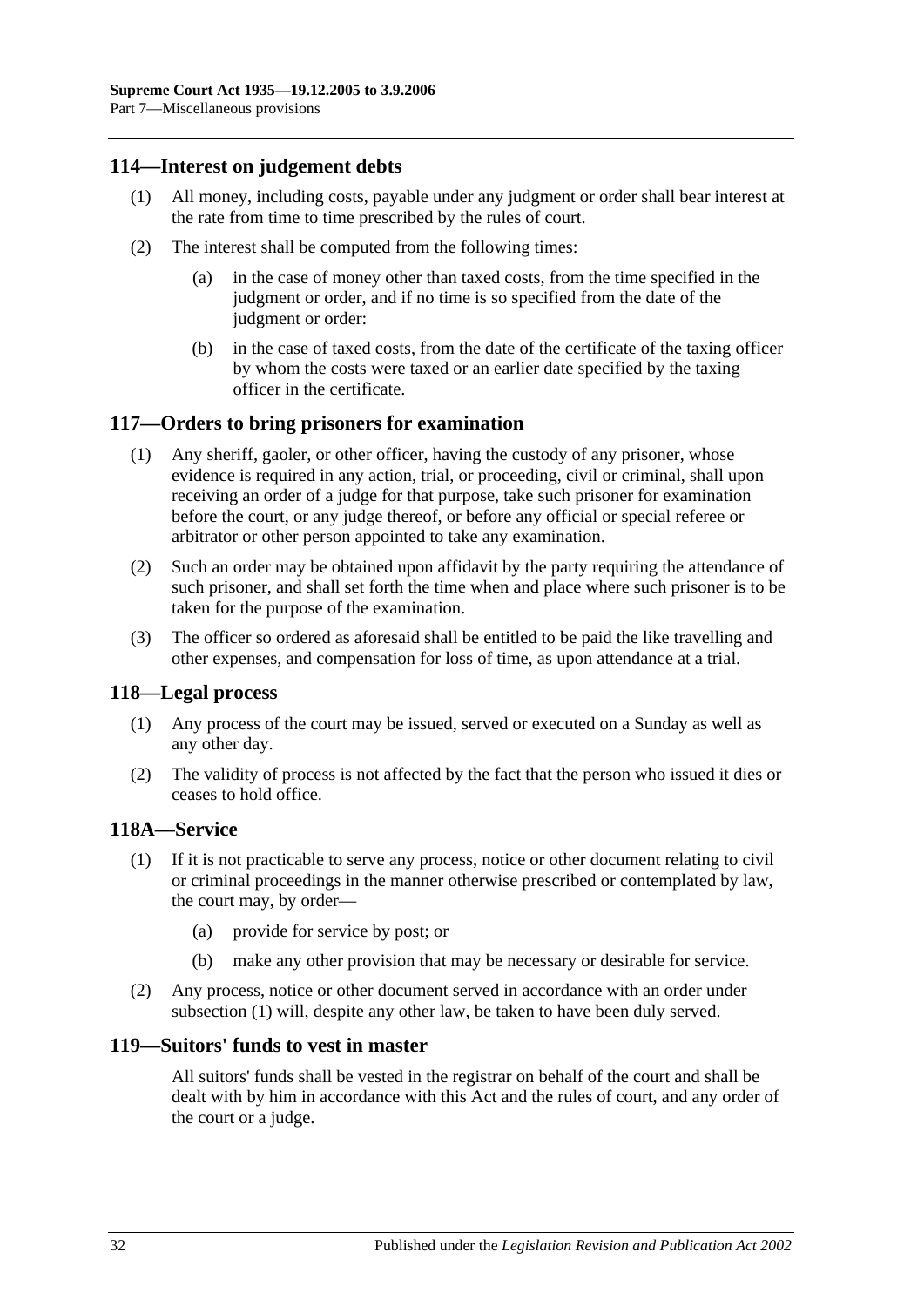## 114—Interest on judgement debts

(1) All money, including costs, payable under any judgment or order shall bear interest at the rate from time to time prescribed by the rules of court.

(2) The interest shall be computed from the following times:

(a) in the case of money other than taxed costs, from the time specified in the judgment or order, and if no time is so specified from the date of the judgment or order:

(b) in the case of taxed costs, from the date of the certificate of the taxing officer by whom the costs were taxed or an earlier date specified by the taxing officer in the certificate.

## 117—Orders to bring prisoners for examination

(1) Any sheriff, gaoler, or other officer, having the custody of any prisoner, whose evidence is required in any action, trial, or proceeding, civil or criminal, shall upon receiving an order of a judge for that purpose, take such prisoner for examination before the court, or any judge thereof, or before any official or special referee or arbitrator or other person appointed to take any examination.

(2) Such an order may be obtained upon affidavit by the party requiring the attendance of such prisoner, and shall set forth the time when and place where such prisoner is to be taken for the purpose of the examination.

(3) The officer so ordered as aforesaid shall be entitled to be paid the like travelling and other expenses, and compensation for loss of time, as upon attendance at a trial.

## 118—Legal process

(1) Any process of the court may be issued, served or executed on a Sunday as well as any other day.

(2) The validity of process is not affected by the fact that the person who issued it dies or ceases to hold office.

## 118A—Service

(1) If it is not practicable to serve any process, notice or other document relating to civil or criminal proceedings in the manner otherwise prescribed or contemplated by law, the court may, by order—

(a) provide for service by post; or

(b) make any other provision that may be necessary or desirable for service.

(2) Any process, notice or other document served in accordance with an order under subsection (1) will, despite any other law, be taken to have been duly served.

## 119—Suitors' funds to vest in master

All suitors' funds shall be vested in the registrar on behalf of the court and shall be dealt with by him in accordance with this Act and the rules of court, and any order of the court or a judge.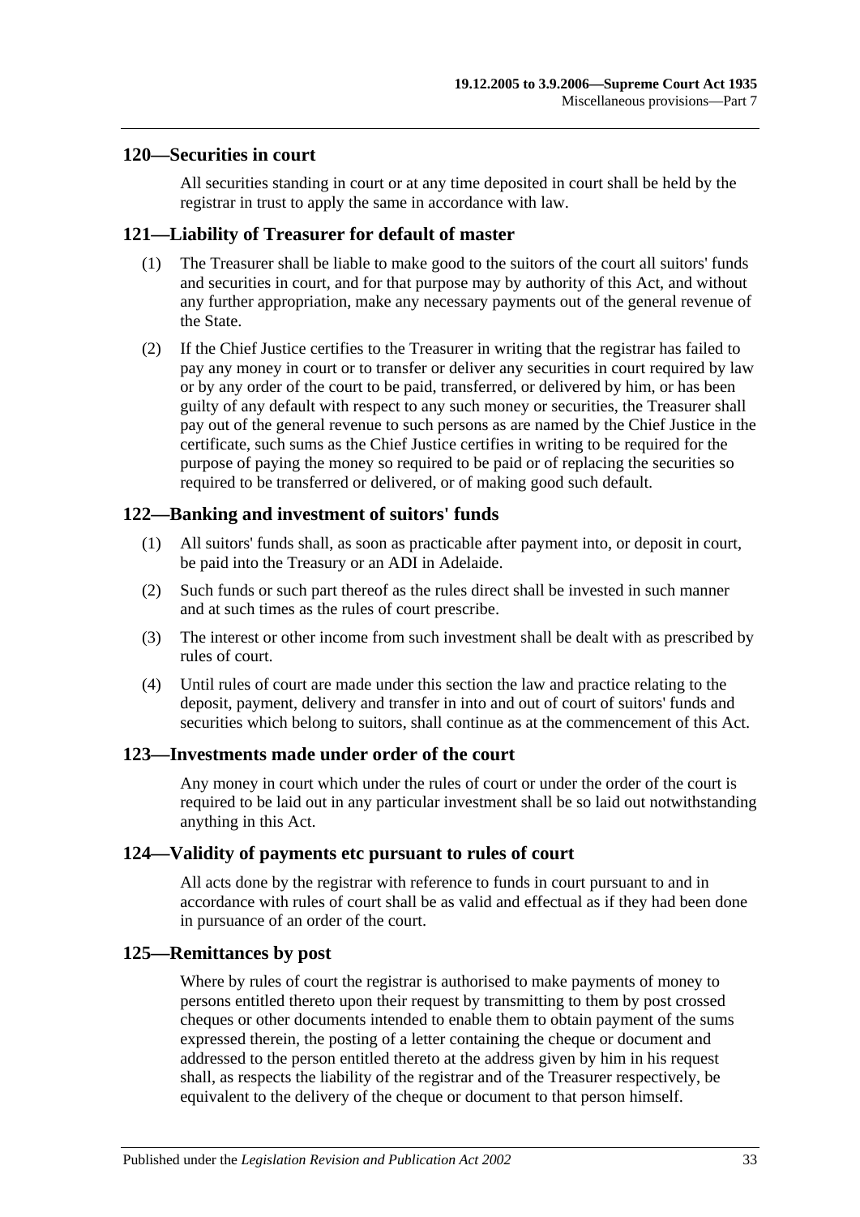## 120—Securities in court

All securities standing in court or at any time deposited in court shall be held by the registrar in trust to apply the same in accordance with law.

## 121—Liability of Treasurer for default of master

(1) The Treasurer shall be liable to make good to the suitors of the court all suitors' funds and securities in court, and for that purpose may by authority of this Act, and without any further appropriation, make any necessary payments out of the general revenue of the State.

(2) If the Chief Justice certifies to the Treasurer in writing that the registrar has failed to pay any money in court or to transfer or deliver any securities in court required by law or by any order of the court to be paid, transferred, or delivered by him, or has been guilty of any default with respect to any such money or securities, the Treasurer shall pay out of the general revenue to such persons as are named by the Chief Justice in the certificate, such sums as the Chief Justice certifies in writing to be required for the purpose of paying the money so required to be paid or of replacing the securities so required to be transferred or delivered, or of making good such default.

## 122—Banking and investment of suitors' funds

(1) All suitors' funds shall, as soon as practicable after payment into, or deposit in court, be paid into the Treasury or an ADI in Adelaide.

(2) Such funds or such part thereof as the rules direct shall be invested in such manner and at such times as the rules of court prescribe.

(3) The interest or other income from such investment shall be dealt with as prescribed by rules of court.

(4) Until rules of court are made under this section the law and practice relating to the deposit, payment, delivery and transfer in into and out of court of suitors' funds and securities which belong to suitors, shall continue as at the commencement of this Act.

## 123—Investments made under order of the court

Any money in court which under the rules of court or under the order of the court is required to be laid out in any particular investment shall be so laid out notwithstanding anything in this Act.

## 124—Validity of payments etc pursuant to rules of court

All acts done by the registrar with reference to funds in court pursuant to and in accordance with rules of court shall be as valid and effectual as if they had been done in pursuance of an order of the court.

## 125—Remittances by post

Where by rules of court the registrar is authorised to make payments of money to persons entitled thereto upon their request by transmitting to them by post crossed cheques or other documents intended to enable them to obtain payment of the sums expressed therein, the posting of a letter containing the cheque or document and addressed to the person entitled thereto at the address given by him in his request shall, as respects the liability of the registrar and of the Treasurer respectively, be equivalent to the delivery of the cheque or document to that person himself.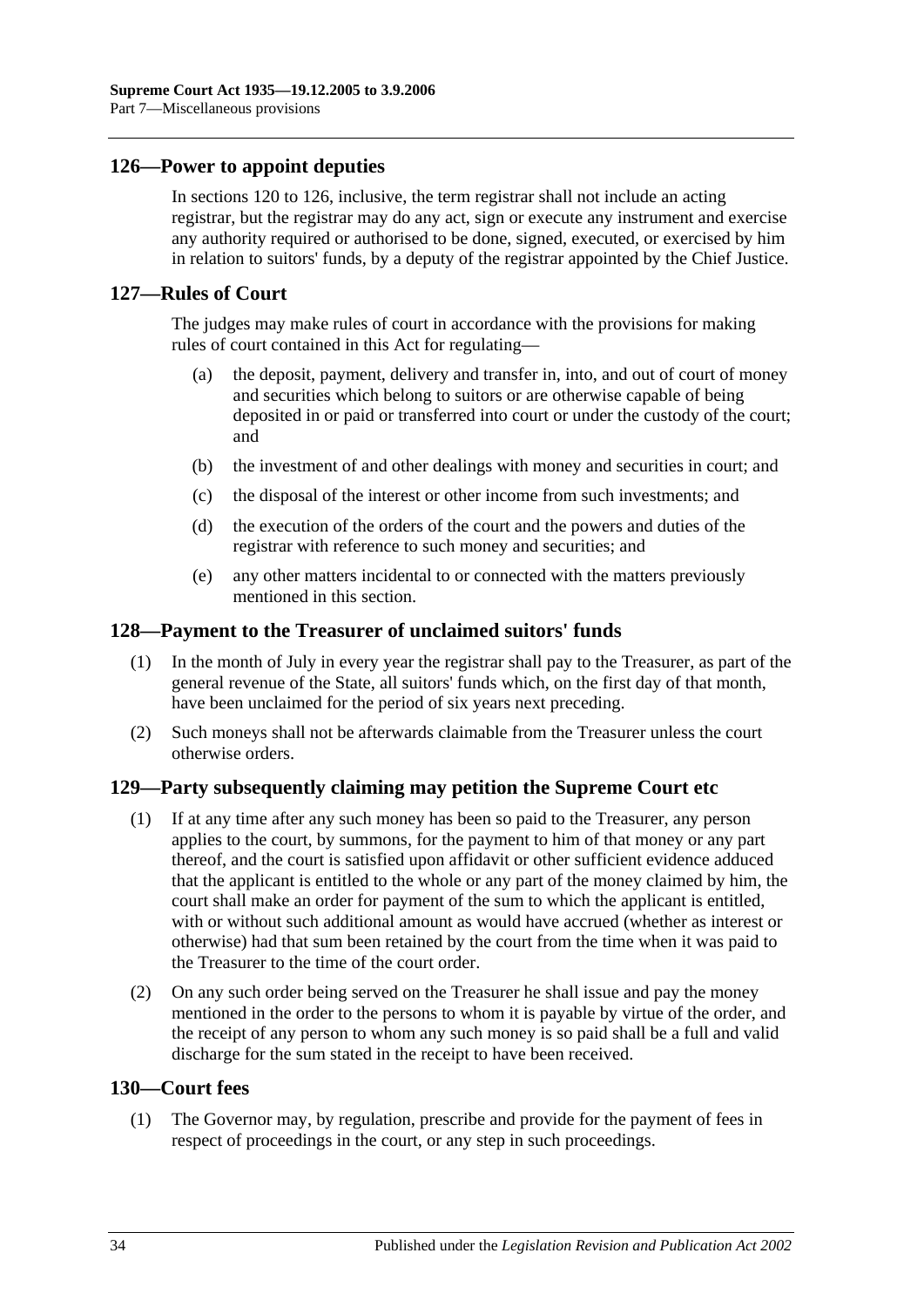## 126—Power to appoint deputies

In sections 120 to 126, inclusive, the term registrar shall not include an acting registrar, but the registrar may do any act, sign or execute any instrument and exercise any authority required or authorised to be done, signed, executed, or exercised by him in relation to suitors' funds, by a deputy of the registrar appointed by the Chief Justice.

## 127—Rules of Court

The judges may make rules of court in accordance with the provisions for making rules of court contained in this Act for regulating—

(a) the deposit, payment, delivery and transfer in, into, and out of court of money and securities which belong to suitors or are otherwise capable of being deposited in or paid or transferred into court or under the custody of the court; and

(b) the investment of and other dealings with money and securities in court; and

(c) the disposal of the interest or other income from such investments; and

(d) the execution of the orders of the court and the powers and duties of the registrar with reference to such money and securities; and

(e) any other matters incidental to or connected with the matters previously mentioned in this section.

## 128—Payment to the Treasurer of unclaimed suitors' funds

(1) In the month of July in every year the registrar shall pay to the Treasurer, as part of the general revenue of the State, all suitors' funds which, on the first day of that month, have been unclaimed for the period of six years next preceding.

(2) Such moneys shall not be afterwards claimable from the Treasurer unless the court otherwise orders.

## 129—Party subsequently claiming may petition the Supreme Court etc

(1) If at any time after any such money has been so paid to the Treasurer, any person applies to the court, by summons, for the payment to him of that money or any part thereof, and the court is satisfied upon affidavit or other sufficient evidence adduced that the applicant is entitled to the whole or any part of the money claimed by him, the court shall make an order for payment of the sum to which the applicant is entitled, with or without such additional amount as would have accrued (whether as interest or otherwise) had that sum been retained by the court from the time when it was paid to the Treasurer to the time of the court order.

(2) On any such order being served on the Treasurer he shall issue and pay the money mentioned in the order to the persons to whom it is payable by virtue of the order, and the receipt of any person to whom any such money is so paid shall be a full and valid discharge for the sum stated in the receipt to have been received.

## 130—Court fees

(1) The Governor may, by regulation, prescribe and provide for the payment of fees in respect of proceedings in the court, or any step in such proceedings.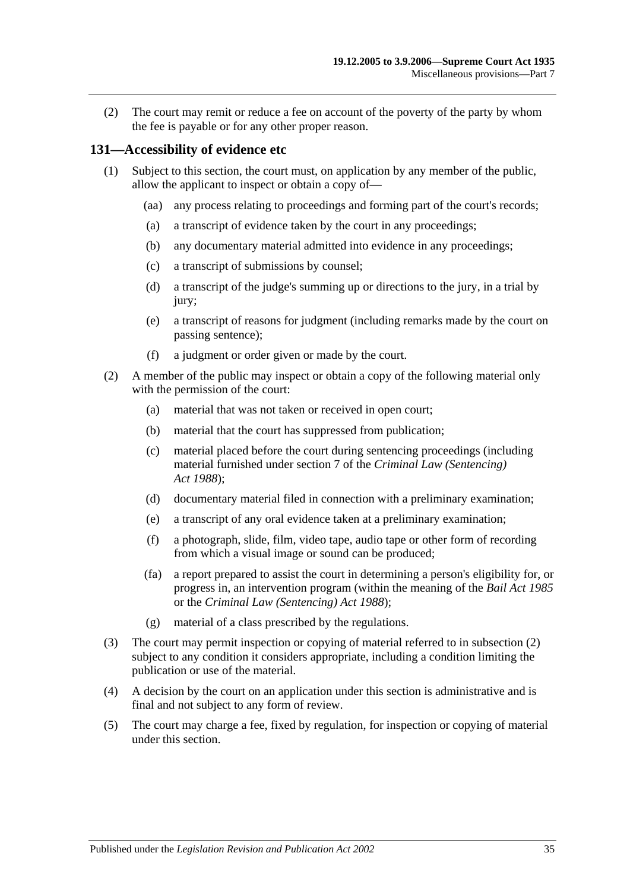(2) The court may remit or reduce a fee on account of the poverty of the party by whom the fee is payable or for any other proper reason.

## 131—Accessibility of evidence etc

(1) Subject to this section, the court must, on application by any member of the public, allow the applicant to inspect or obtain a copy of—

(aa) any process relating to proceedings and forming part of the court's records;

(a) a transcript of evidence taken by the court in any proceedings;

(b) any documentary material admitted into evidence in any proceedings;

(c) a transcript of submissions by counsel;

(d) a transcript of the judge's summing up or directions to the jury, in a trial by jury;

(e) a transcript of reasons for judgment (including remarks made by the court on passing sentence);

(f) a judgment or order given or made by the court.

(2) A member of the public may inspect or obtain a copy of the following material only with the permission of the court:

(a) material that was not taken or received in open court;

(b) material that the court has suppressed from publication;

(c) material placed before the court during sentencing proceedings (including material furnished under section 7 of the *Criminal Law (Sentencing) Act 1988*);

(d) documentary material filed in connection with a preliminary examination;

(e) a transcript of any oral evidence taken at a preliminary examination;

(f) a photograph, slide, film, video tape, audio tape or other form of recording from which a visual image or sound can be produced;

(fa) a report prepared to assist the court in determining a person's eligibility for, or progress in, an intervention program (within the meaning of the *Bail Act 1985* or the *Criminal Law (Sentencing) Act 1988*);

(g) material of a class prescribed by the regulations.

(3) The court may permit inspection or copying of material referred to in subsection (2) subject to any condition it considers appropriate, including a condition limiting the publication or use of the material.

(4) A decision by the court on an application under this section is administrative and is final and not subject to any form of review.

(5) The court may charge a fee, fixed by regulation, for inspection or copying of material under this section.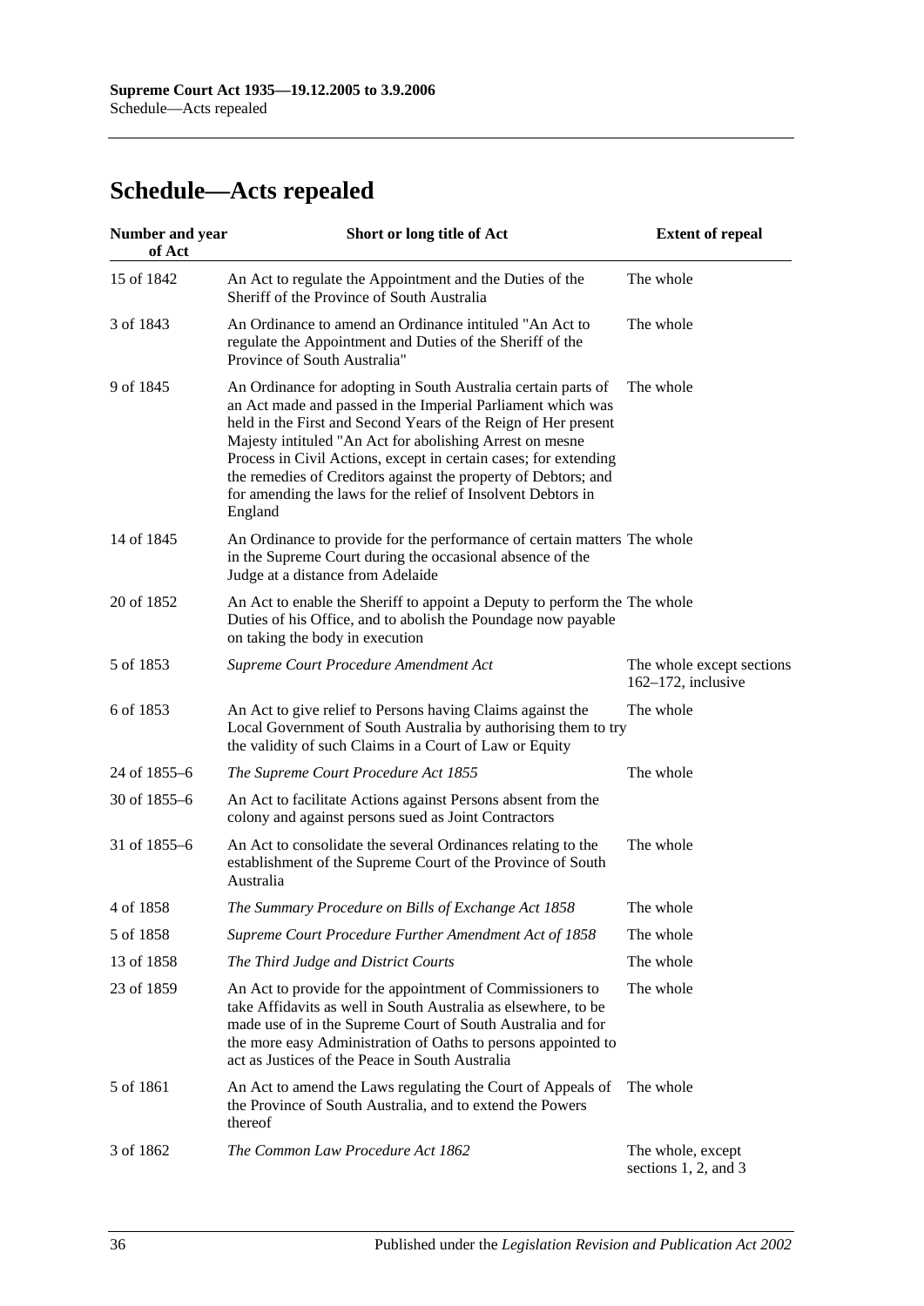# Schedule—Acts repealed

| Number and year of Act | Short or long title of Act | Extent of repeal |
|---|---|---|
| 15 of 1842 | An Act to regulate the Appointment and the Duties of the Sheriff of the Province of South Australia | The whole |
| 3 of 1843 | An Ordinance to amend an Ordinance intituled "An Act to regulate the Appointment and Duties of the Sheriff of the Province of South Australia" | The whole |
| 9 of 1845 | An Ordinance for adopting in South Australia certain parts of an Act made and passed in the Imperial Parliament which was held in the First and Second Years of the Reign of Her present Majesty intituled "An Act for abolishing Arrest on mesne Process in Civil Actions, except in certain cases; for extending the remedies of Creditors against the property of Debtors; and for amending the laws for the relief of Insolvent Debtors in England | The whole |
| 14 of 1845 | An Ordinance to provide for the performance of certain matters in the Supreme Court during the occasional absence of the Judge at a distance from Adelaide | The whole |
| 20 of 1852 | An Act to enable the Sheriff to appoint a Deputy to perform the Duties of his Office, and to abolish the Poundage now payable on taking the body in execution | The whole |
| 5 of 1853 | *Supreme Court Procedure Amendment Act* | The whole except sections 162–172, inclusive |
| 6 of 1853 | An Act to give relief to Persons having Claims against the Local Government of South Australia by authorising them to try the validity of such Claims in a Court of Law or Equity | The whole |
| 24 of 1855–6 | *The Supreme Court Procedure Act 1855* | The whole |
| 30 of 1855–6 | An Act to facilitate Actions against Persons absent from the colony and against persons sued as Joint Contractors | |
| 31 of 1855–6 | An Act to consolidate the several Ordinances relating to the establishment of the Supreme Court of the Province of South Australia | The whole |
| 4 of 1858 | *The Summary Procedure on Bills of Exchange Act 1858* | The whole |
| 5 of 1858 | *Supreme Court Procedure Further Amendment Act of 1858* | The whole |
| 13 of 1858 | *The Third Judge and District Courts* | The whole |
| 23 of 1859 | An Act to provide for the appointment of Commissioners to take Affidavits as well in South Australia as elsewhere, to be made use of in the Supreme Court of South Australia and for the more easy Administration of Oaths to persons appointed to act as Justices of the Peace in South Australia | The whole |
| 5 of 1861 | An Act to amend the Laws regulating the Court of Appeals of the Province of South Australia, and to extend the Powers thereof | The whole |
| 3 of 1862 | *The Common Law Procedure Act 1862* | The whole, except sections 1, 2, and 3 |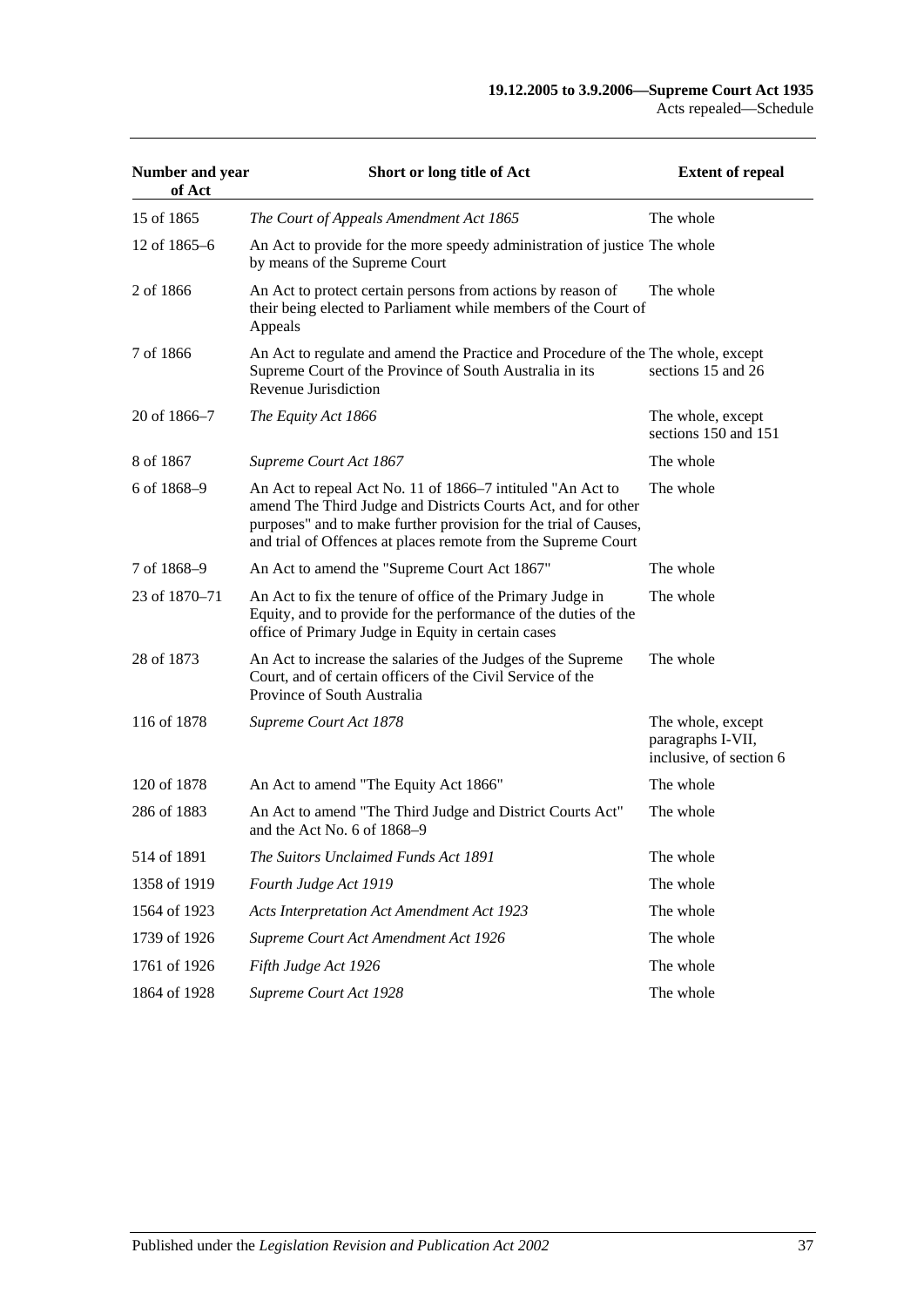| Number and year of Act | Short or long title of Act | Extent of repeal |
|---|---|---|
| 15 of 1865 | *The Court of Appeals Amendment Act 1865* | The whole |
| 12 of 1865–6 | An Act to provide for the more speedy administration of justice by means of the Supreme Court | The whole |
| 2 of 1866 | An Act to protect certain persons from actions by reason of their being elected to Parliament while members of the Court of Appeals | The whole |
| 7 of 1866 | An Act to regulate and amend the Practice and Procedure of the Supreme Court of the Province of South Australia in its Revenue Jurisdiction | The whole, except sections 15 and 26 |
| 20 of 1866–7 | *The Equity Act 1866* | The whole, except sections 150 and 151 |
| 8 of 1867 | *Supreme Court Act 1867* | The whole |
| 6 of 1868–9 | An Act to repeal Act No. 11 of 1866–7 intituled "An Act to amend The Third Judge and Districts Courts Act, and for other purposes" and to make further provision for the trial of Causes, and trial of Offences at places remote from the Supreme Court | The whole |
| 7 of 1868–9 | An Act to amend the "Supreme Court Act 1867" | The whole |
| 23 of 1870–71 | An Act to fix the tenure of office of the Primary Judge in Equity, and to provide for the performance of the duties of the office of Primary Judge in Equity in certain cases | The whole |
| 28 of 1873 | An Act to increase the salaries of the Judges of the Supreme Court, and of certain officers of the Civil Service of the Province of South Australia | The whole |
| 116 of 1878 | *Supreme Court Act 1878* | The whole, except paragraphs I-VII, inclusive, of section 6 |
| 120 of 1878 | An Act to amend "The Equity Act 1866" | The whole |
| 286 of 1883 | An Act to amend "The Third Judge and District Courts Act" and the Act No. 6 of 1868–9 | The whole |
| 514 of 1891 | *The Suitors Unclaimed Funds Act 1891* | The whole |
| 1358 of 1919 | *Fourth Judge Act 1919* | The whole |
| 1564 of 1923 | *Acts Interpretation Act Amendment Act 1923* | The whole |
| 1739 of 1926 | *Supreme Court Act Amendment Act 1926* | The whole |
| 1761 of 1926 | *Fifth Judge Act 1926* | The whole |
| 1864 of 1928 | *Supreme Court Act 1928* | The whole |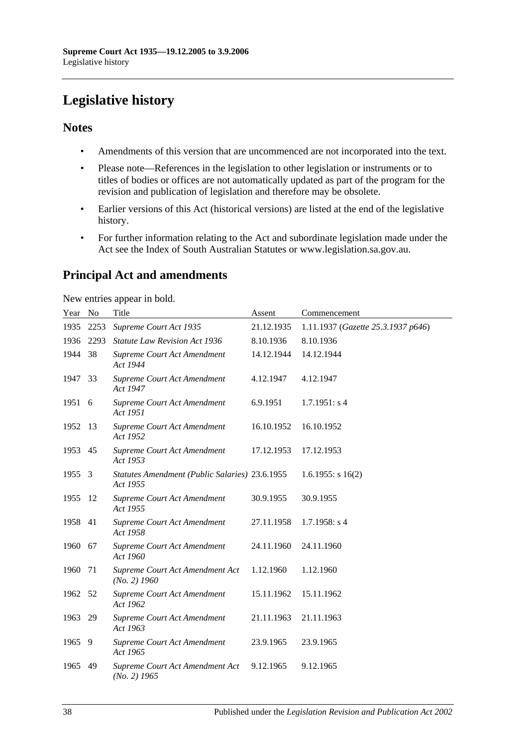# Legislative history

## Notes

- Amendments of this version that are uncommenced are not incorporated into the text.
- Please note—References in the legislation to other legislation or instruments or to titles of bodies or offices are not automatically updated as part of the program for the revision and publication of legislation and therefore may be obsolete.
- Earlier versions of this Act (historical versions) are listed at the end of the legislative history.
- For further information relating to the Act and subordinate legislation made under the Act see the Index of South Australian Statutes or www.legislation.sa.gov.au.

## Principal Act and amendments

New entries appear in bold.

| Year | No | Title | Assent | Commencement |
|---|---|---|---|---|
| 1935 | 2253 | *Supreme Court Act 1935* | 21.12.1935 | 1.11.1937 (*Gazette 25.3.1937 p646*) |
| 1936 | 2293 | *Statute Law Revision Act 1936* | 8.10.1936 | 8.10.1936 |
| 1944 | 38 | *Supreme Court Act Amendment Act 1944* | 14.12.1944 | 14.12.1944 |
| 1947 | 33 | *Supreme Court Act Amendment Act 1947* | 4.12.1947 | 4.12.1947 |
| 1951 | 6 | *Supreme Court Act Amendment Act 1951* | 6.9.1951 | 1.7.1951: s 4 |
| 1952 | 13 | *Supreme Court Act Amendment Act 1952* | 16.10.1952 | 16.10.1952 |
| 1953 | 45 | *Supreme Court Act Amendment Act 1953* | 17.12.1953 | 17.12.1953 |
| 1955 | 3 | *Statutes Amendment (Public Salaries) Act 1955* | 23.6.1955 | 1.6.1955: s 16(2) |
| 1955 | 12 | *Supreme Court Act Amendment Act 1955* | 30.9.1955 | 30.9.1955 |
| 1958 | 41 | *Supreme Court Act Amendment Act 1958* | 27.11.1958 | 1.7.1958: s 4 |
| 1960 | 67 | *Supreme Court Act Amendment Act 1960* | 24.11.1960 | 24.11.1960 |
| 1960 | 71 | *Supreme Court Act Amendment Act (No. 2) 1960* | 1.12.1960 | 1.12.1960 |
| 1962 | 52 | *Supreme Court Act Amendment Act 1962* | 15.11.1962 | 15.11.1962 |
| 1963 | 29 | *Supreme Court Act Amendment Act 1963* | 21.11.1963 | 21.11.1963 |
| 1965 | 9 | *Supreme Court Act Amendment Act 1965* | 23.9.1965 | 23.9.1965 |
| 1965 | 49 | *Supreme Court Act Amendment Act (No. 2) 1965* | 9.12.1965 | 9.12.1965 |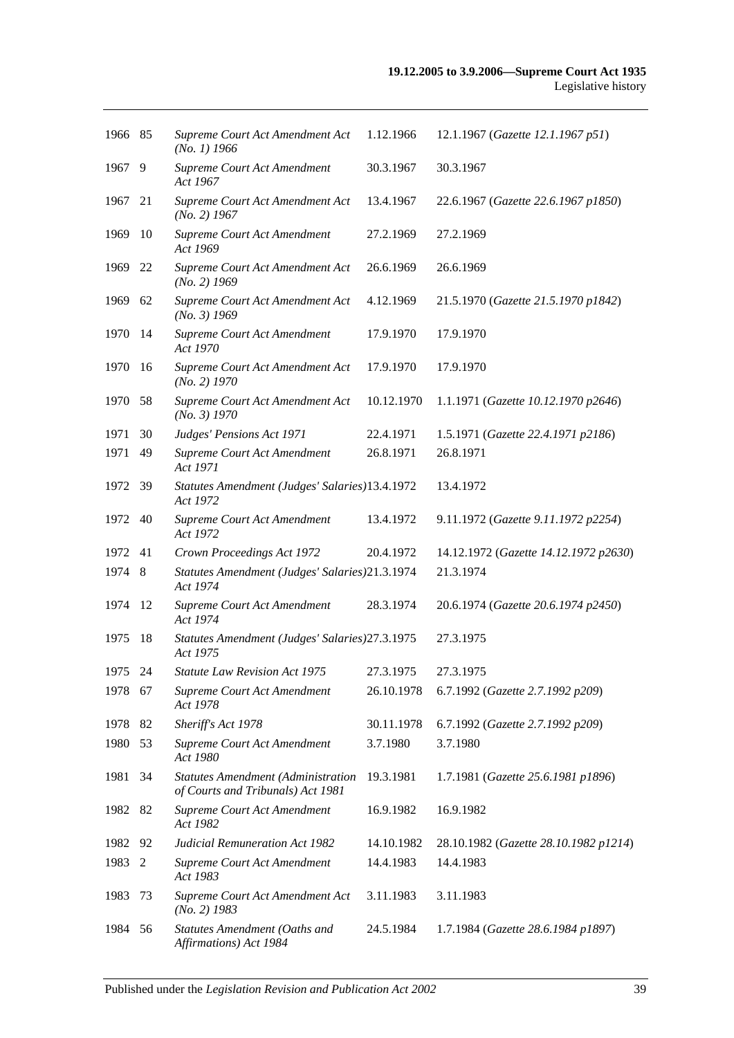| | | | | |
|---|---|---|---|---|
| 1966 | 85 | *Supreme Court Act Amendment Act (No. 1) 1966* | 1.12.1966 | 12.1.1967 (*Gazette 12.1.1967 p51*) |
| 1967 | 9 | *Supreme Court Act Amendment Act 1967* | 30.3.1967 | 30.3.1967 |
| 1967 | 21 | *Supreme Court Act Amendment Act (No. 2) 1967* | 13.4.1967 | 22.6.1967 (*Gazette 22.6.1967 p1850*) |
| 1969 | 10 | *Supreme Court Act Amendment Act 1969* | 27.2.1969 | 27.2.1969 |
| 1969 | 22 | *Supreme Court Act Amendment Act (No. 2) 1969* | 26.6.1969 | 26.6.1969 |
| 1969 | 62 | *Supreme Court Act Amendment Act (No. 3) 1969* | 4.12.1969 | 21.5.1970 (*Gazette 21.5.1970 p1842*) |
| 1970 | 14 | *Supreme Court Act Amendment Act 1970* | 17.9.1970 | 17.9.1970 |
| 1970 | 16 | *Supreme Court Act Amendment Act (No. 2) 1970* | 17.9.1970 | 17.9.1970 |
| 1970 | 58 | *Supreme Court Act Amendment Act (No. 3) 1970* | 10.12.1970 | 1.1.1971 (*Gazette 10.12.1970 p2646*) |
| 1971 | 30 | *Judges' Pensions Act 1971* | 22.4.1971 | 1.5.1971 (*Gazette 22.4.1971 p2186*) |
| 1971 | 49 | *Supreme Court Act Amendment Act 1971* | 26.8.1971 | 26.8.1971 |
| 1972 | 39 | *Statutes Amendment (Judges' Salaries) Act 1972* | 13.4.1972 | 13.4.1972 |
| 1972 | 40 | *Supreme Court Act Amendment Act 1972* | 13.4.1972 | 9.11.1972 (*Gazette 9.11.1972 p2254*) |
| 1972 | 41 | *Crown Proceedings Act 1972* | 20.4.1972 | 14.12.1972 (*Gazette 14.12.1972 p2630*) |
| 1974 | 8 | *Statutes Amendment (Judges' Salaries) Act 1974* | 21.3.1974 | 21.3.1974 |
| 1974 | 12 | *Supreme Court Act Amendment Act 1974* | 28.3.1974 | 20.6.1974 (*Gazette 20.6.1974 p2450*) |
| 1975 | 18 | *Statutes Amendment (Judges' Salaries) Act 1975* | 27.3.1975 | 27.3.1975 |
| 1975 | 24 | *Statute Law Revision Act 1975* | 27.3.1975 | 27.3.1975 |
| 1978 | 67 | *Supreme Court Act Amendment Act 1978* | 26.10.1978 | 6.7.1992 (*Gazette 2.7.1992 p209*) |
| 1978 | 82 | *Sheriff's Act 1978* | 30.11.1978 | 6.7.1992 (*Gazette 2.7.1992 p209*) |
| 1980 | 53 | *Supreme Court Act Amendment Act 1980* | 3.7.1980 | 3.7.1980 |
| 1981 | 34 | *Statutes Amendment (Administration of Courts and Tribunals) Act 1981* | 19.3.1981 | 1.7.1981 (*Gazette 25.6.1981 p1896*) |
| 1982 | 82 | *Supreme Court Act Amendment Act 1982* | 16.9.1982 | 16.9.1982 |
| 1982 | 92 | *Judicial Remuneration Act 1982* | 14.10.1982 | 28.10.1982 (*Gazette 28.10.1982 p1214*) |
| 1983 | 2 | *Supreme Court Act Amendment Act 1983* | 14.4.1983 | 14.4.1983 |
| 1983 | 73 | *Supreme Court Act Amendment Act (No. 2) 1983* | 3.11.1983 | 3.11.1983 |
| 1984 | 56 | *Statutes Amendment (Oaths and Affirmations) Act 1984* | 24.5.1984 | 1.7.1984 (*Gazette 28.6.1984 p1897*) |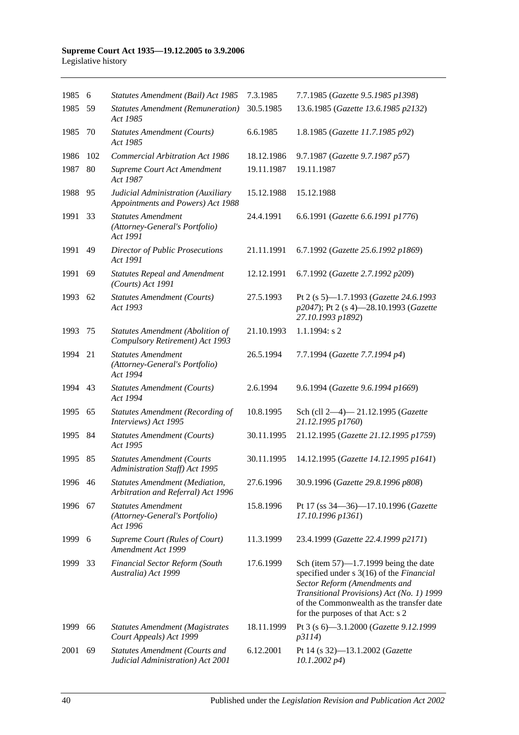| | | | | |
|---|---|---|---|---|
| 1985 | 6 | *Statutes Amendment (Bail) Act 1985* | 7.3.1985 | 7.7.1985 (*Gazette 9.5.1985 p1398*) |
| 1985 | 59 | *Statutes Amendment (Remuneration) Act 1985* | 30.5.1985 | 13.6.1985 (*Gazette 13.6.1985 p2132*) |
| 1985 | 70 | *Statutes Amendment (Courts) Act 1985* | 6.6.1985 | 1.8.1985 (*Gazette 11.7.1985 p92*) |
| 1986 | 102 | *Commercial Arbitration Act 1986* | 18.12.1986 | 9.7.1987 (*Gazette 9.7.1987 p57*) |
| 1987 | 80 | *Supreme Court Act Amendment Act 1987* | 19.11.1987 | 19.11.1987 |
| 1988 | 95 | *Judicial Administration (Auxiliary Appointments and Powers) Act 1988* | 15.12.1988 | 15.12.1988 |
| 1991 | 33 | *Statutes Amendment (Attorney-General's Portfolio) Act 1991* | 24.4.1991 | 6.6.1991 (*Gazette 6.6.1991 p1776*) |
| 1991 | 49 | *Director of Public Prosecutions Act 1991* | 21.11.1991 | 6.7.1992 (*Gazette 25.6.1992 p1869*) |
| 1991 | 69 | *Statutes Repeal and Amendment (Courts) Act 1991* | 12.12.1991 | 6.7.1992 (*Gazette 2.7.1992 p209*) |
| 1993 | 62 | *Statutes Amendment (Courts) Act 1993* | 27.5.1993 | Pt 2 (s 5)—1.7.1993 (*Gazette 24.6.1993 p2047*); Pt 2 (s 4)—28.10.1993 (*Gazette 27.10.1993 p1892*) |
| 1993 | 75 | *Statutes Amendment (Abolition of Compulsory Retirement) Act 1993* | 21.10.1993 | 1.1.1994: s 2 |
| 1994 | 21 | *Statutes Amendment (Attorney-General's Portfolio) Act 1994* | 26.5.1994 | 7.7.1994 (*Gazette 7.7.1994 p4*) |
| 1994 | 43 | *Statutes Amendment (Courts) Act 1994* | 2.6.1994 | 9.6.1994 (*Gazette 9.6.1994 p1669*) |
| 1995 | 65 | *Statutes Amendment (Recording of Interviews) Act 1995* | 10.8.1995 | Sch (cll 2—4)— 21.12.1995 (*Gazette 21.12.1995 p1760*) |
| 1995 | 84 | *Statutes Amendment (Courts) Act 1995* | 30.11.1995 | 21.12.1995 (*Gazette 21.12.1995 p1759*) |
| 1995 | 85 | *Statutes Amendment (Courts Administration Staff) Act 1995* | 30.11.1995 | 14.12.1995 (*Gazette 14.12.1995 p1641*) |
| 1996 | 46 | *Statutes Amendment (Mediation, Arbitration and Referral) Act 1996* | 27.6.1996 | 30.9.1996 (*Gazette 29.8.1996 p808*) |
| 1996 | 67 | *Statutes Amendment (Attorney-General's Portfolio) Act 1996* | 15.8.1996 | Pt 17 (ss 34—36)—17.10.1996 (*Gazette 17.10.1996 p1361*) |
| 1999 | 6 | *Supreme Court (Rules of Court) Amendment Act 1999* | 11.3.1999 | 23.4.1999 (*Gazette 22.4.1999 p2171*) |
| 1999 | 33 | *Financial Sector Reform (South Australia) Act 1999* | 17.6.1999 | Sch (item 57)—1.7.1999 being the date specified under s 3(16) of the *Financial Sector Reform (Amendments and Transitional Provisions) Act (No. 1) 1999* of the Commonwealth as the transfer date for the purposes of that Act: s 2 |
| 1999 | 66 | *Statutes Amendment (Magistrates Court Appeals) Act 1999* | 18.11.1999 | Pt 3 (s 6)—3.1.2000 (*Gazette 9.12.1999 p3114*) |
| 2001 | 69 | *Statutes Amendment (Courts and Judicial Administration) Act 2001* | 6.12.2001 | Pt 14 (s 32)—13.1.2002 (*Gazette 10.1.2002 p4*) |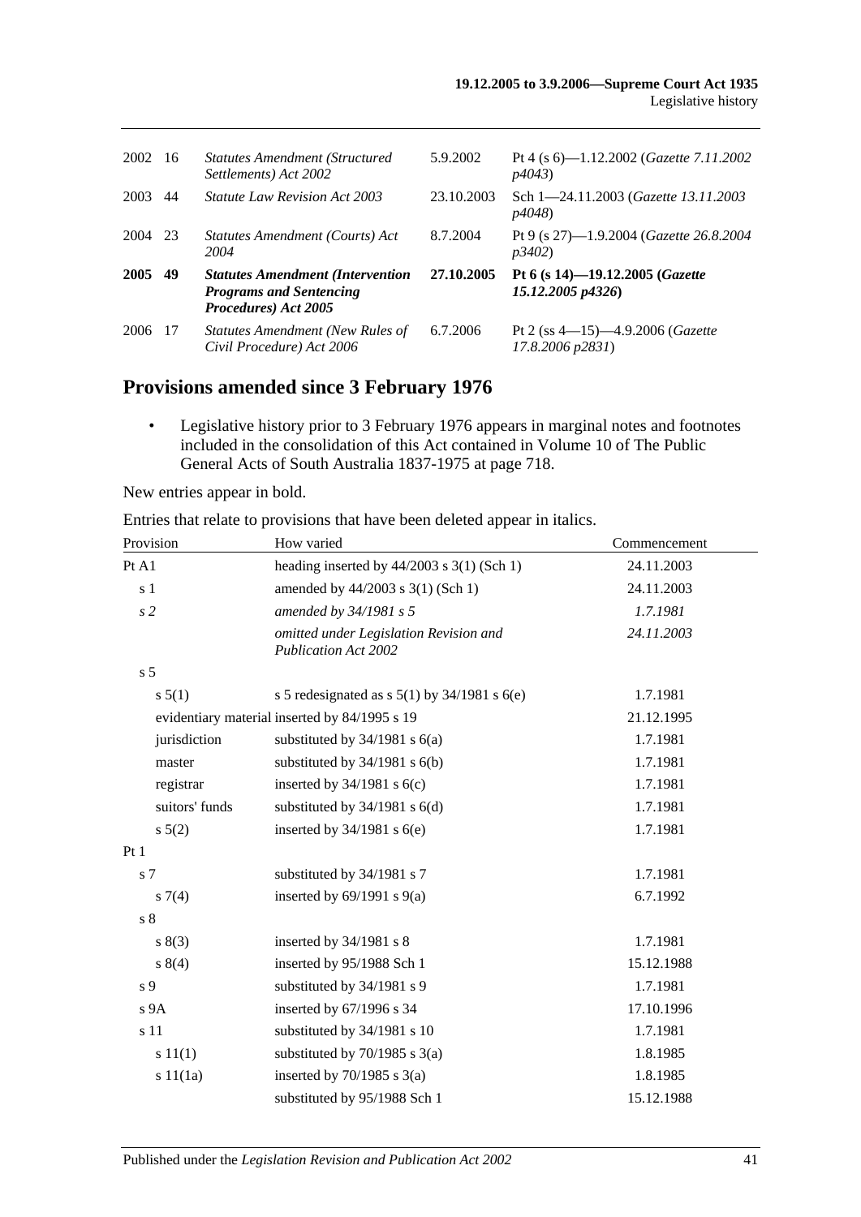| | | | | |
|---|---|---|---|---|
| 2002 | 16 | *Statutes Amendment (Structured Settlements) Act 2002* | 5.9.2002 | Pt 4 (s 6)—1.12.2002 (*Gazette 7.11.2002 p4043*) |
| 2003 | 44 | *Statute Law Revision Act 2003* | 23.10.2003 | Sch 1—24.11.2003 (*Gazette 13.11.2003 p4048*) |
| 2004 | 23 | *Statutes Amendment (Courts) Act 2004* | 8.7.2004 | Pt 9 (s 27)—1.9.2004 (*Gazette 26.8.2004 p3402*) |
| **2005** | **49** | ***Statutes Amendment (Intervention Programs and Sentencing Procedures) Act 2005*** | **27.10.2005** | **Pt 6 (s 14)—19.12.2005 (*Gazette 15.12.2005 p4326*)** |
| 2006 | 17 | *Statutes Amendment (New Rules of Civil Procedure) Act 2006* | 6.7.2006 | Pt 2 (ss 4—15)—4.9.2006 (*Gazette 17.8.2006 p2831*) |

## Provisions amended since 3 February 1976

- Legislative history prior to 3 February 1976 appears in marginal notes and footnotes included in the consolidation of this Act contained in Volume 10 of The Public General Acts of South Australia 1837-1975 at page 718.

New entries appear in bold.

Entries that relate to provisions that have been deleted appear in italics.

| Provision | How varied | Commencement |
|---|---|---|
| Pt A1 | heading inserted by 44/2003 s 3(1) (Sch 1) | 24.11.2003 |
| s 1 | amended by 44/2003 s 3(1) (Sch 1) | 24.11.2003 |
| *s 2* | *amended by 34/1981 s 5* | *1.7.1981* |
| | *omitted under Legislation Revision and Publication Act 2002* | *24.11.2003* |
| s 5 | | |
| s 5(1) | s 5 redesignated as s 5(1) by 34/1981 s 6(e) | 1.7.1981 |
| evidentiary material | inserted by 84/1995 s 19 | 21.12.1995 |
| jurisdiction | substituted by 34/1981 s 6(a) | 1.7.1981 |
| master | substituted by 34/1981 s 6(b) | 1.7.1981 |
| registrar | inserted by 34/1981 s 6(c) | 1.7.1981 |
| suitors' funds | substituted by 34/1981 s 6(d) | 1.7.1981 |
| s 5(2) | inserted by 34/1981 s 6(e) | 1.7.1981 |
| Pt 1 | | |
| s 7 | substituted by 34/1981 s 7 | 1.7.1981 |
| s 7(4) | inserted by 69/1991 s 9(a) | 6.7.1992 |
| s 8 | | |
| s 8(3) | inserted by 34/1981 s 8 | 1.7.1981 |
| s 8(4) | inserted by 95/1988 Sch 1 | 15.12.1988 |
| s 9 | substituted by 34/1981 s 9 | 1.7.1981 |
| s 9A | inserted by 67/1996 s 34 | 17.10.1996 |
| s 11 | substituted by 34/1981 s 10 | 1.7.1981 |
| s 11(1) | substituted by 70/1985 s 3(a) | 1.8.1985 |
| s 11(1a) | inserted by 70/1985 s 3(a) | 1.8.1985 |
| | substituted by 95/1988 Sch 1 | 15.12.1988 |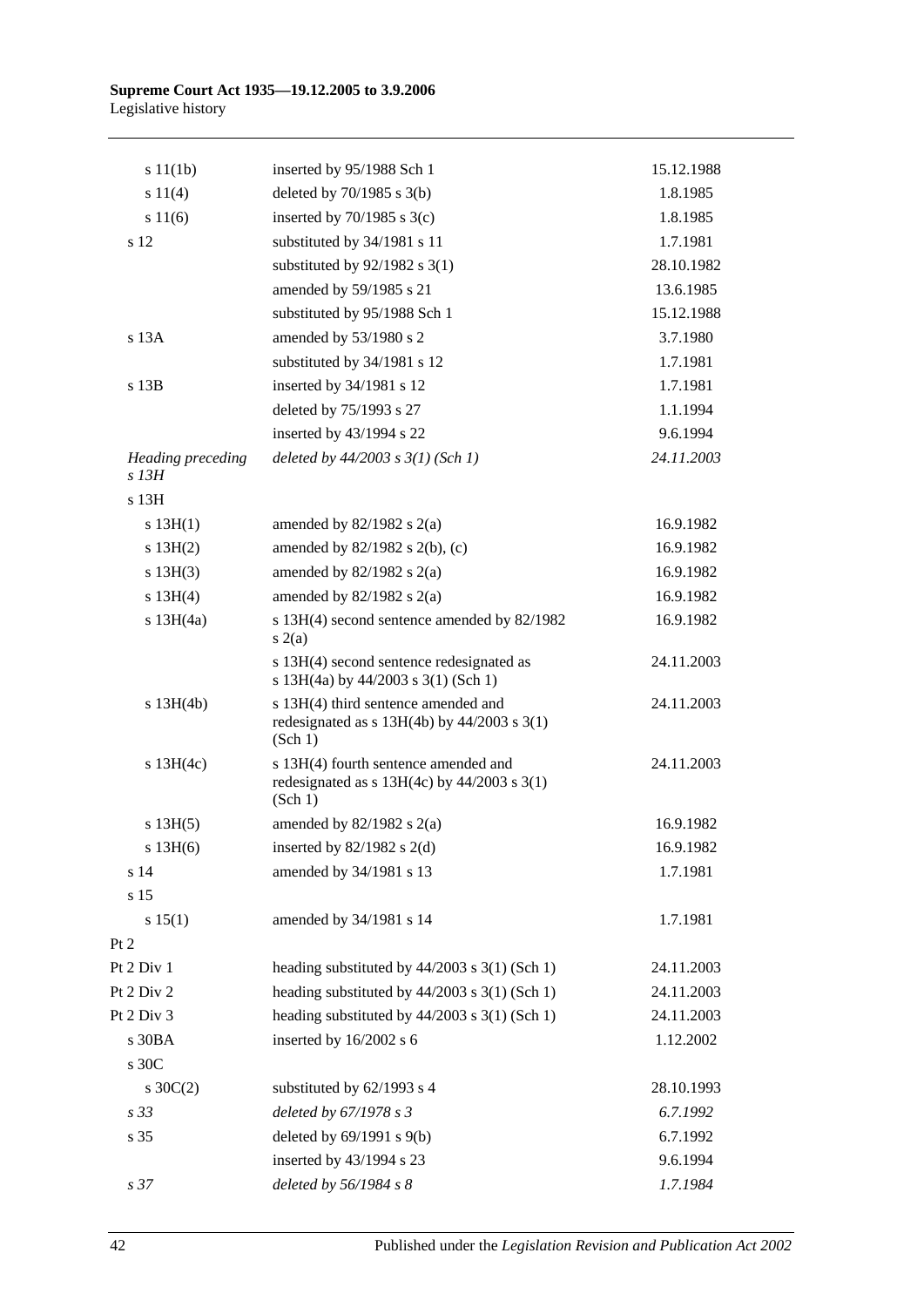| | | |
|---|---|---|
| s 11(1b) | inserted by 95/1988 Sch 1 | 15.12.1988 |
| s 11(4) | deleted by 70/1985 s 3(b) | 1.8.1985 |
| s 11(6) | inserted by 70/1985 s 3(c) | 1.8.1985 |
| s 12 | substituted by 34/1981 s 11 | 1.7.1981 |
| | substituted by 92/1982 s 3(1) | 28.10.1982 |
| | amended by 59/1985 s 21 | 13.6.1985 |
| | substituted by 95/1988 Sch 1 | 15.12.1988 |
| s 13A | amended by 53/1980 s 2 | 3.7.1980 |
| | substituted by 34/1981 s 12 | 1.7.1981 |
| s 13B | inserted by 34/1981 s 12 | 1.7.1981 |
| | deleted by 75/1993 s 27 | 1.1.1994 |
| | inserted by 43/1994 s 22 | 9.6.1994 |
| *Heading preceding s 13H* | *deleted by 44/2003 s 3(1) (Sch 1)* | *24.11.2003* |
| s 13H | | |
| s 13H(1) | amended by 82/1982 s 2(a) | 16.9.1982 |
| s 13H(2) | amended by 82/1982 s 2(b), (c) | 16.9.1982 |
| s 13H(3) | amended by 82/1982 s 2(a) | 16.9.1982 |
| s 13H(4) | amended by 82/1982 s 2(a) | 16.9.1982 |
| s 13H(4a) | s 13H(4) second sentence amended by 82/1982 s 2(a) | 16.9.1982 |
| | s 13H(4) second sentence redesignated as s 13H(4a) by 44/2003 s 3(1) (Sch 1) | 24.11.2003 |
| s 13H(4b) | s 13H(4) third sentence amended and redesignated as s 13H(4b) by 44/2003 s 3(1) (Sch 1) | 24.11.2003 |
| s 13H(4c) | s 13H(4) fourth sentence amended and redesignated as s 13H(4c) by 44/2003 s 3(1) (Sch 1) | 24.11.2003 |
| s 13H(5) | amended by 82/1982 s 2(a) | 16.9.1982 |
| s 13H(6) | inserted by 82/1982 s 2(d) | 16.9.1982 |
| s 14 | amended by 34/1981 s 13 | 1.7.1981 |
| s 15 | | |
| s 15(1) | amended by 34/1981 s 14 | 1.7.1981 |
| Pt 2 | | |
| Pt 2 Div 1 | heading substituted by 44/2003 s 3(1) (Sch 1) | 24.11.2003 |
| Pt 2 Div 2 | heading substituted by 44/2003 s 3(1) (Sch 1) | 24.11.2003 |
| Pt 2 Div 3 | heading substituted by 44/2003 s 3(1) (Sch 1) | 24.11.2003 |
| s 30BA | inserted by 16/2002 s 6 | 1.12.2002 |
| s 30C | | |
| s 30C(2) | substituted by 62/1993 s 4 | 28.10.1993 |
| *s 33* | *deleted by 67/1978 s 3* | *6.7.1992* |
| s 35 | deleted by 69/1991 s 9(b) | 6.7.1992 |
| | inserted by 43/1994 s 23 | 9.6.1994 |
| *s 37* | *deleted by 56/1984 s 8* | *1.7.1984* |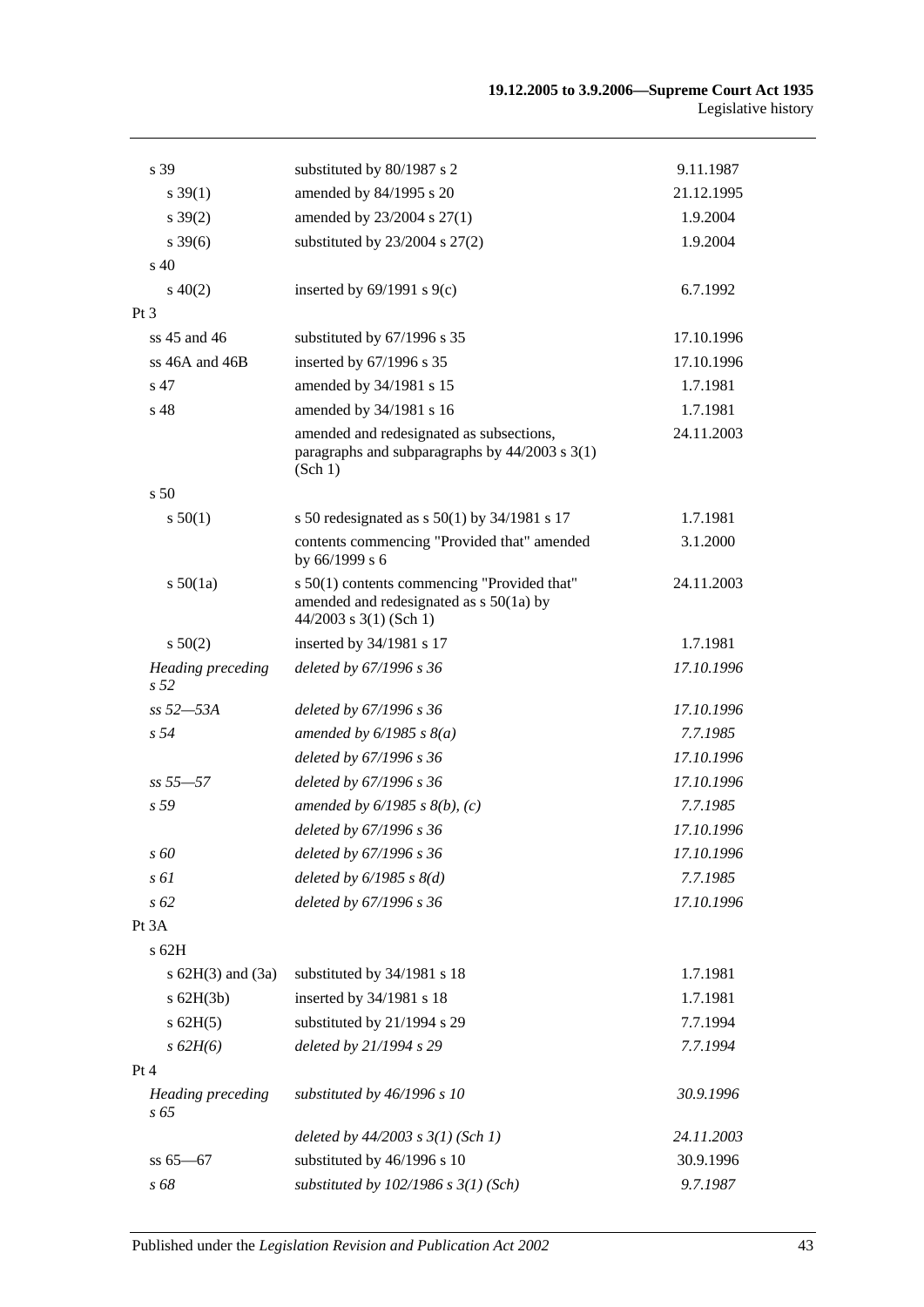| | | |
|---|---|---|
| s 39 | substituted by 80/1987 s 2 | 9.11.1987 |
| s 39(1) | amended by 84/1995 s 20 | 21.12.1995 |
| s 39(2) | amended by 23/2004 s 27(1) | 1.9.2004 |
| s 39(6) | substituted by 23/2004 s 27(2) | 1.9.2004 |
| s 40 | | |
| s 40(2) | inserted by 69/1991 s 9(c) | 6.7.1992 |
| Pt 3 | | |
| ss 45 and 46 | substituted by 67/1996 s 35 | 17.10.1996 |
| ss 46A and 46B | inserted by 67/1996 s 35 | 17.10.1996 |
| s 47 | amended by 34/1981 s 15 | 1.7.1981 |
| s 48 | amended by 34/1981 s 16 | 1.7.1981 |
| | amended and redesignated as subsections, paragraphs and subparagraphs by 44/2003 s 3(1) (Sch 1) | 24.11.2003 |
| s 50 | | |
| s 50(1) | s 50 redesignated as s 50(1) by 34/1981 s 17 | 1.7.1981 |
| | contents commencing "Provided that" amended by 66/1999 s 6 | 3.1.2000 |
| s 50(1a) | s 50(1) contents commencing "Provided that" amended and redesignated as s 50(1a) by 44/2003 s 3(1) (Sch 1) | 24.11.2003 |
| s 50(2) | inserted by 34/1981 s 17 | 1.7.1981 |
| *Heading preceding s 52* | *deleted by 67/1996 s 36* | *17.10.1996* |
| *ss 52—53A* | *deleted by 67/1996 s 36* | *17.10.1996* |
| *s 54* | *amended by 6/1985 s 8(a)* | *7.7.1985* |
| | *deleted by 67/1996 s 36* | *17.10.1996* |
| *ss 55—57* | *deleted by 67/1996 s 36* | *17.10.1996* |
| *s 59* | *amended by 6/1985 s 8(b), (c)* | *7.7.1985* |
| | *deleted by 67/1996 s 36* | *17.10.1996* |
| *s 60* | *deleted by 67/1996 s 36* | *17.10.1996* |
| *s 61* | *deleted by 6/1985 s 8(d)* | *7.7.1985* |
| *s 62* | *deleted by 67/1996 s 36* | *17.10.1996* |
| Pt 3A | | |
| s 62H | | |
| s 62H(3) and (3a) | substituted by 34/1981 s 18 | 1.7.1981 |
| s 62H(3b) | inserted by 34/1981 s 18 | 1.7.1981 |
| s 62H(5) | substituted by 21/1994 s 29 | 7.7.1994 |
| *s 62H(6)* | *deleted by 21/1994 s 29* | *7.7.1994* |
| Pt 4 | | |
| *Heading preceding s 65* | *substituted by 46/1996 s 10* | *30.9.1996* |
| | *deleted by 44/2003 s 3(1) (Sch 1)* | *24.11.2003* |
| ss 65—67 | substituted by 46/1996 s 10 | 30.9.1996 |
| *s 68* | *substituted by 102/1986 s 3(1) (Sch)* | *9.7.1987* |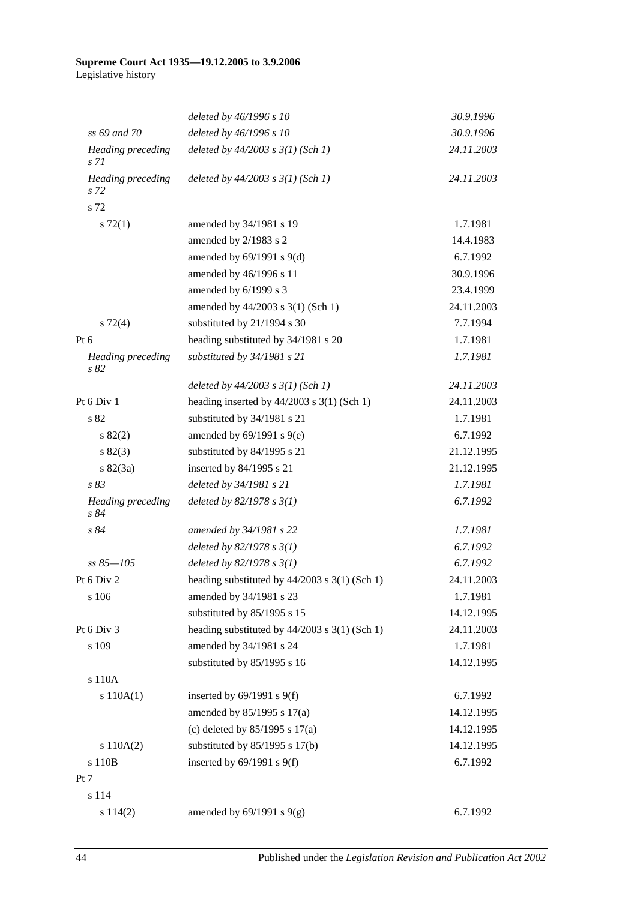| | | |
|---|---|---|
| | *deleted by 46/1996 s 10* | *30.9.1996* |
| *ss 69 and 70* | *deleted by 46/1996 s 10* | *30.9.1996* |
| *Heading preceding s 71* | *deleted by 44/2003 s 3(1) (Sch 1)* | *24.11.2003* |
| *Heading preceding s 72* | *deleted by 44/2003 s 3(1) (Sch 1)* | *24.11.2003* |
| s 72 | | |
| s 72(1) | amended by 34/1981 s 19 | 1.7.1981 |
| | amended by 2/1983 s 2 | 14.4.1983 |
| | amended by 69/1991 s 9(d) | 6.7.1992 |
| | amended by 46/1996 s 11 | 30.9.1996 |
| | amended by 6/1999 s 3 | 23.4.1999 |
| | amended by 44/2003 s 3(1) (Sch 1) | 24.11.2003 |
| s 72(4) | substituted by 21/1994 s 30 | 7.7.1994 |
| Pt 6 | heading substituted by 34/1981 s 20 | 1.7.1981 |
| *Heading preceding s 82* | *substituted by 34/1981 s 21* | *1.7.1981* |
| | *deleted by 44/2003 s 3(1) (Sch 1)* | *24.11.2003* |
| Pt 6 Div 1 | heading inserted by 44/2003 s 3(1) (Sch 1) | 24.11.2003 |
| s 82 | substituted by 34/1981 s 21 | 1.7.1981 |
| s 82(2) | amended by 69/1991 s 9(e) | 6.7.1992 |
| s 82(3) | substituted by 84/1995 s 21 | 21.12.1995 |
| s 82(3a) | inserted by 84/1995 s 21 | 21.12.1995 |
| *s 83* | *deleted by 34/1981 s 21* | *1.7.1981* |
| *Heading preceding s 84* | *deleted by 82/1978 s 3(1)* | *6.7.1992* |
| *s 84* | *amended by 34/1981 s 22* | *1.7.1981* |
| | *deleted by 82/1978 s 3(1)* | *6.7.1992* |
| *ss 85—105* | *deleted by 82/1978 s 3(1)* | *6.7.1992* |
| Pt 6 Div 2 | heading substituted by 44/2003 s 3(1) (Sch 1) | 24.11.2003 |
| s 106 | amended by 34/1981 s 23 | 1.7.1981 |
| | substituted by 85/1995 s 15 | 14.12.1995 |
| Pt 6 Div 3 | heading substituted by 44/2003 s 3(1) (Sch 1) | 24.11.2003 |
| s 109 | amended by 34/1981 s 24 | 1.7.1981 |
| | substituted by 85/1995 s 16 | 14.12.1995 |
| s 110A | | |
| s 110A(1) | inserted by 69/1991 s 9(f) | 6.7.1992 |
| | amended by 85/1995 s 17(a) | 14.12.1995 |
| | (c) deleted by 85/1995 s 17(a) | 14.12.1995 |
| s 110A(2) | substituted by 85/1995 s 17(b) | 14.12.1995 |
| s 110B | inserted by 69/1991 s 9(f) | 6.7.1992 |
| Pt 7 | | |
| s 114 | | |
| s 114(2) | amended by 69/1991 s 9(g) | 6.7.1992 |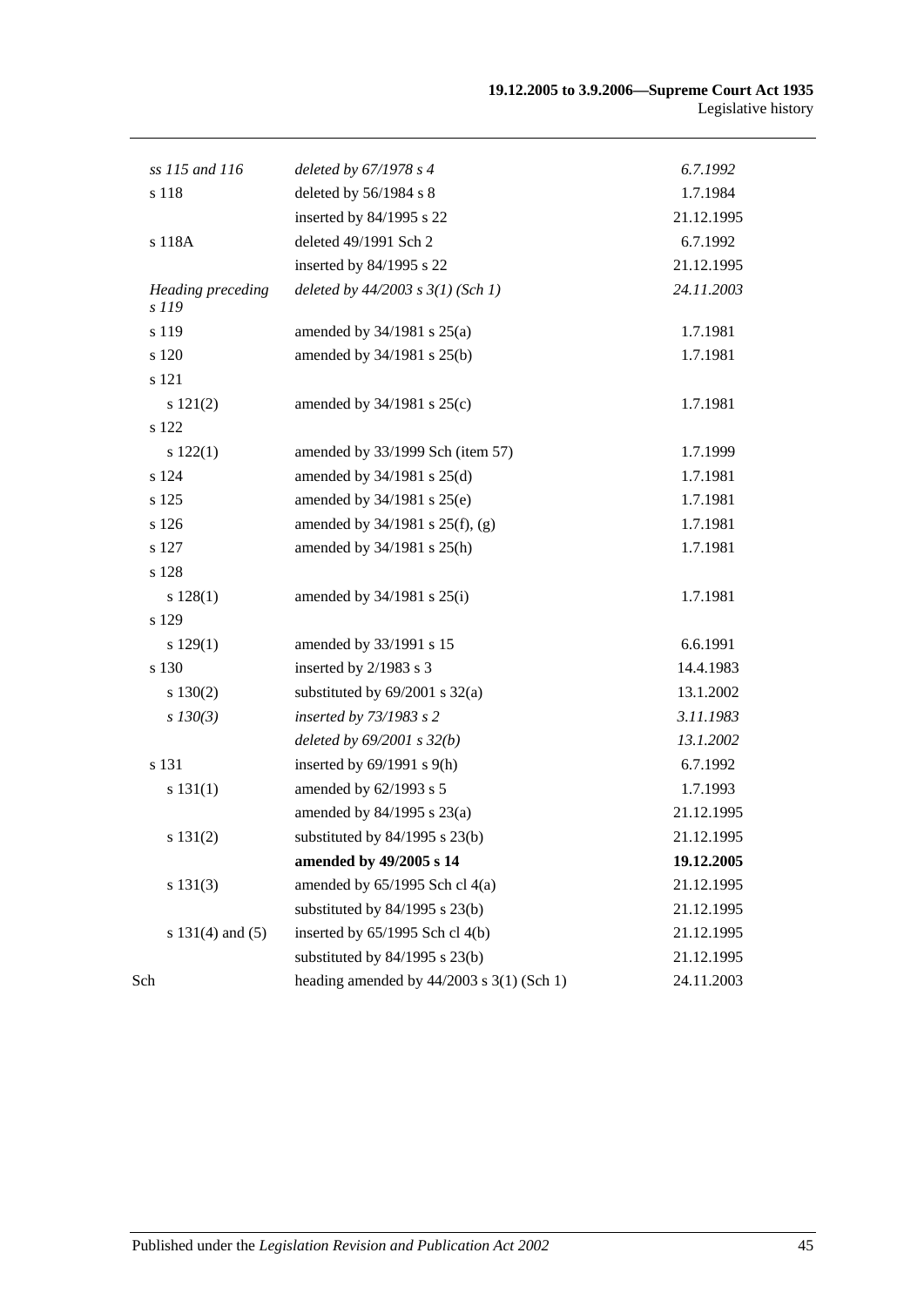| | | |
|---|---|---|
| *ss 115 and 116* | *deleted by 67/1978 s 4* | *6.7.1992* |
| s 118 | deleted by 56/1984 s 8 | 1.7.1984 |
| | inserted by 84/1995 s 22 | 21.12.1995 |
| s 118A | deleted 49/1991 Sch 2 | 6.7.1992 |
| | inserted by 84/1995 s 22 | 21.12.1995 |
| *Heading preceding s 119* | *deleted by 44/2003 s 3(1) (Sch 1)* | *24.11.2003* |
| s 119 | amended by 34/1981 s 25(a) | 1.7.1981 |
| s 120 | amended by 34/1981 s 25(b) | 1.7.1981 |
| s 121 | | |
| s 121(2) | amended by 34/1981 s 25(c) | 1.7.1981 |
| s 122 | | |
| s 122(1) | amended by 33/1999 Sch (item 57) | 1.7.1999 |
| s 124 | amended by 34/1981 s 25(d) | 1.7.1981 |
| s 125 | amended by 34/1981 s 25(e) | 1.7.1981 |
| s 126 | amended by 34/1981 s 25(f), (g) | 1.7.1981 |
| s 127 | amended by 34/1981 s 25(h) | 1.7.1981 |
| s 128 | | |
| s 128(1) | amended by 34/1981 s 25(i) | 1.7.1981 |
| s 129 | | |
| s 129(1) | amended by 33/1991 s 15 | 6.6.1991 |
| s 130 | inserted by 2/1983 s 3 | 14.4.1983 |
| s 130(2) | substituted by 69/2001 s 32(a) | 13.1.2002 |
| *s 130(3)* | *inserted by 73/1983 s 2* | *3.11.1983* |
| | *deleted by 69/2001 s 32(b)* | *13.1.2002* |
| s 131 | inserted by 69/1991 s 9(h) | 6.7.1992 |
| s 131(1) | amended by 62/1993 s 5 | 1.7.1993 |
| | amended by 84/1995 s 23(a) | 21.12.1995 |
| s 131(2) | substituted by 84/1995 s 23(b) | 21.12.1995 |
| | **amended by 49/2005 s 14** | **19.12.2005** |
| s 131(3) | amended by 65/1995 Sch cl 4(a) | 21.12.1995 |
| | substituted by 84/1995 s 23(b) | 21.12.1995 |
| s 131(4) and (5) | inserted by 65/1995 Sch cl 4(b) | 21.12.1995 |
| | substituted by 84/1995 s 23(b) | 21.12.1995 |
| Sch | heading amended by 44/2003 s 3(1) (Sch 1) | 24.11.2003 |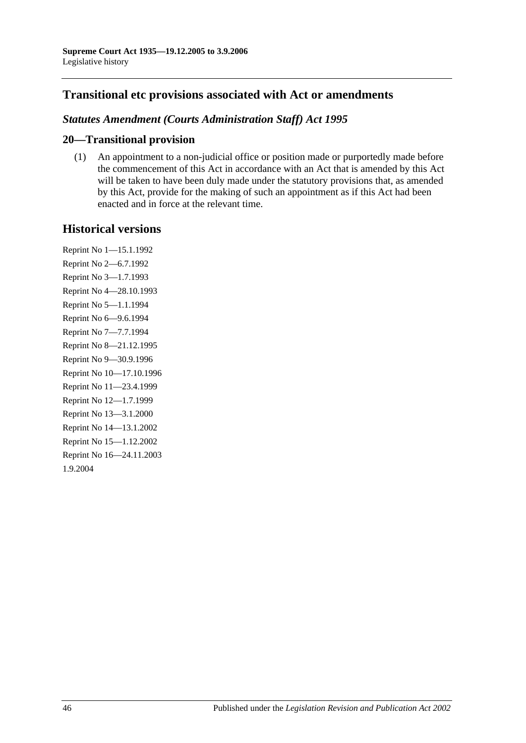## Transitional etc provisions associated with Act or amendments

### *Statutes Amendment (Courts Administration Staff) Act 1995*

### 20—Transitional provision

(1) An appointment to a non-judicial office or position made or purportedly made before the commencement of this Act in accordance with an Act that is amended by this Act will be taken to have been duly made under the statutory provisions that, as amended by this Act, provide for the making of such an appointment as if this Act had been enacted and in force at the relevant time.

## Historical versions

Reprint No 1—15.1.1992

Reprint No 2—6.7.1992

Reprint No 3—1.7.1993

Reprint No 4—28.10.1993

Reprint No 5—1.1.1994

Reprint No 6—9.6.1994

Reprint No 7—7.7.1994

Reprint No 8—21.12.1995

Reprint No 9—30.9.1996

Reprint No 10—17.10.1996

Reprint No 11—23.4.1999

Reprint No 12—1.7.1999

Reprint No 13—3.1.2000

Reprint No 14—13.1.2002

Reprint No 15—1.12.2002

Reprint No 16—24.11.2003

1.9.2004